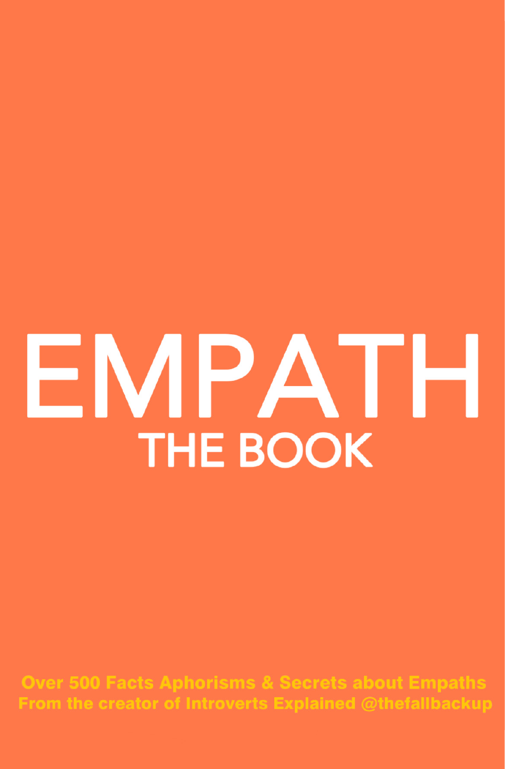# EMPATH

## THE BOOK

Over 500 Facts Aphorisms & Secrets about Empaths
From the creator of Introverts Explained @thefallbackup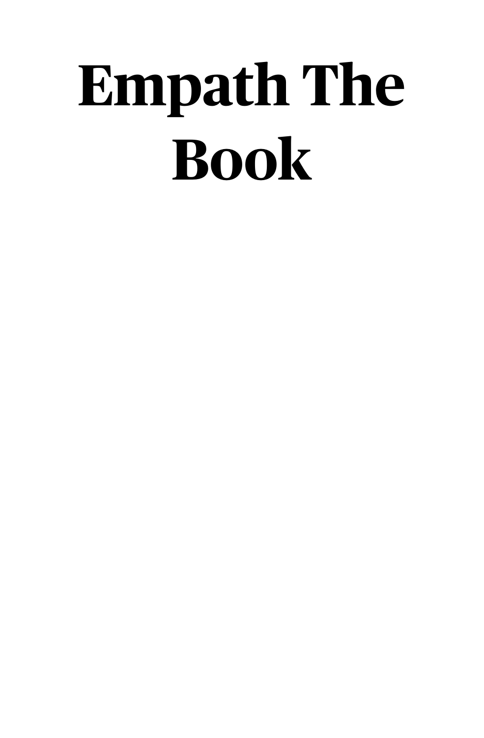# Empath The Book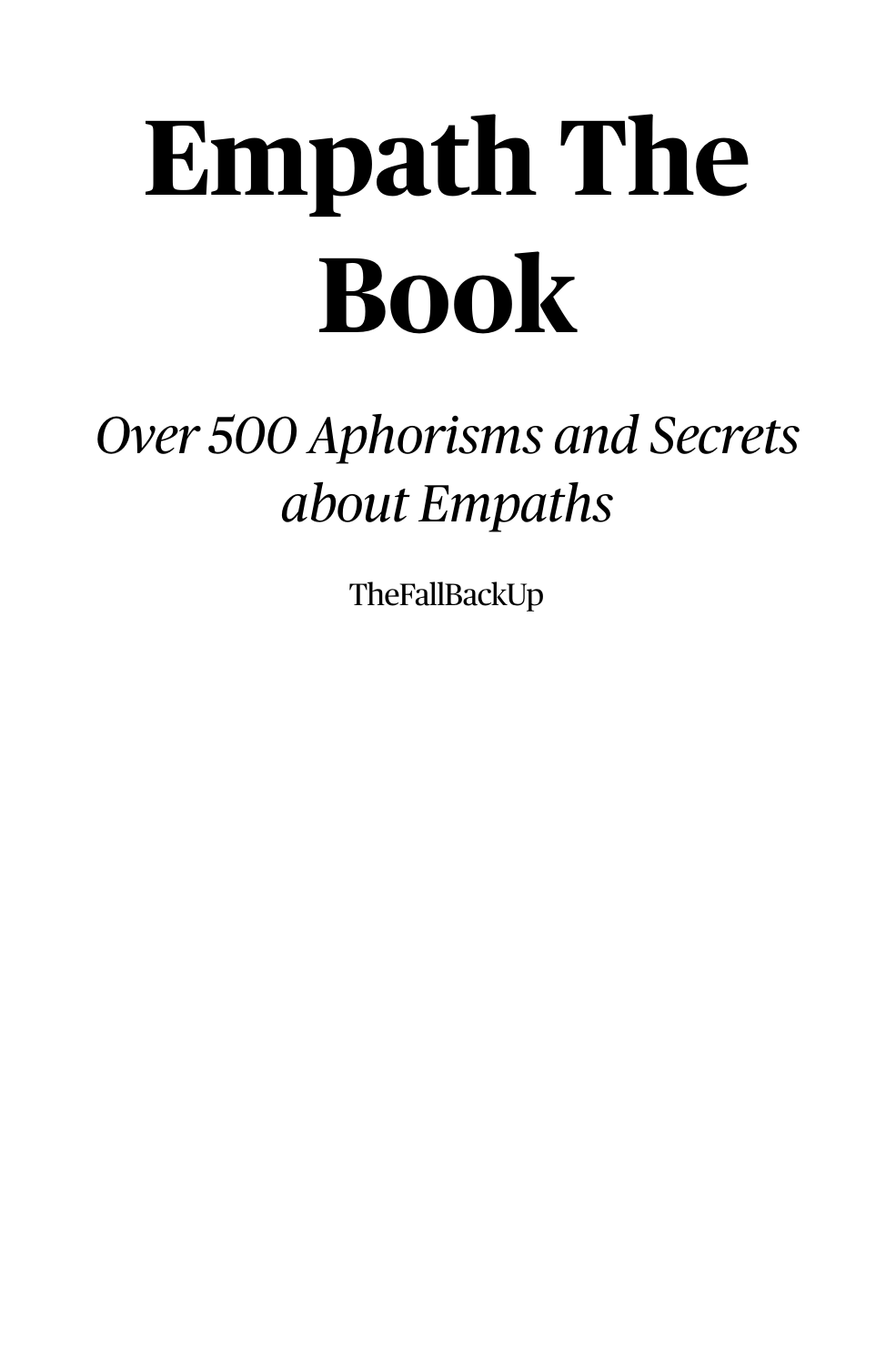# Empath The Book

*Over 500 Aphorisms and Secrets about Empaths*

TheFallBackUp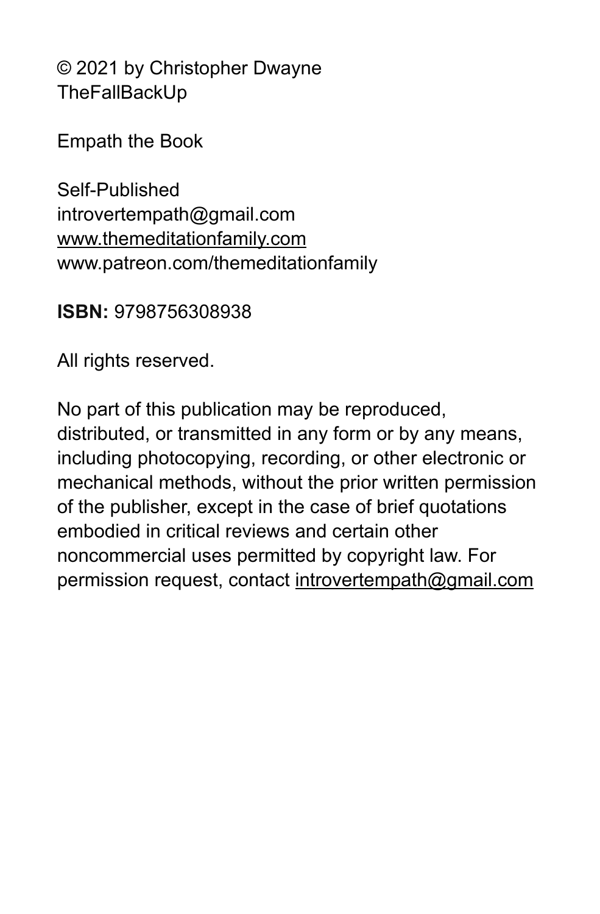© 2021 by Christopher Dwayne
TheFallBackUp

Empath the Book

Self-Published
introvertempath@gmail.com
www.themeditationfamily.com
www.patreon.com/themeditationfamily

**ISBN:** 9798756308938

All rights reserved.

No part of this publication may be reproduced, distributed, or transmitted in any form or by any means, including photocopying, recording, or other electronic or mechanical methods, without the prior written permission of the publisher, except in the case of brief quotations embodied in critical reviews and certain other noncommercial uses permitted by copyright law. For permission request, contact introvertempath@gmail.com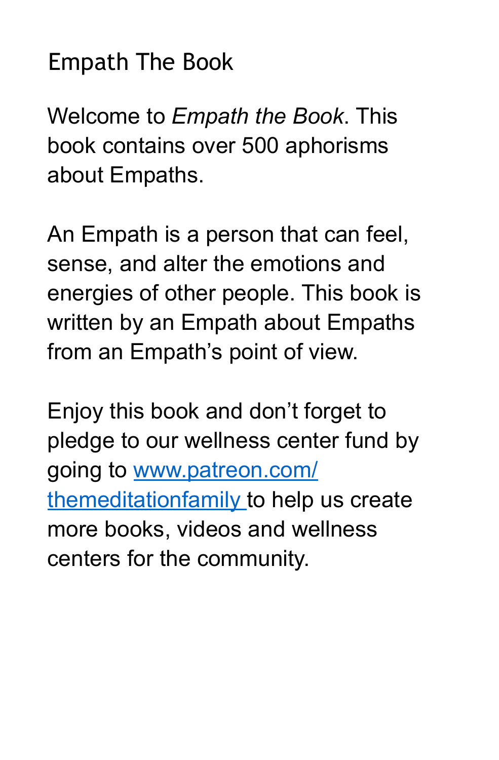# Empath The Book

Welcome to *Empath the Book*. This book contains over 500 aphorisms about Empaths.

An Empath is a person that can feel, sense, and alter the emotions and energies of other people. This book is written by an Empath about Empaths from an Empath's point of view.

Enjoy this book and don't forget to pledge to our wellness center fund by going to [www.patreon.com/themeditationfamily](http://www.patreon.com/themeditationfamily) to help us create more books, videos and wellness centers for the community.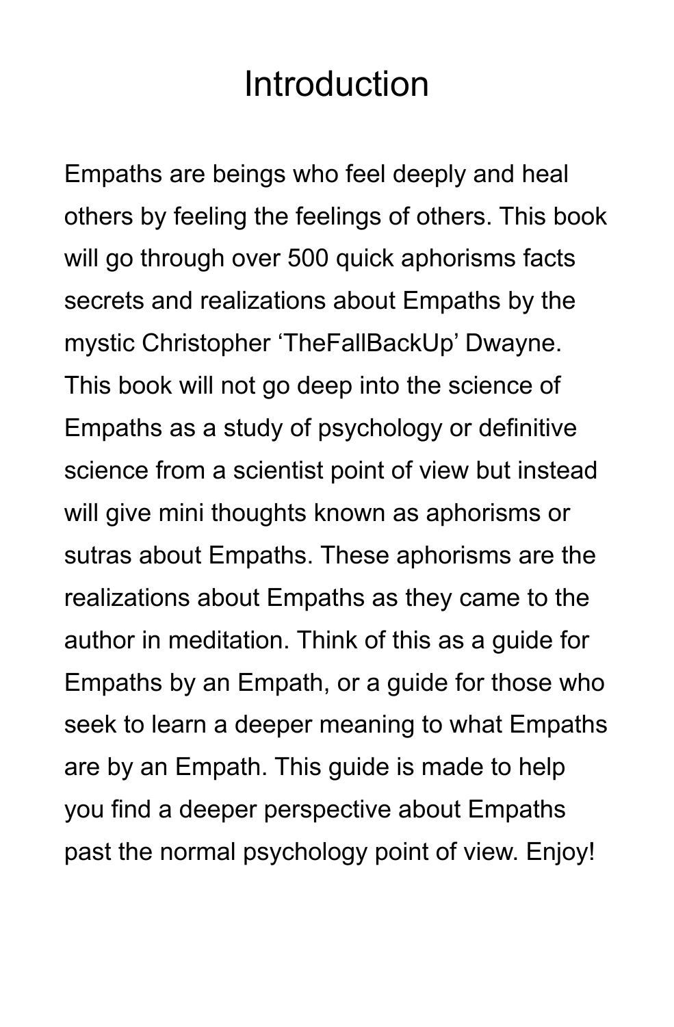# Introduction

Empaths are beings who feel deeply and heal others by feeling the feelings of others. This book will go through over 500 quick aphorisms facts secrets and realizations about Empaths by the mystic Christopher ‘TheFallBackUp’ Dwayne. This book will not go deep into the science of Empaths as a study of psychology or definitive science from a scientist point of view but instead will give mini thoughts known as aphorisms or sutras about Empaths. These aphorisms are the realizations about Empaths as they came to the author in meditation. Think of this as a guide for Empaths by an Empath, or a guide for those who seek to learn a deeper meaning to what Empaths are by an Empath. This guide is made to help you find a deeper perspective about Empaths past the normal psychology point of view. Enjoy!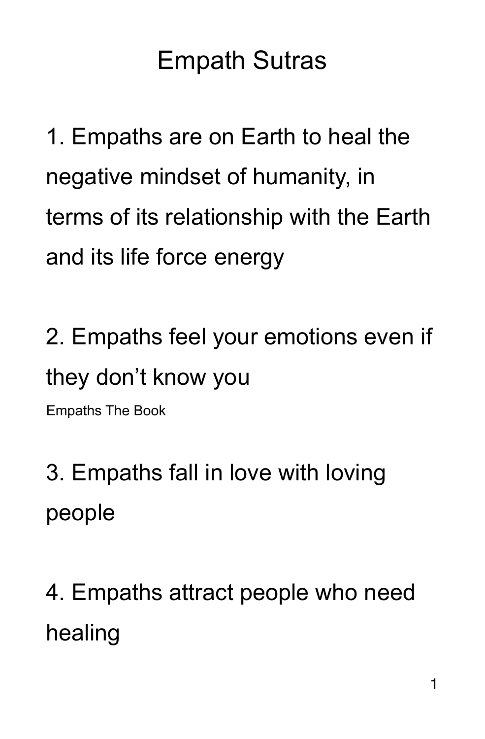# Empath Sutras

1. Empaths are on Earth to heal the negative mindset of humanity, in terms of its relationship with the Earth and its life force energy

2. Empaths feel your emotions even if they don't know you

Empaths The Book

3. Empaths fall in love with loving people

4. Empaths attract people who need healing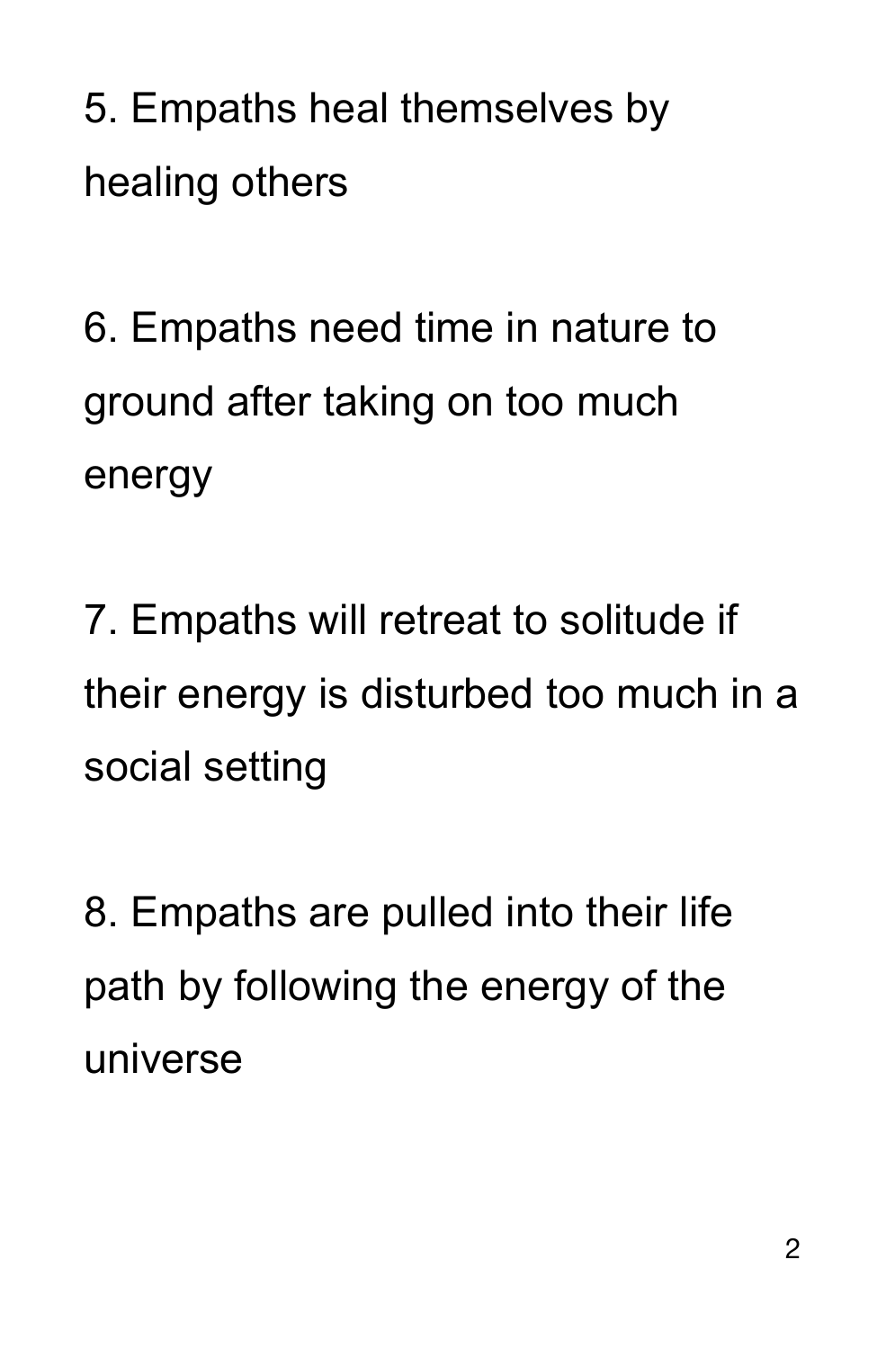5. Empaths heal themselves by healing others

6. Empaths need time in nature to ground after taking on too much energy

7. Empaths will retreat to solitude if their energy is disturbed too much in a social setting

8. Empaths are pulled into their life path by following the energy of the universe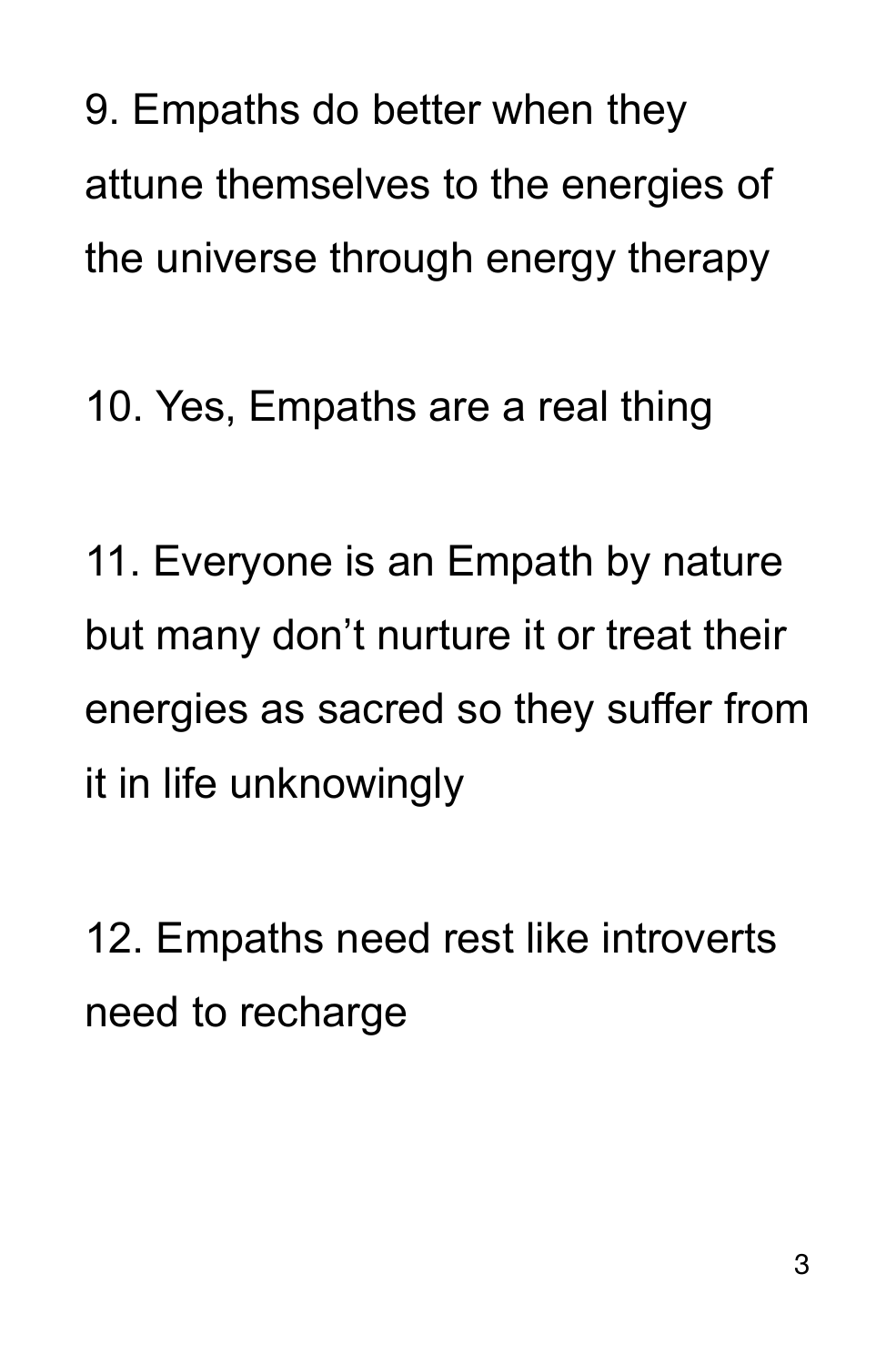9. Empaths do better when they attune themselves to the energies of the universe through energy therapy

10. Yes, Empaths are a real thing

11. Everyone is an Empath by nature but many don’t nurture it or treat their energies as sacred so they suffer from it in life unknowingly

12. Empaths need rest like introverts need to recharge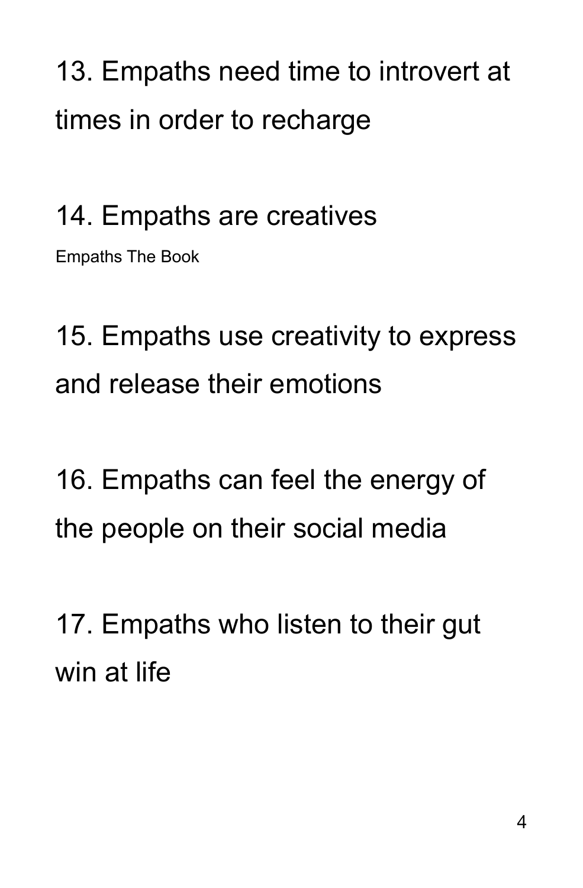13. Empaths need time to introvert at times in order to recharge

14. Empaths are creatives

15. Empaths use creativity to express and release their emotions

16. Empaths can feel the energy of the people on their social media

17. Empaths who listen to their gut win at life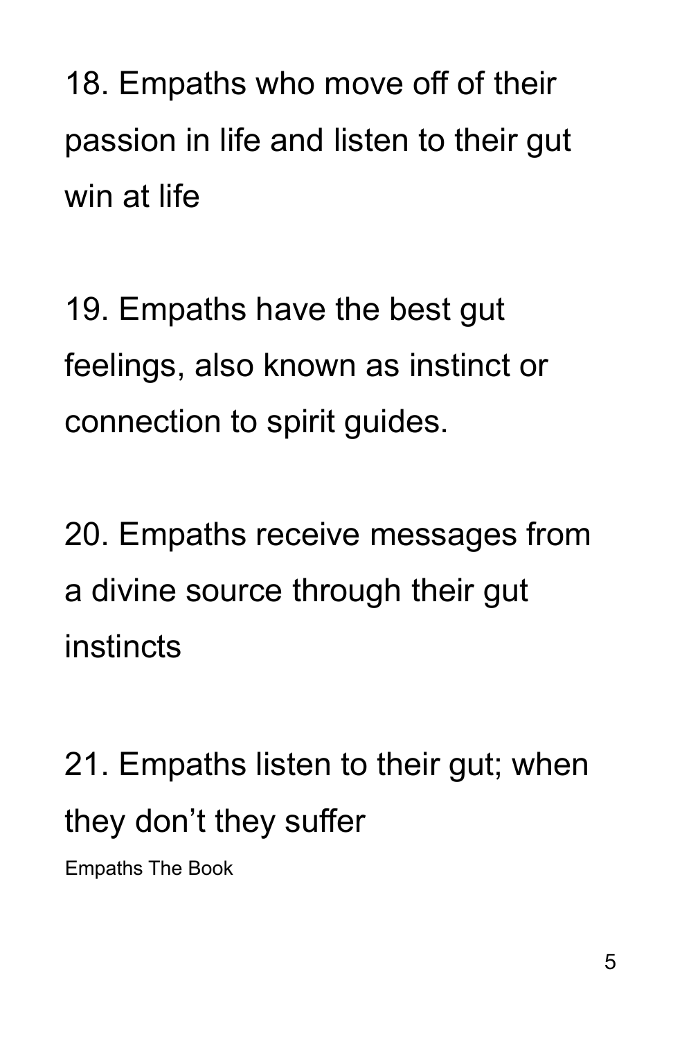18. Empaths who move off of their passion in life and listen to their gut win at life

19. Empaths have the best gut feelings, also known as instinct or connection to spirit guides.

20. Empaths receive messages from a divine source through their gut instincts

21. Empaths listen to their gut; when they don't they suffer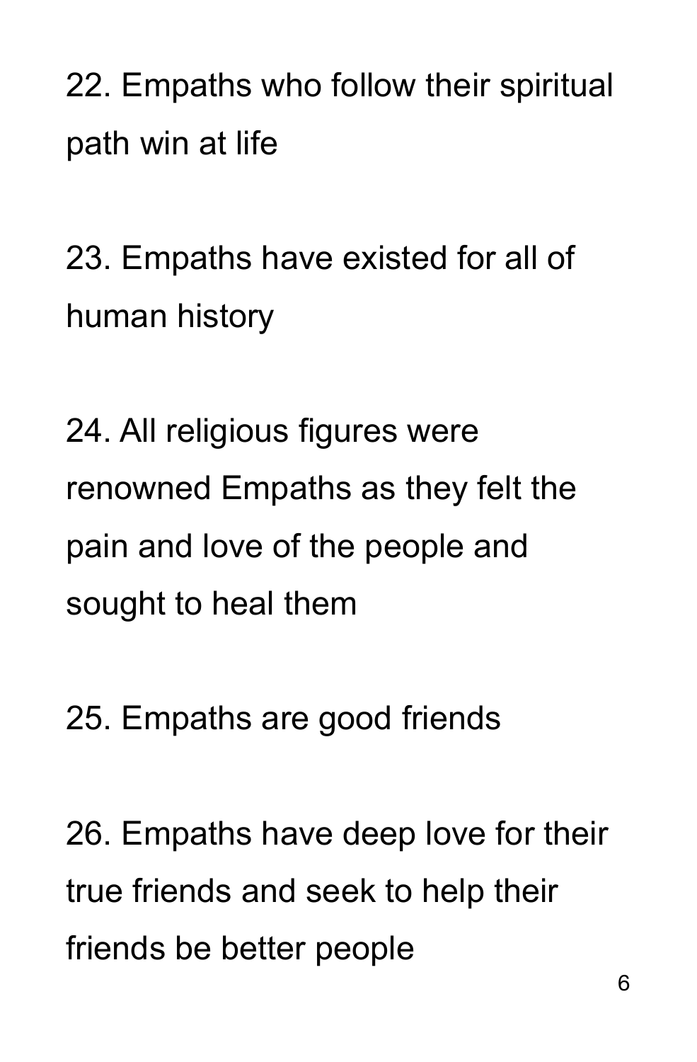22. Empaths who follow their spiritual path win at life

23. Empaths have existed for all of human history

24. All religious figures were renowned Empaths as they felt the pain and love of the people and sought to heal them

25. Empaths are good friends

26. Empaths have deep love for their true friends and seek to help their friends be better people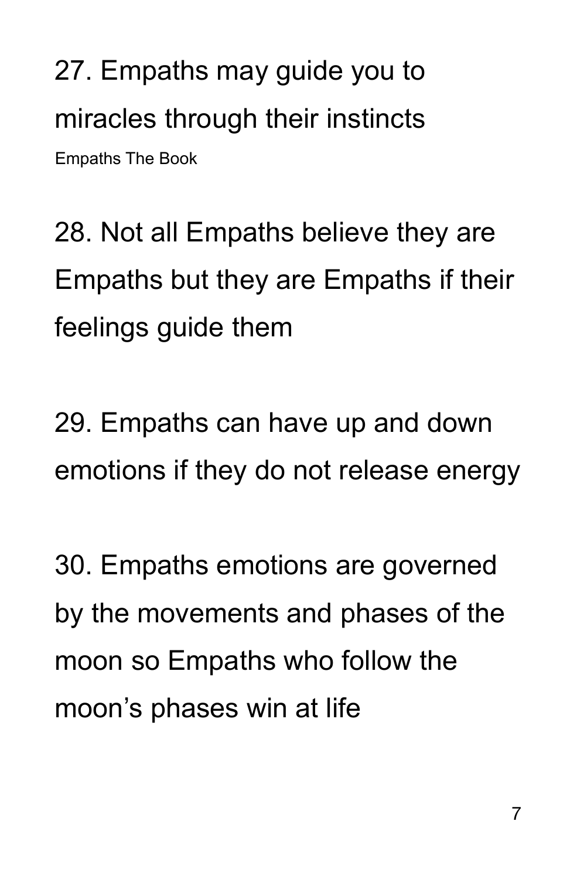27. Empaths may guide you to miracles through their instincts

Empaths The Book

28. Not all Empaths believe they are Empaths but they are Empaths if their feelings guide them

29. Empaths can have up and down emotions if they do not release energy

30. Empaths emotions are governed by the movements and phases of the moon so Empaths who follow the moon's phases win at life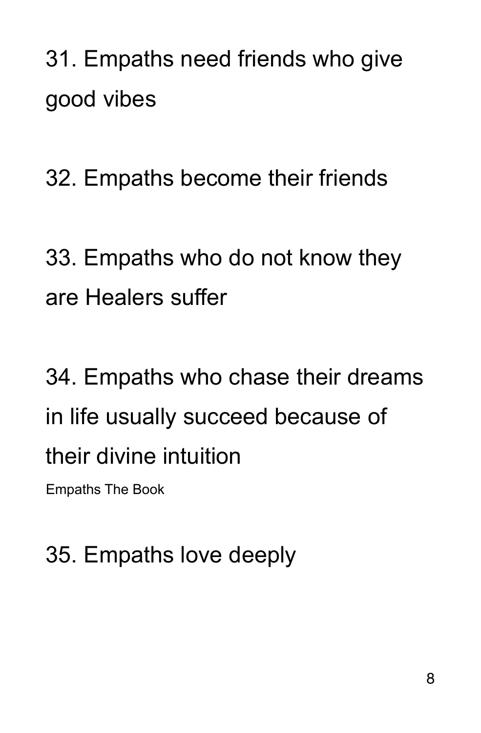31. Empaths need friends who give good vibes

32. Empaths become their friends

33. Empaths who do not know they are Healers suffer

34. Empaths who chase their dreams in life usually succeed because of their divine intuition

Empaths The Book

35. Empaths love deeply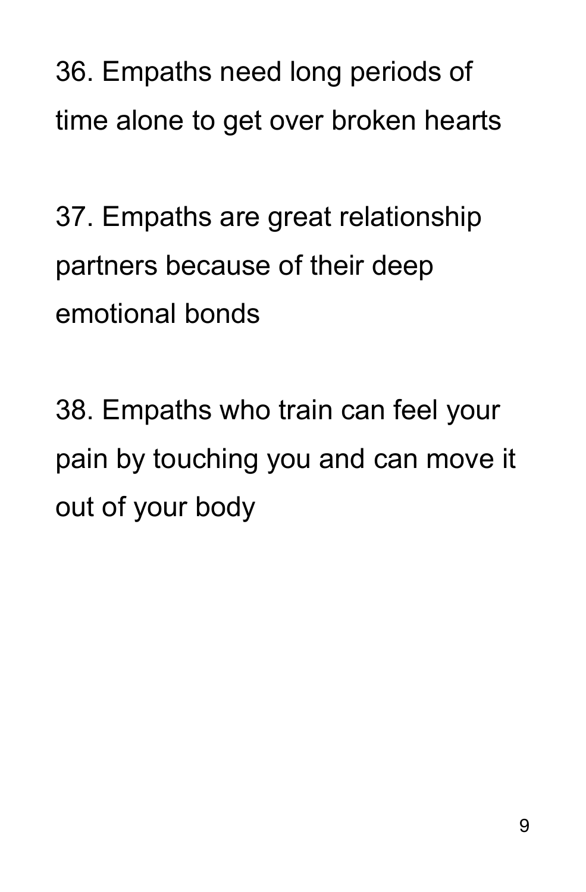36. Empaths need long periods of time alone to get over broken hearts

37. Empaths are great relationship partners because of their deep emotional bonds

38. Empaths who train can feel your pain by touching you and can move it out of your body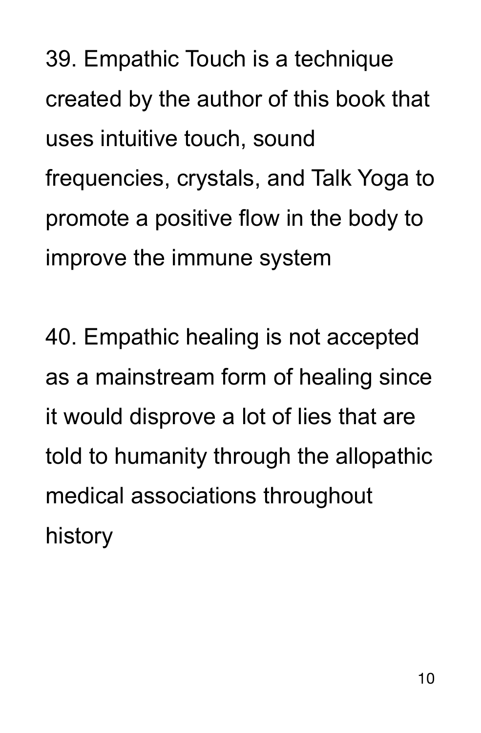39. Empathic Touch is a technique created by the author of this book that uses intuitive touch, sound frequencies, crystals, and Talk Yoga to promote a positive flow in the body to improve the immune system

40. Empathic healing is not accepted as a mainstream form of healing since it would disprove a lot of lies that are told to humanity through the allopathic medical associations throughout history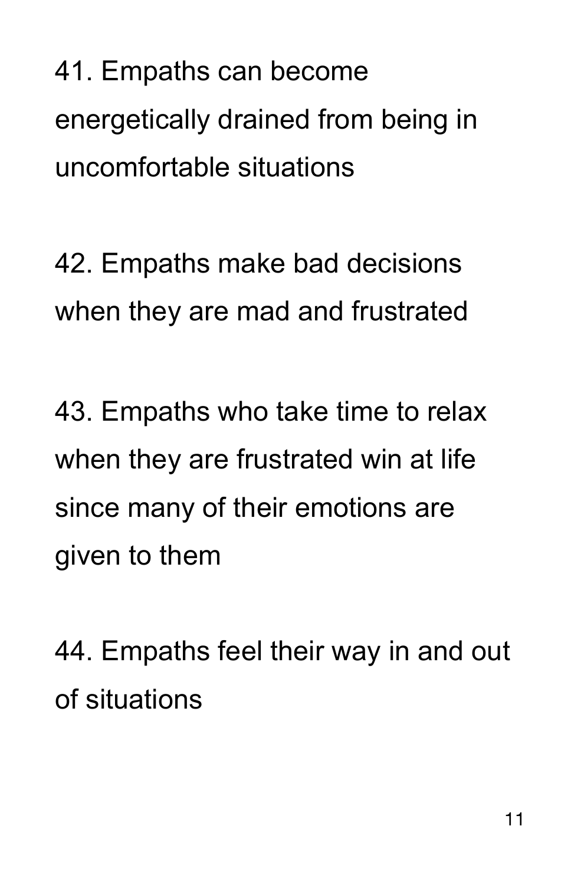41. Empaths can become energetically drained from being in uncomfortable situations

42. Empaths make bad decisions when they are mad and frustrated

43. Empaths who take time to relax when they are frustrated win at life since many of their emotions are given to them

44. Empaths feel their way in and out of situations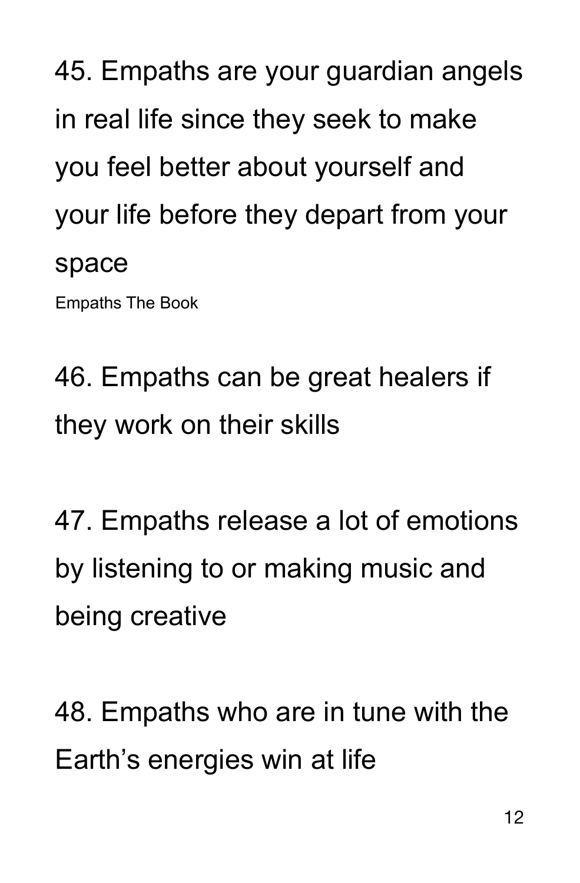45. Empaths are your guardian angels in real life since they seek to make you feel better about yourself and your life before they depart from your space

Empaths The Book

46. Empaths can be great healers if they work on their skills

47. Empaths release a lot of emotions by listening to or making music and being creative

48. Empaths who are in tune with the Earth's energies win at life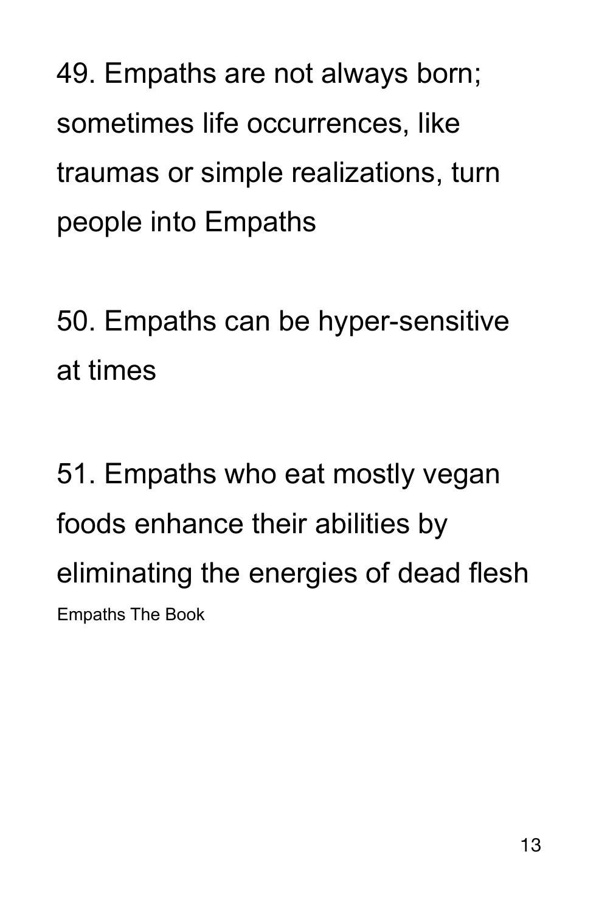49. Empaths are not always born; sometimes life occurrences, like traumas or simple realizations, turn people into Empaths

50. Empaths can be hyper-sensitive at times

51. Empaths who eat mostly vegan foods enhance their abilities by eliminating the energies of dead flesh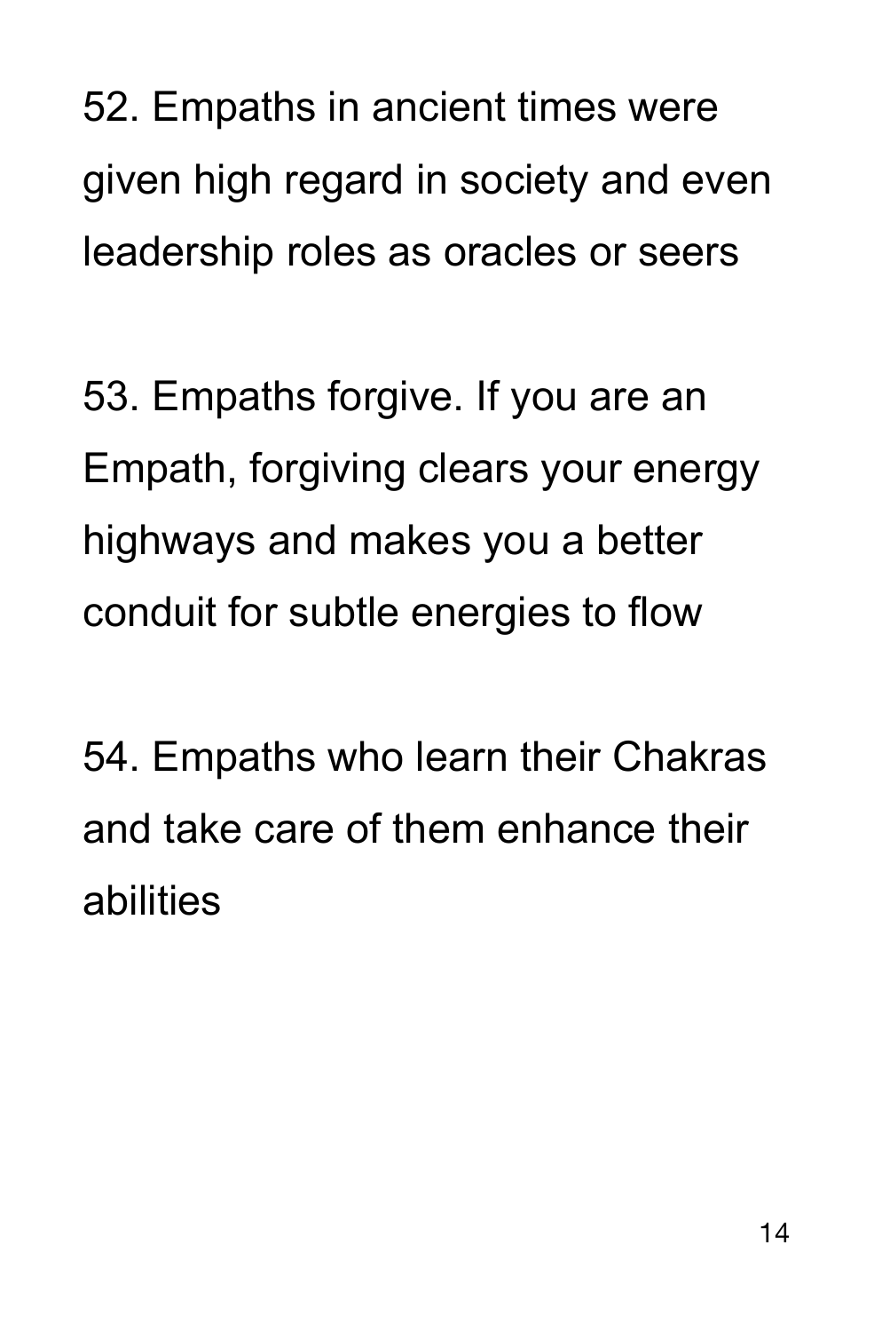52. Empaths in ancient times were given high regard in society and even leadership roles as oracles or seers

53. Empaths forgive. If you are an Empath, forgiving clears your energy highways and makes you a better conduit for subtle energies to flow

54. Empaths who learn their Chakras and take care of them enhance their abilities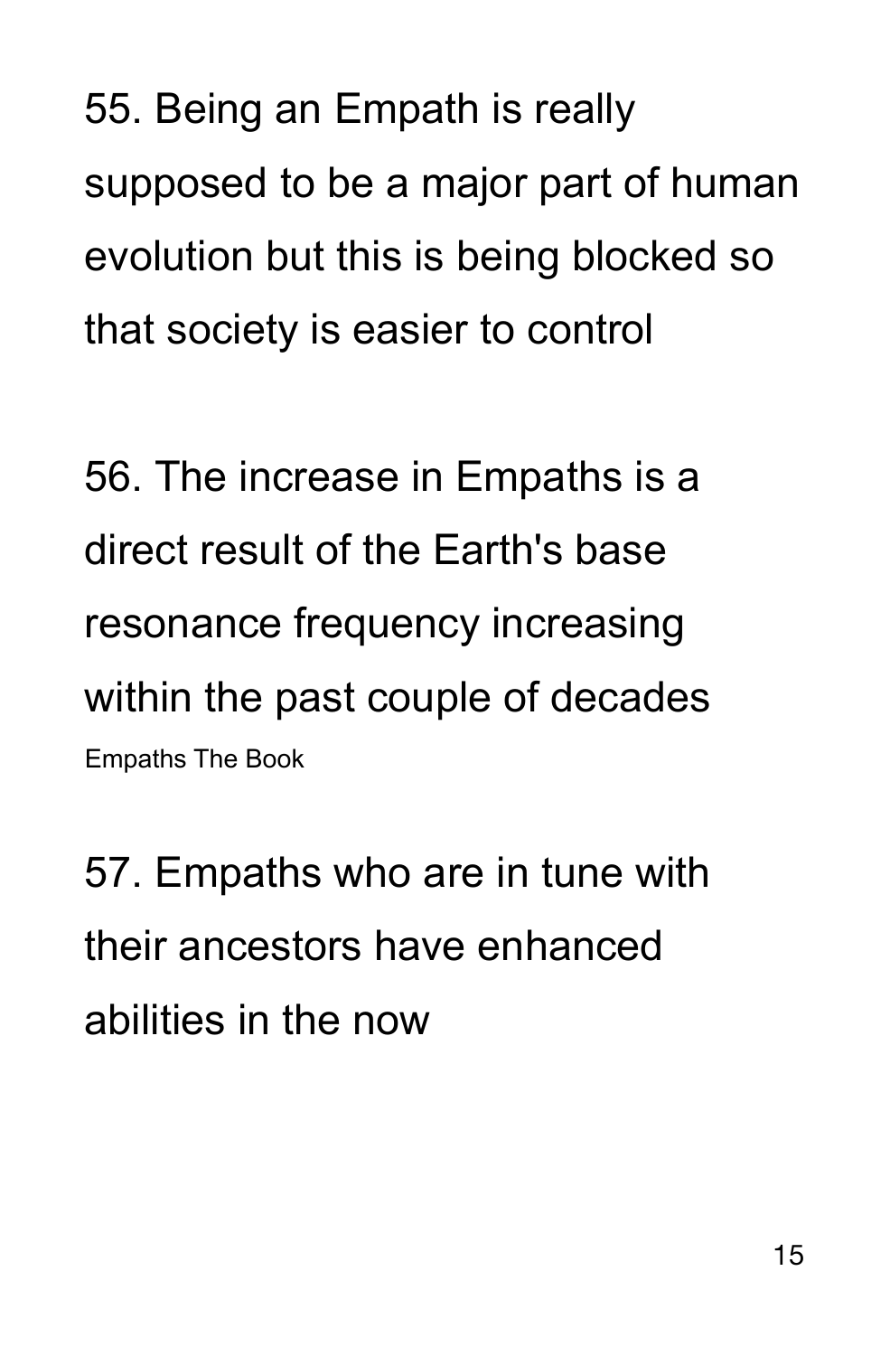55. Being an Empath is really supposed to be a major part of human evolution but this is being blocked so that society is easier to control

56. The increase in Empaths is a direct result of the Earth's base resonance frequency increasing within the past couple of decades

Empaths The Book

57. Empaths who are in tune with their ancestors have enhanced abilities in the now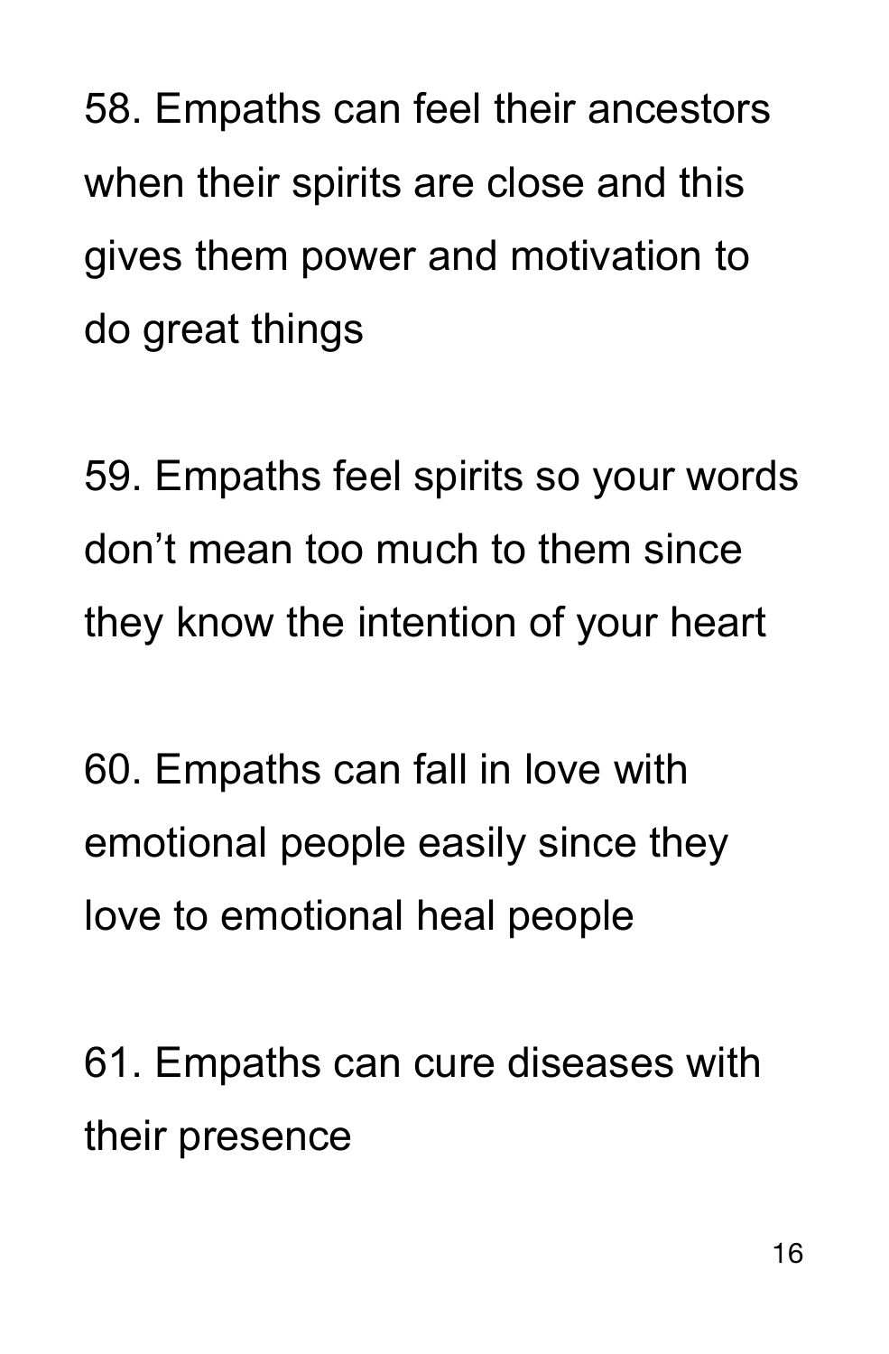58. Empaths can feel their ancestors when their spirits are close and this gives them power and motivation to do great things

59. Empaths feel spirits so your words don’t mean too much to them since they know the intention of your heart

60. Empaths can fall in love with emotional people easily since they love to emotional heal people

61. Empaths can cure diseases with their presence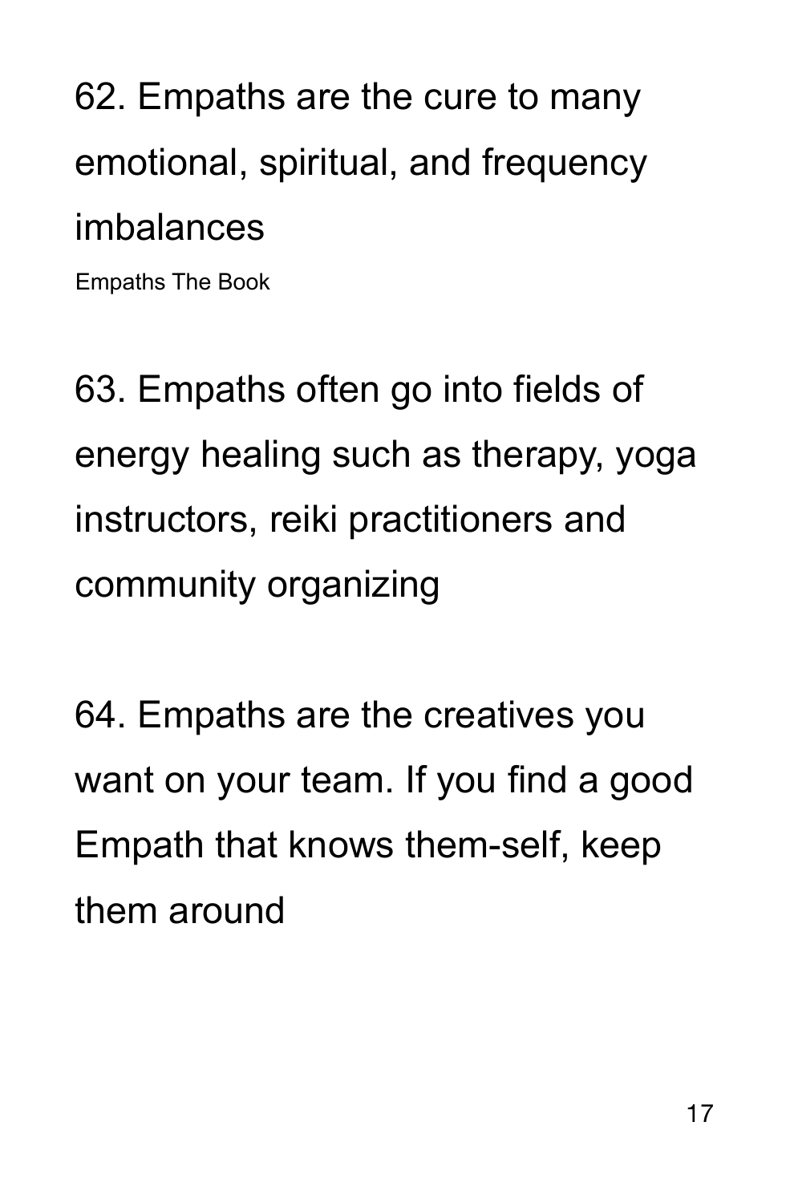62. Empaths are the cure to many emotional, spiritual, and frequency imbalances

Empaths The Book

63. Empaths often go into fields of energy healing such as therapy, yoga instructors, reiki practitioners and community organizing

64. Empaths are the creatives you want on your team. If you find a good Empath that knows them-self, keep them around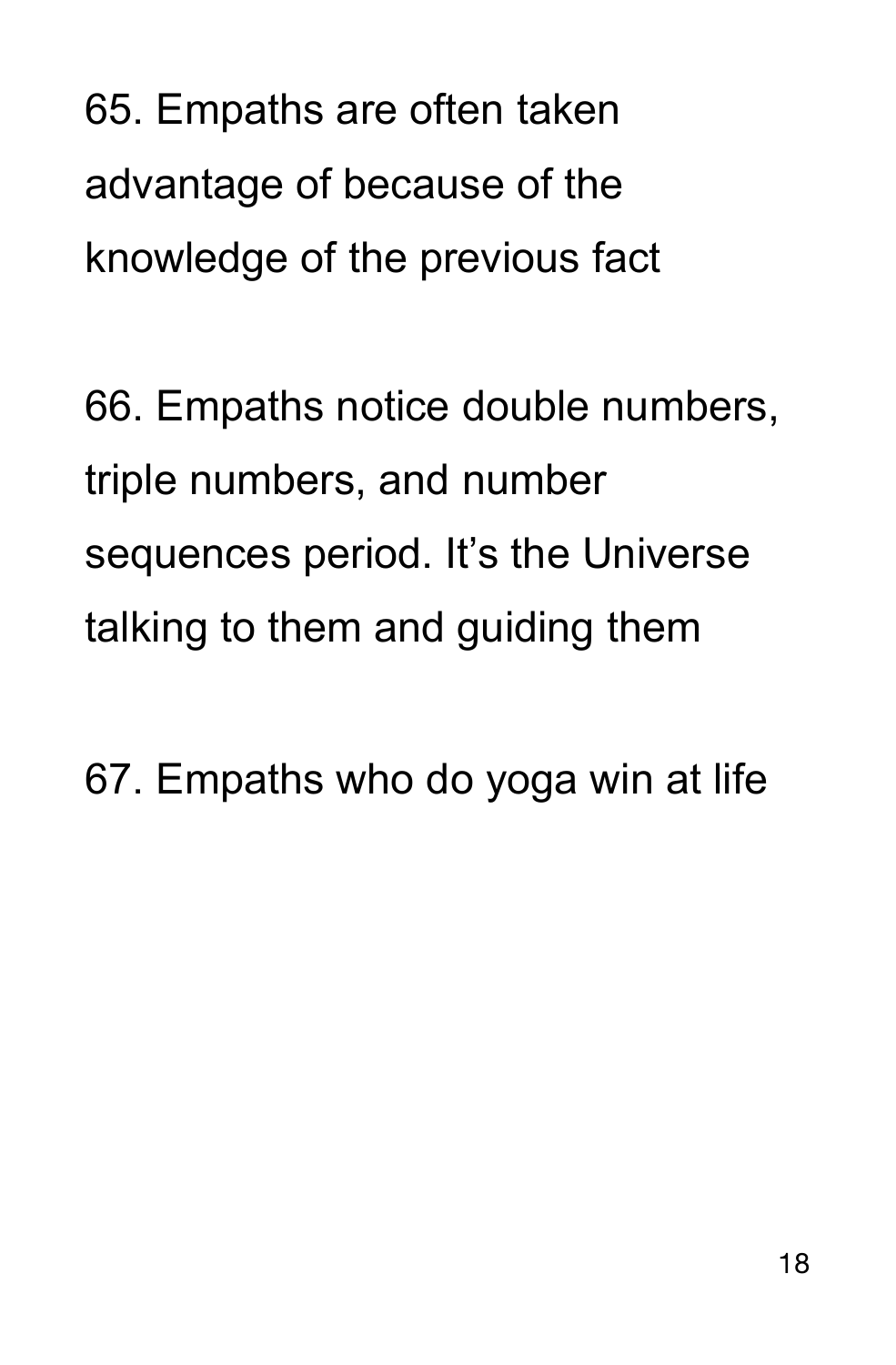65. Empaths are often taken advantage of because of the knowledge of the previous fact

66. Empaths notice double numbers, triple numbers, and number sequences period. It's the Universe talking to them and guiding them

67. Empaths who do yoga win at life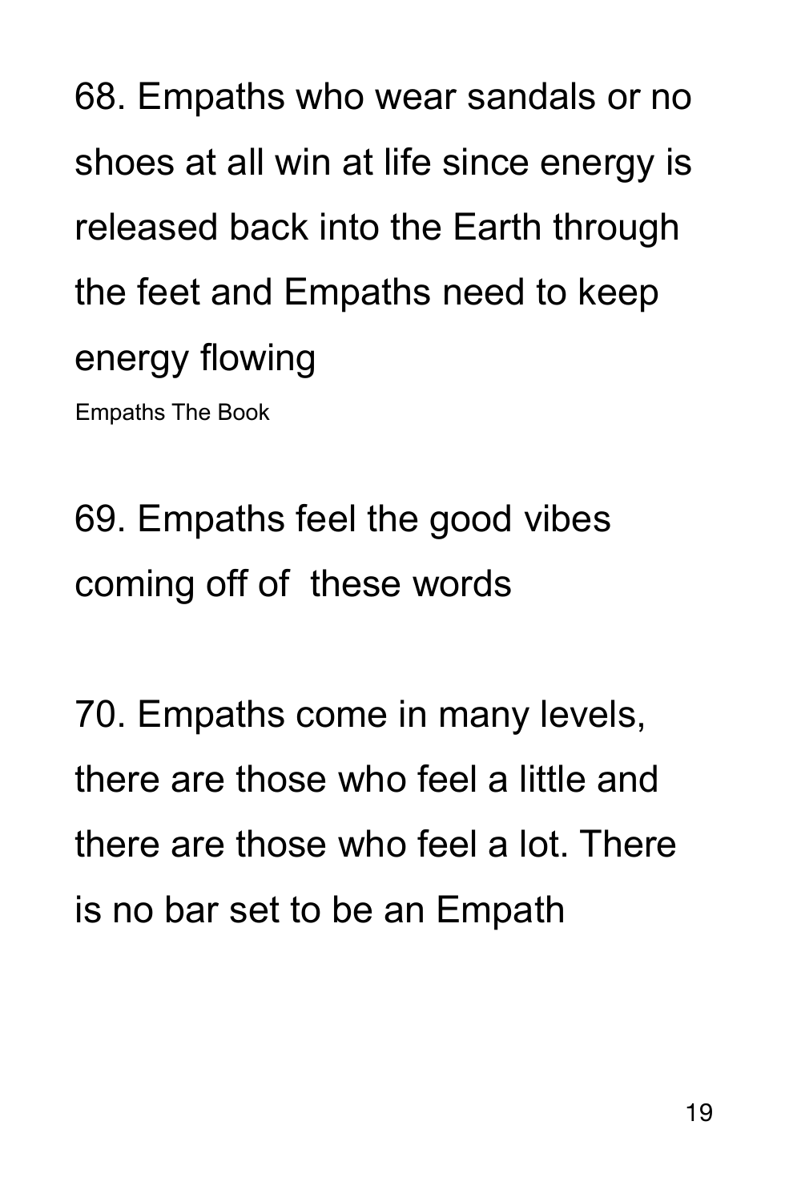68. Empaths who wear sandals or no shoes at all win at life since energy is released back into the Earth through the feet and Empaths need to keep energy flowing

Empaths The Book

69. Empaths feel the good vibes coming off of  these words

70. Empaths come in many levels, there are those who feel a little and there are those who feel a lot. There is no bar set to be an Empath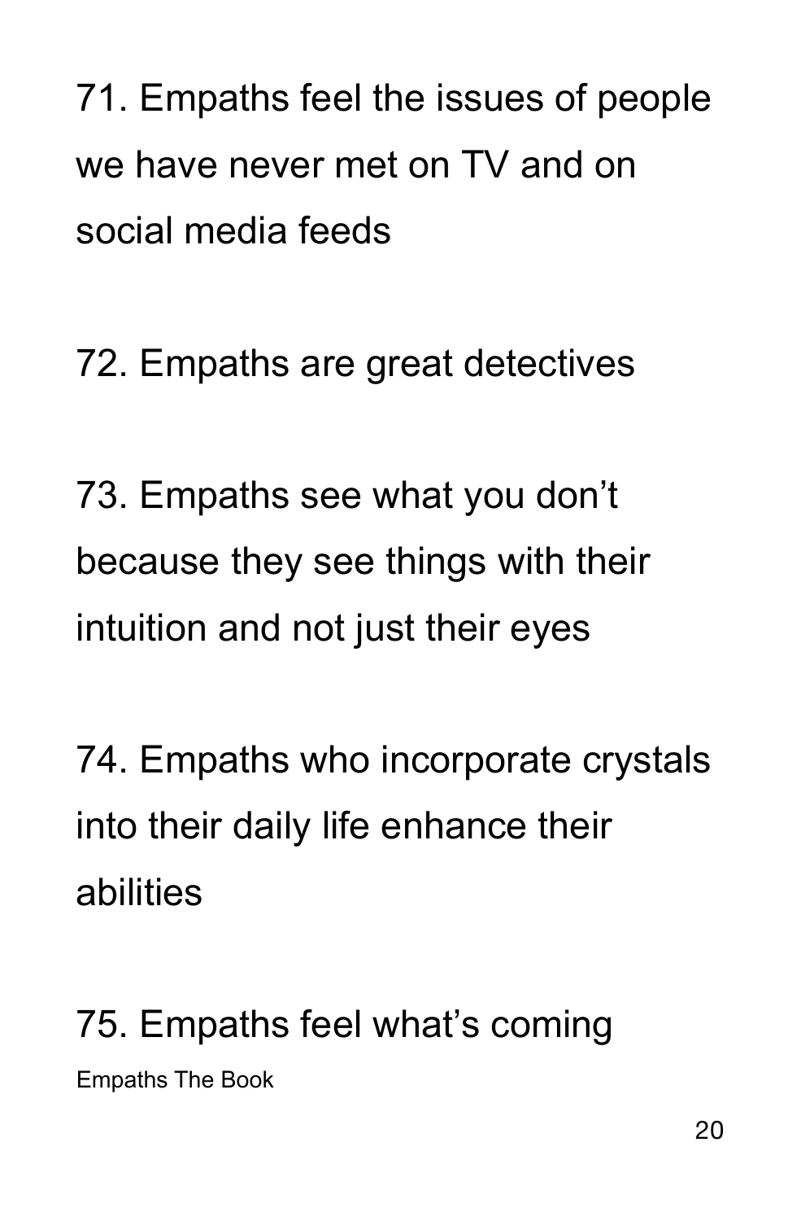71. Empaths feel the issues of people we have never met on TV and on social media feeds

72. Empaths are great detectives

73. Empaths see what you don't because they see things with their intuition and not just their eyes

74. Empaths who incorporate crystals into their daily life enhance their abilities

75. Empaths feel what's coming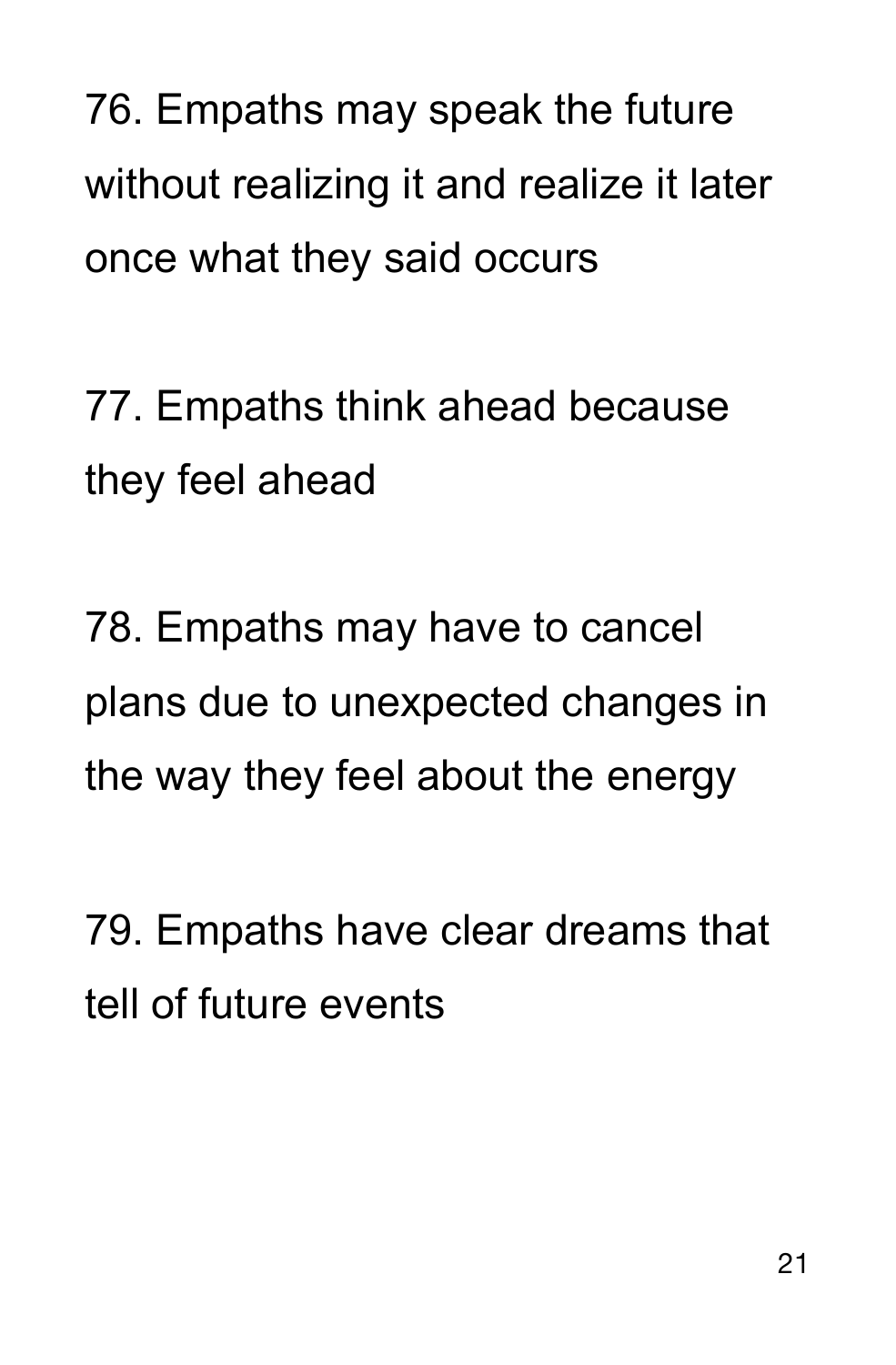76. Empaths may speak the future without realizing it and realize it later once what they said occurs

77. Empaths think ahead because they feel ahead

78. Empaths may have to cancel plans due to unexpected changes in the way they feel about the energy

79. Empaths have clear dreams that tell of future events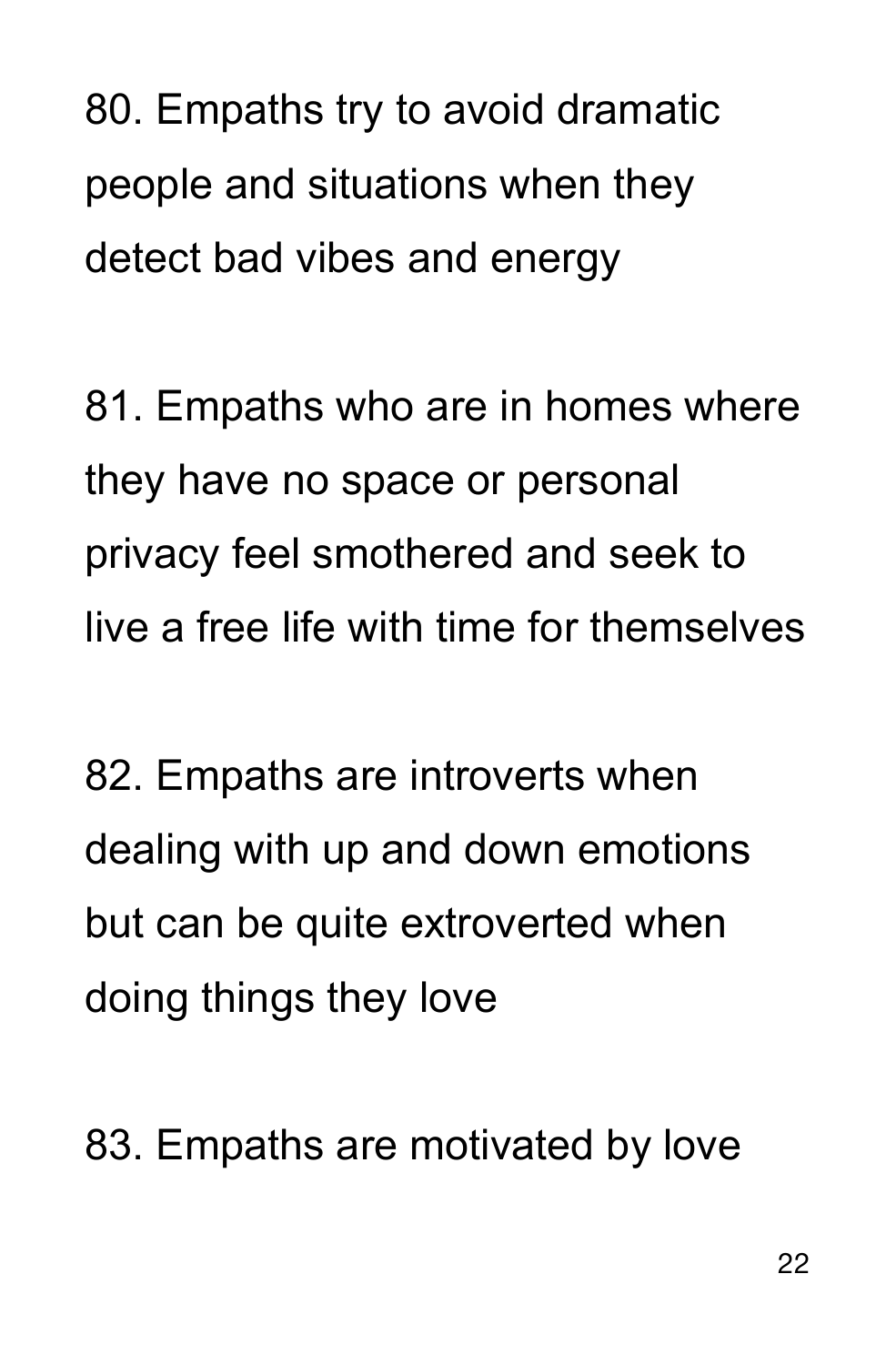80. Empaths try to avoid dramatic people and situations when they detect bad vibes and energy

81. Empaths who are in homes where they have no space or personal privacy feel smothered and seek to live a free life with time for themselves

82. Empaths are introverts when dealing with up and down emotions but can be quite extroverted when doing things they love

83. Empaths are motivated by love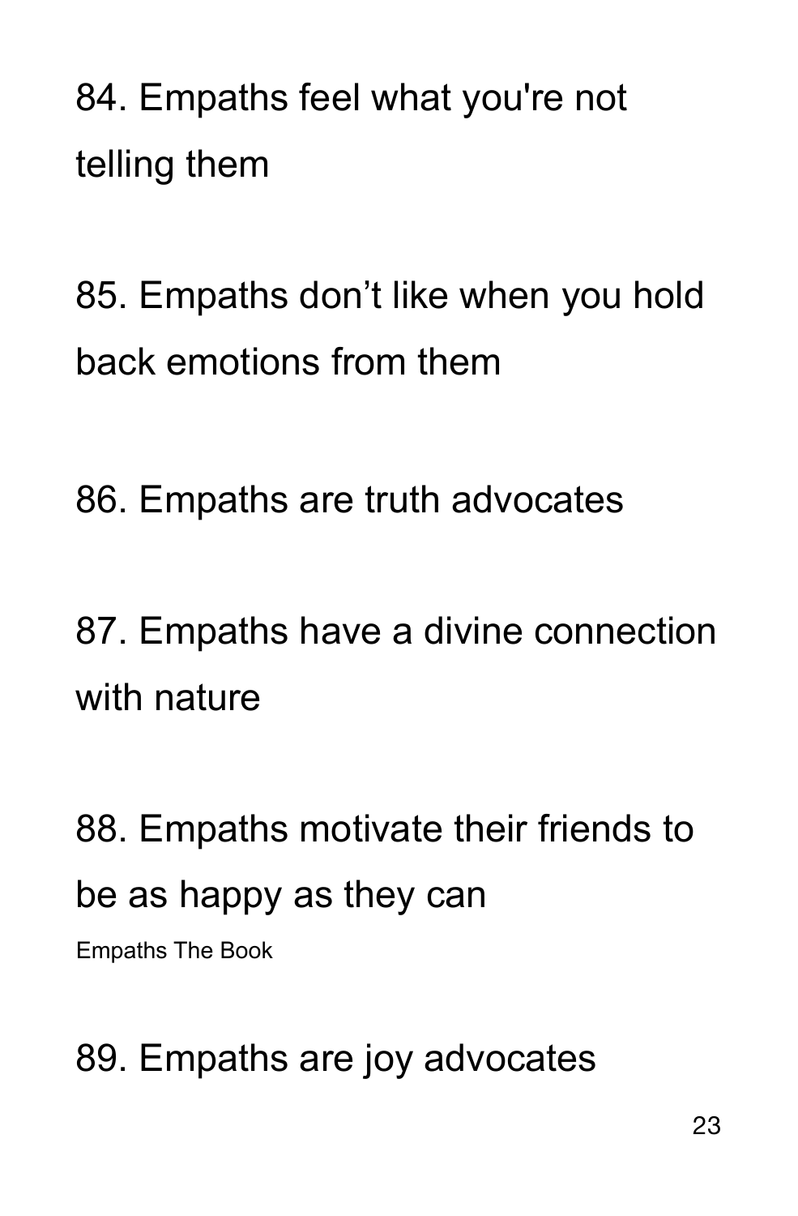84. Empaths feel what you're not telling them

85. Empaths don’t like when you hold back emotions from them

86. Empaths are truth advocates

87. Empaths have a divine connection with nature

88. Empaths motivate their friends to be as happy as they can

89. Empaths are joy advocates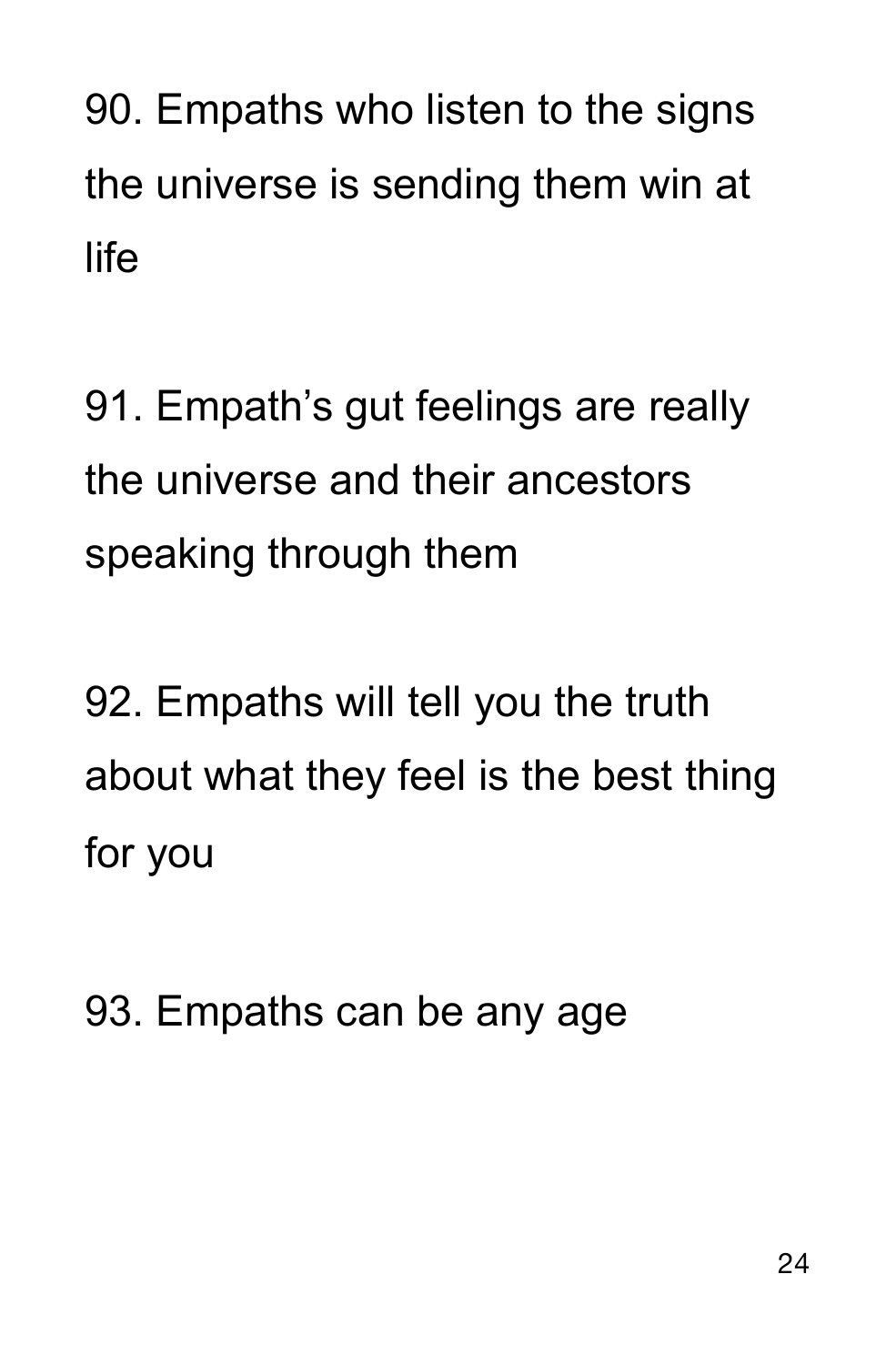90. Empaths who listen to the signs the universe is sending them win at life

91. Empath's gut feelings are really the universe and their ancestors speaking through them

92. Empaths will tell you the truth about what they feel is the best thing for you

93. Empaths can be any age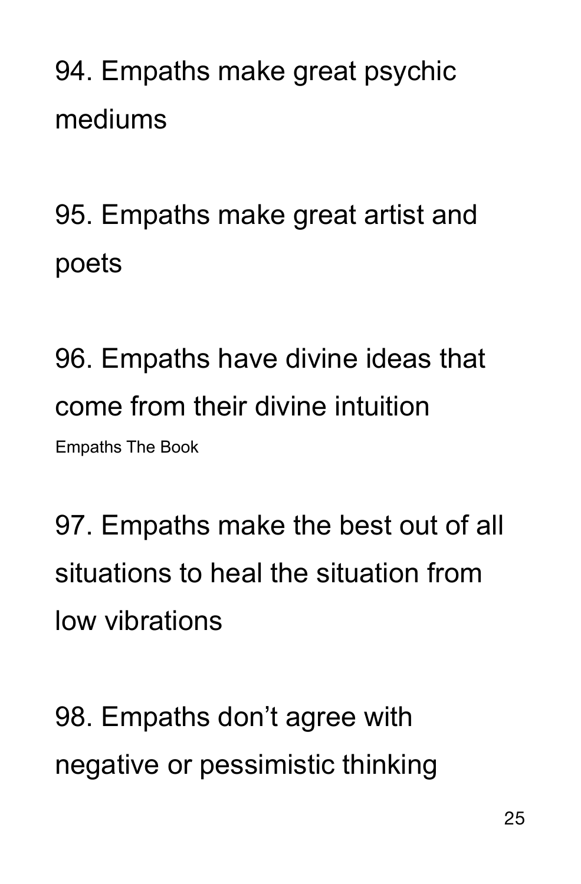94. Empaths make great psychic mediums

95. Empaths make great artist and poets

96. Empaths have divine ideas that come from their divine intuition

97. Empaths make the best out of all situations to heal the situation from low vibrations

98. Empaths don't agree with negative or pessimistic thinking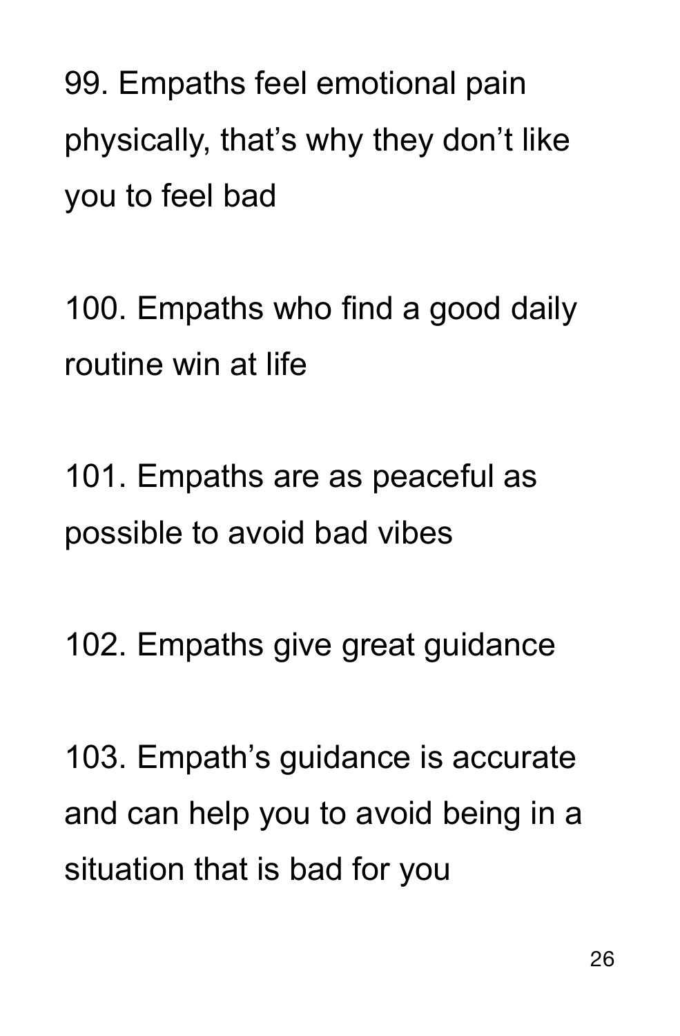99. Empaths feel emotional pain physically, that’s why they don’t like you to feel bad

100. Empaths who find a good daily routine win at life

101. Empaths are as peaceful as possible to avoid bad vibes

102. Empaths give great guidance

103. Empath’s guidance is accurate and can help you to avoid being in a situation that is bad for you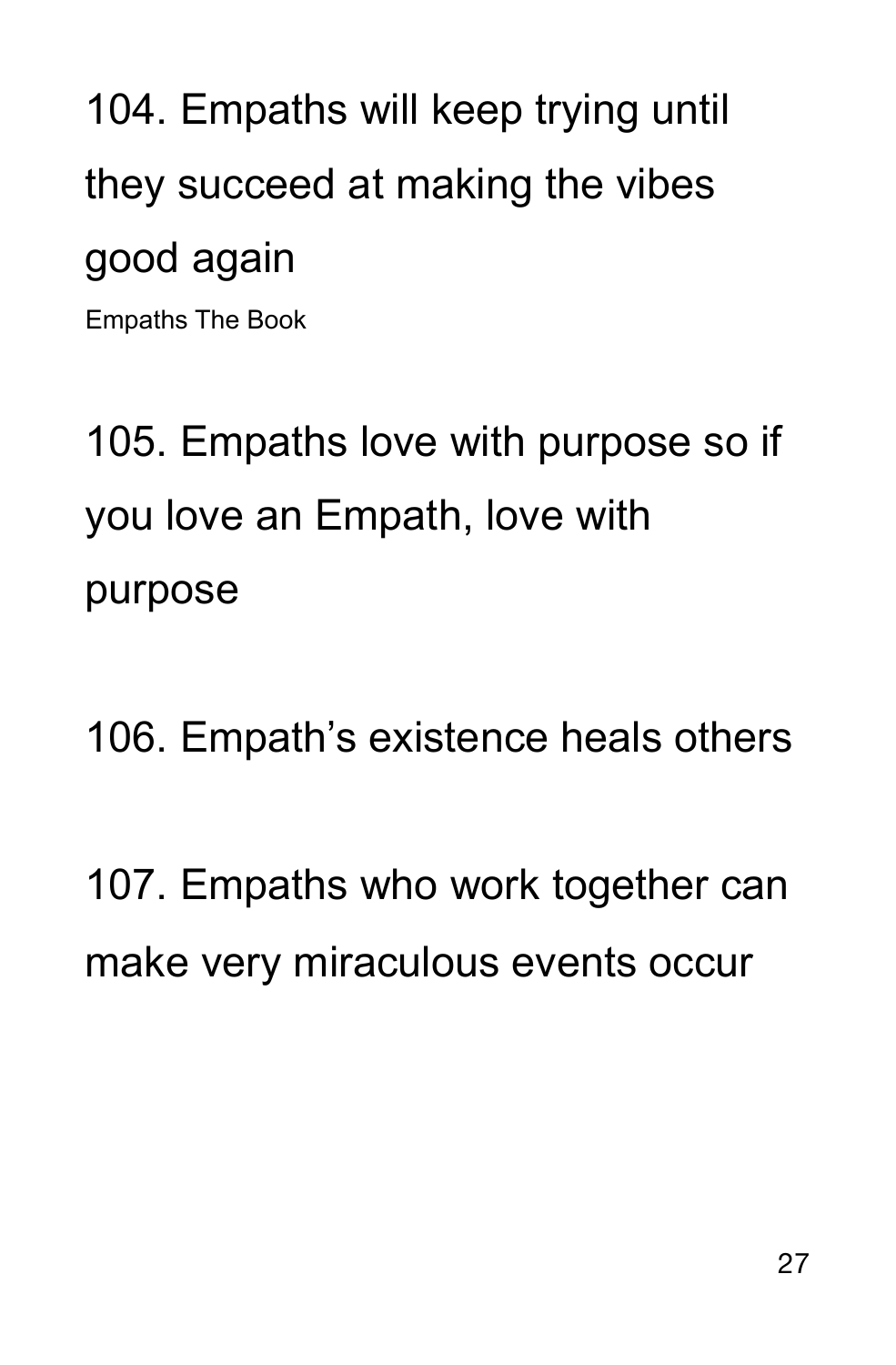104. Empaths will keep trying until they succeed at making the vibes good again

Empaths The Book

105. Empaths love with purpose so if you love an Empath, love with purpose

106. Empath's existence heals others

107. Empaths who work together can make very miraculous events occur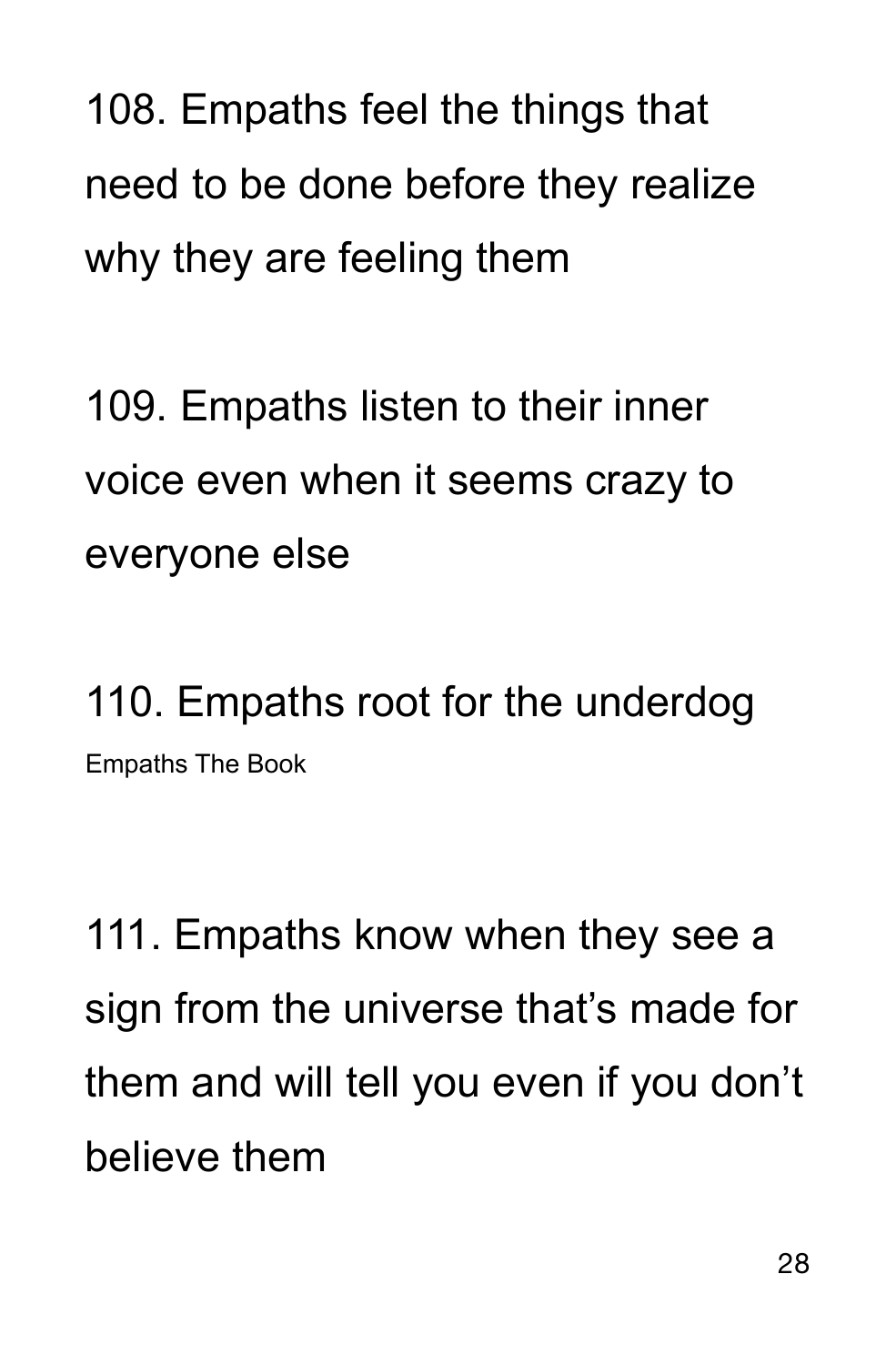108. Empaths feel the things that need to be done before they realize why they are feeling them

109. Empaths listen to their inner voice even when it seems crazy to everyone else

110. Empaths root for the underdog

111. Empaths know when they see a sign from the universe that's made for them and will tell you even if you don't believe them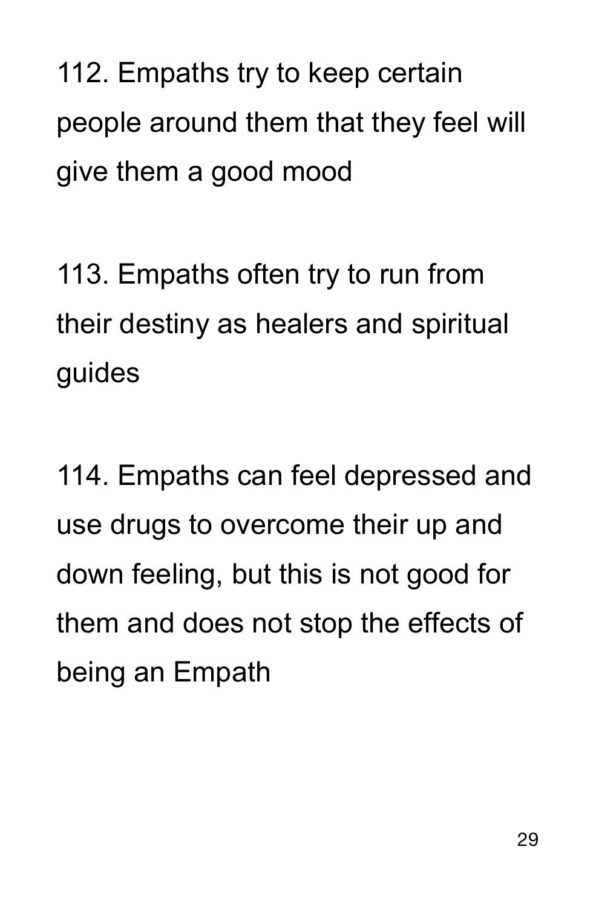112. Empaths try to keep certain people around them that they feel will give them a good mood

113. Empaths often try to run from their destiny as healers and spiritual guides

114. Empaths can feel depressed and use drugs to overcome their up and down feeling, but this is not good for them and does not stop the effects of being an Empath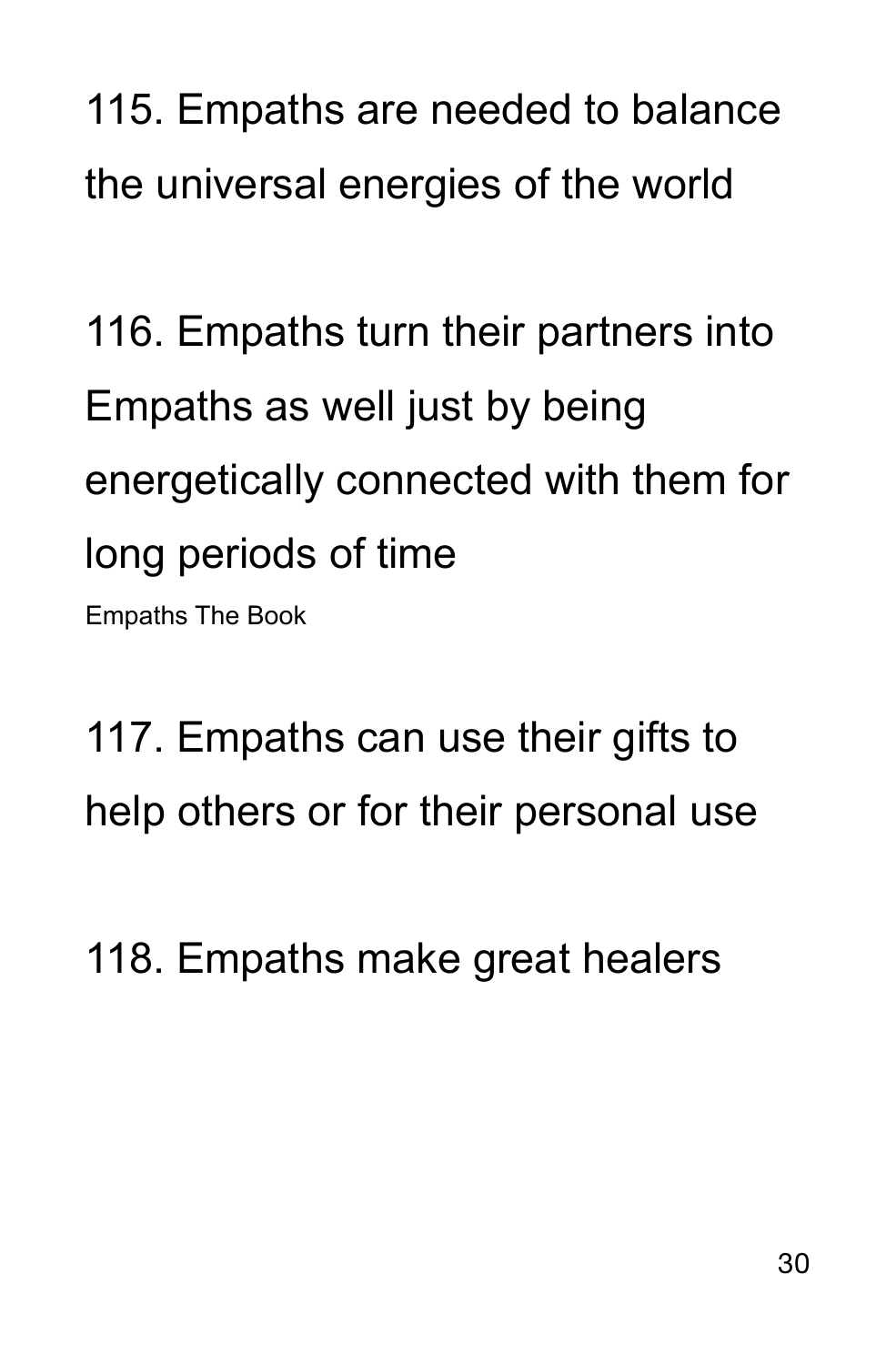115. Empaths are needed to balance the universal energies of the world

116. Empaths turn their partners into Empaths as well just by being energetically connected with them for long periods of time

Empaths The Book

117. Empaths can use their gifts to help others or for their personal use

118. Empaths make great healers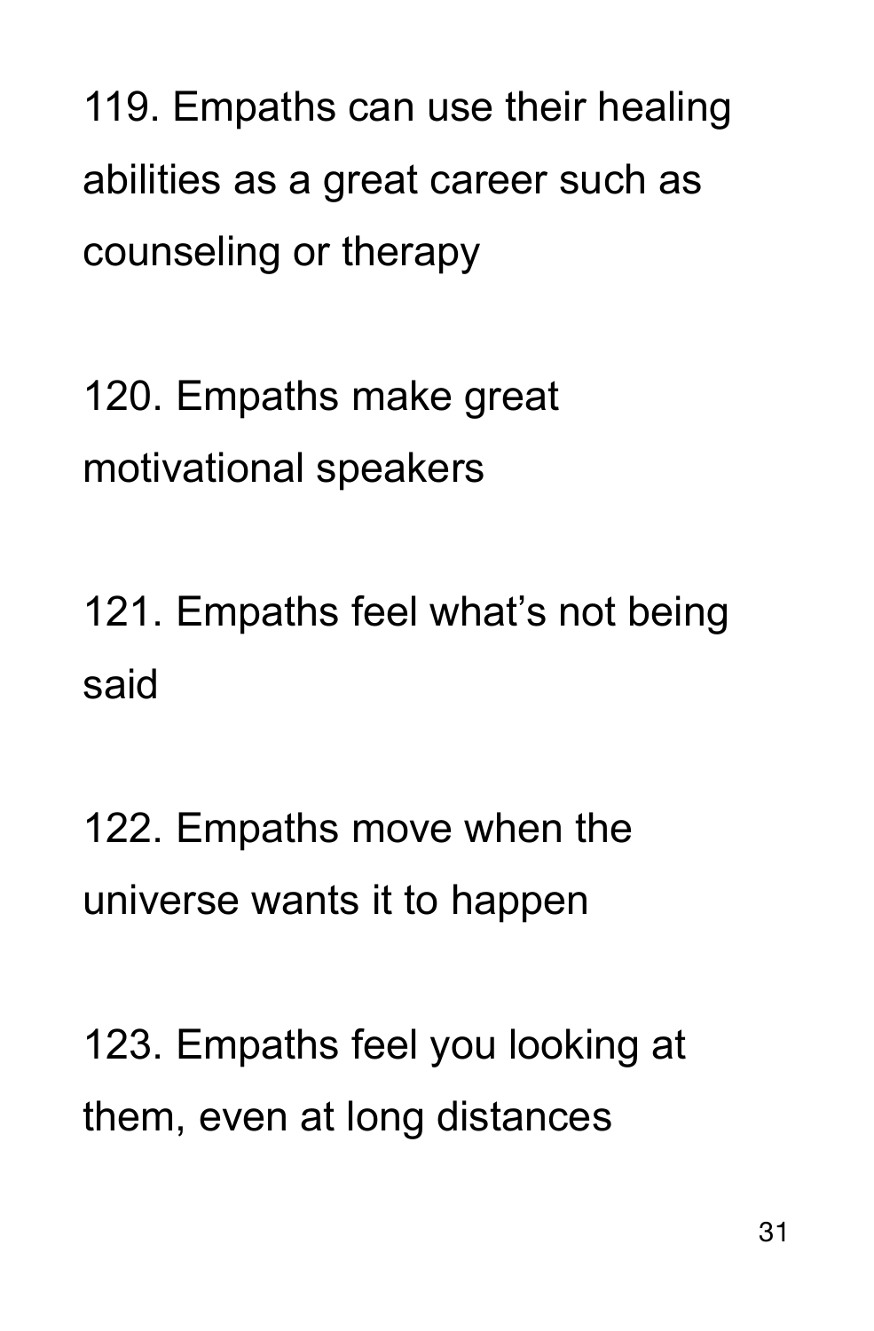119. Empaths can use their healing abilities as a great career such as counseling or therapy

120. Empaths make great motivational speakers

121. Empaths feel what’s not being said

122. Empaths move when the universe wants it to happen

123. Empaths feel you looking at them, even at long distances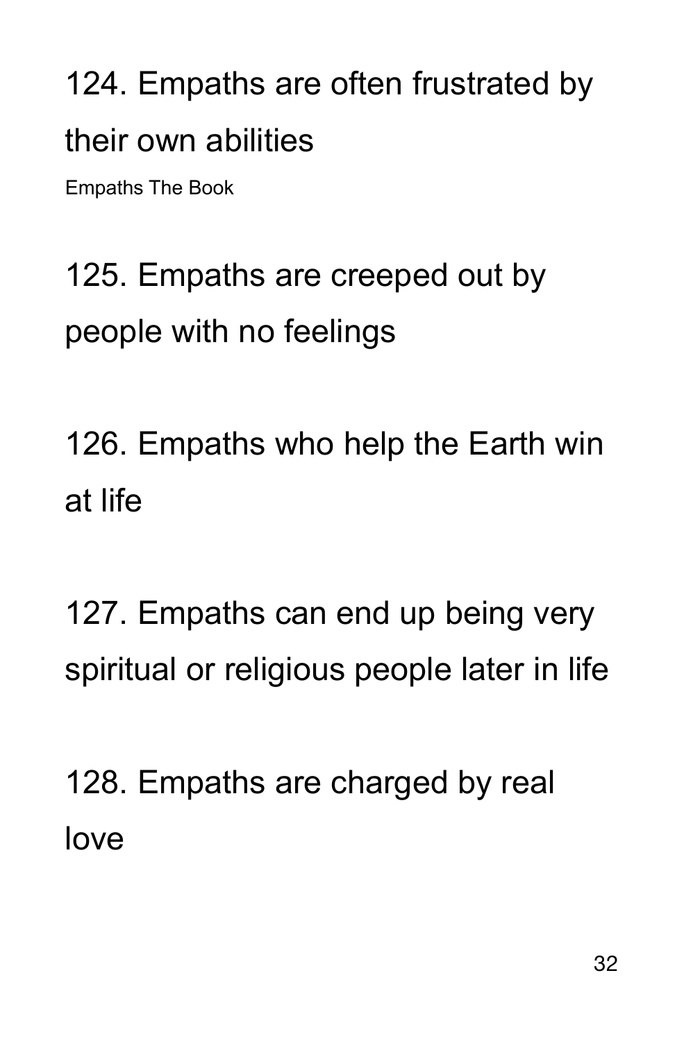124. Empaths are often frustrated by their own abilities

Empaths The Book

125. Empaths are creeped out by people with no feelings

126. Empaths who help the Earth win at life

127. Empaths can end up being very spiritual or religious people later in life

128. Empaths are charged by real love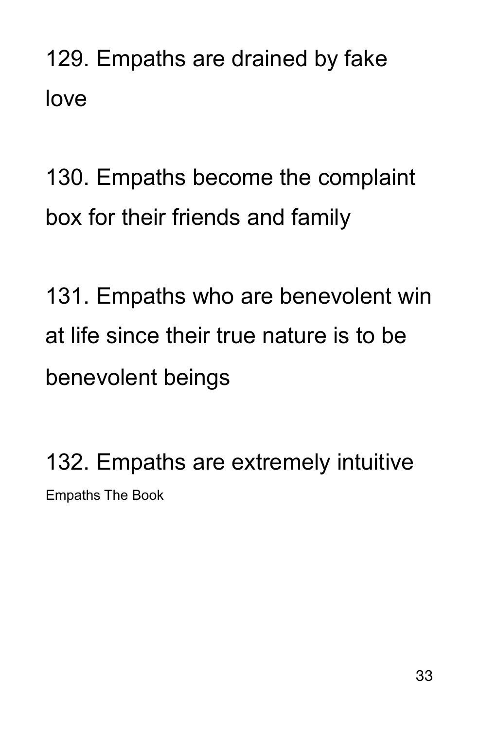129. Empaths are drained by fake love

130. Empaths become the complaint box for their friends and family

131. Empaths who are benevolent win at life since their true nature is to be benevolent beings

132. Empaths are extremely intuitive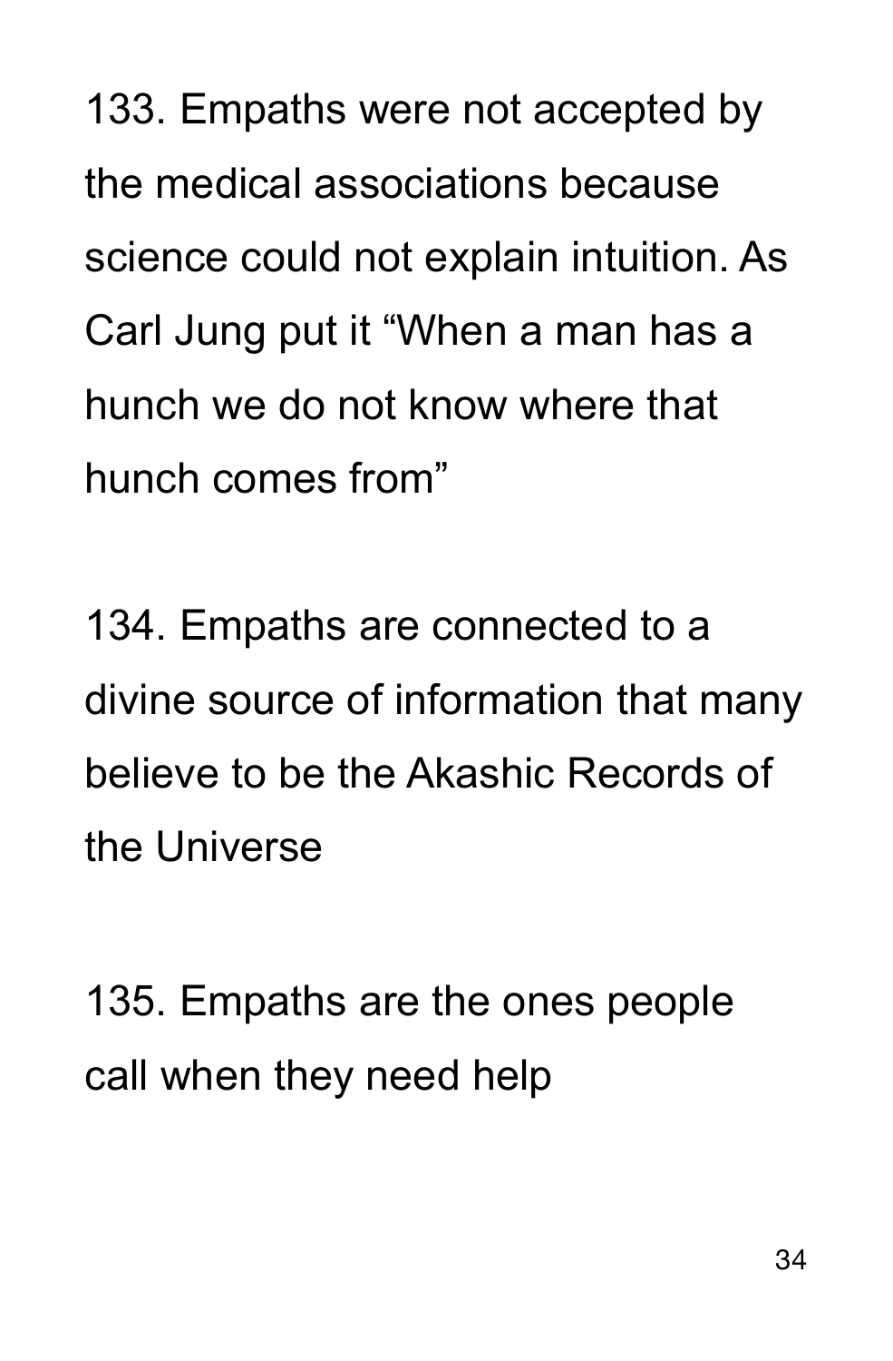133. Empaths were not accepted by the medical associations because science could not explain intuition. As Carl Jung put it “When a man has a hunch we do not know where that hunch comes from”

134. Empaths are connected to a divine source of information that many believe to be the Akashic Records of the Universe

135. Empaths are the ones people call when they need help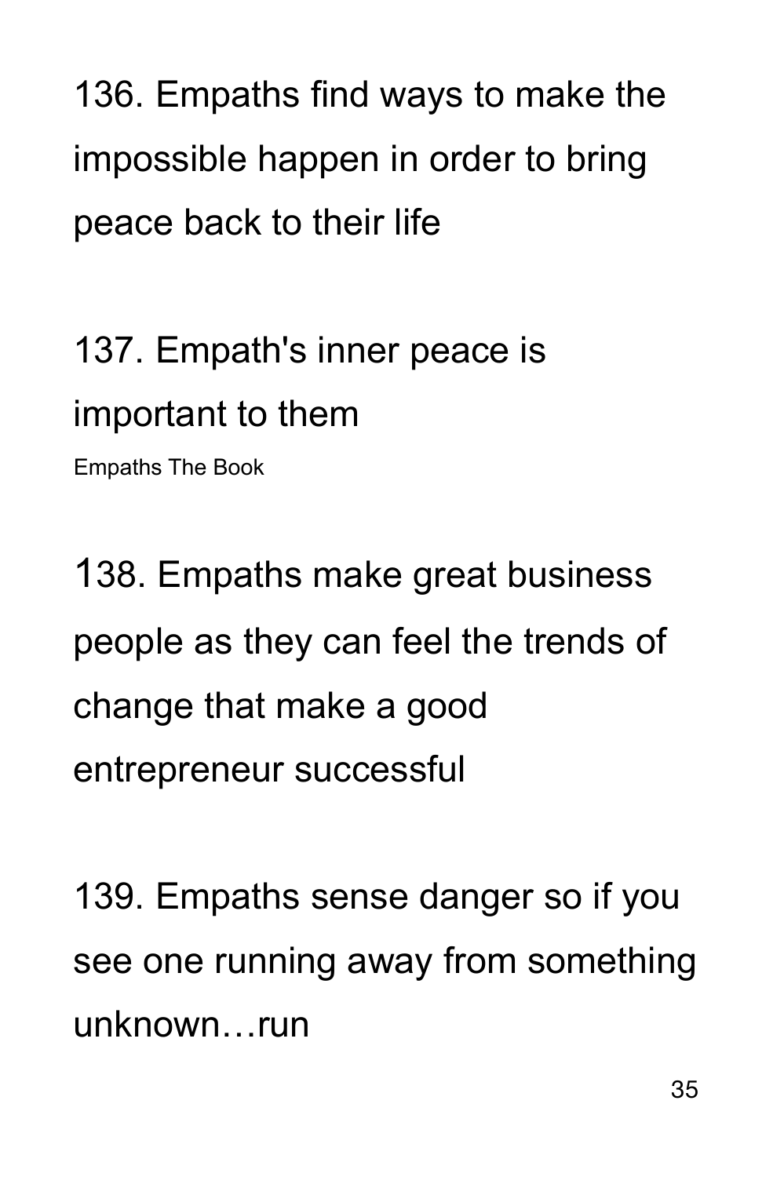136. Empaths find ways to make the impossible happen in order to bring peace back to their life

137. Empath's inner peace is important to them

138. Empaths make great business people as they can feel the trends of change that make a good entrepreneur successful

139. Empaths sense danger so if you see one running away from something unknown…run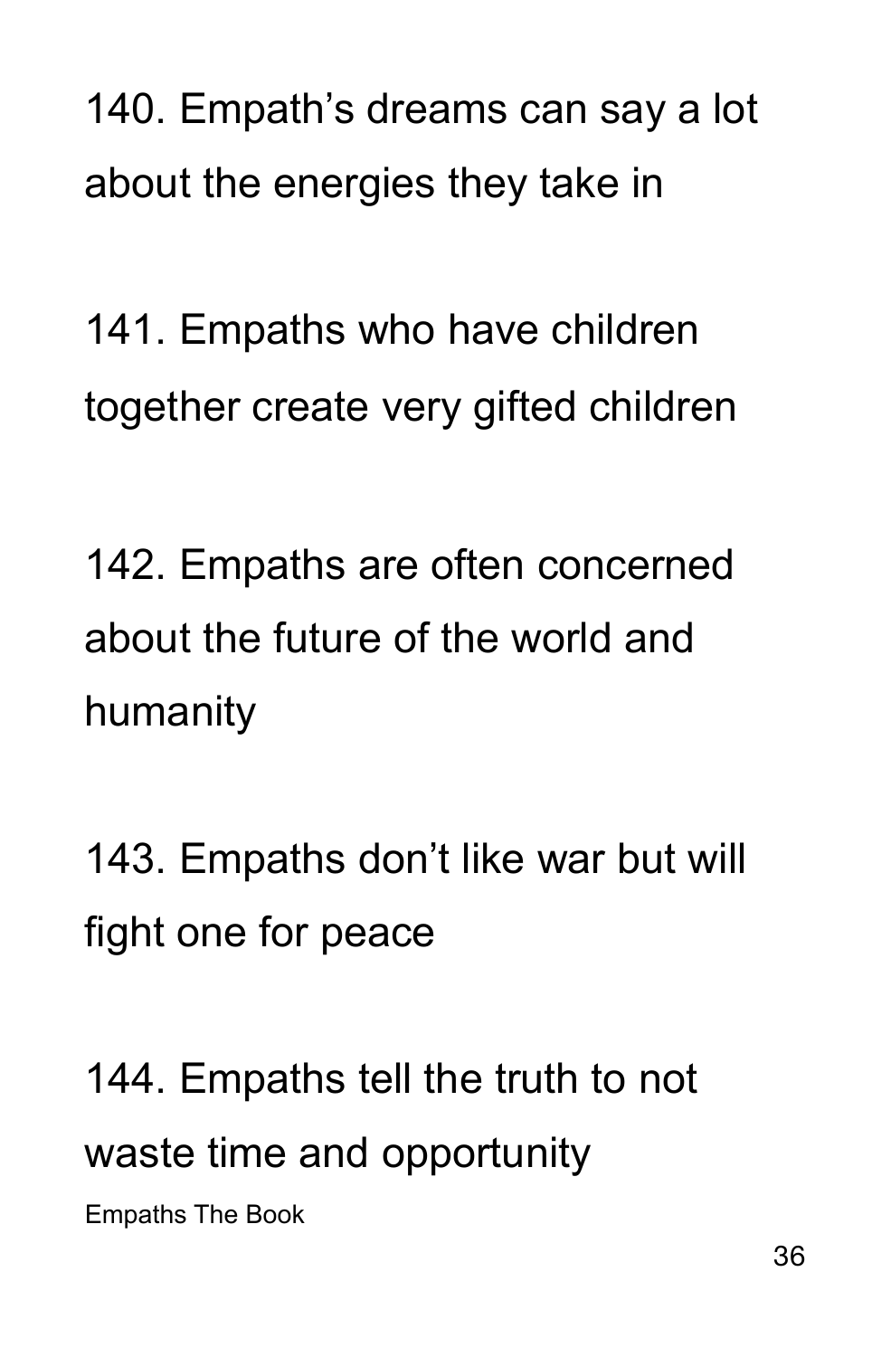140. Empath's dreams can say a lot about the energies they take in

141. Empaths who have children together create very gifted children

142. Empaths are often concerned about the future of the world and humanity

143. Empaths don't like war but will fight one for peace

144. Empaths tell the truth to not waste time and opportunity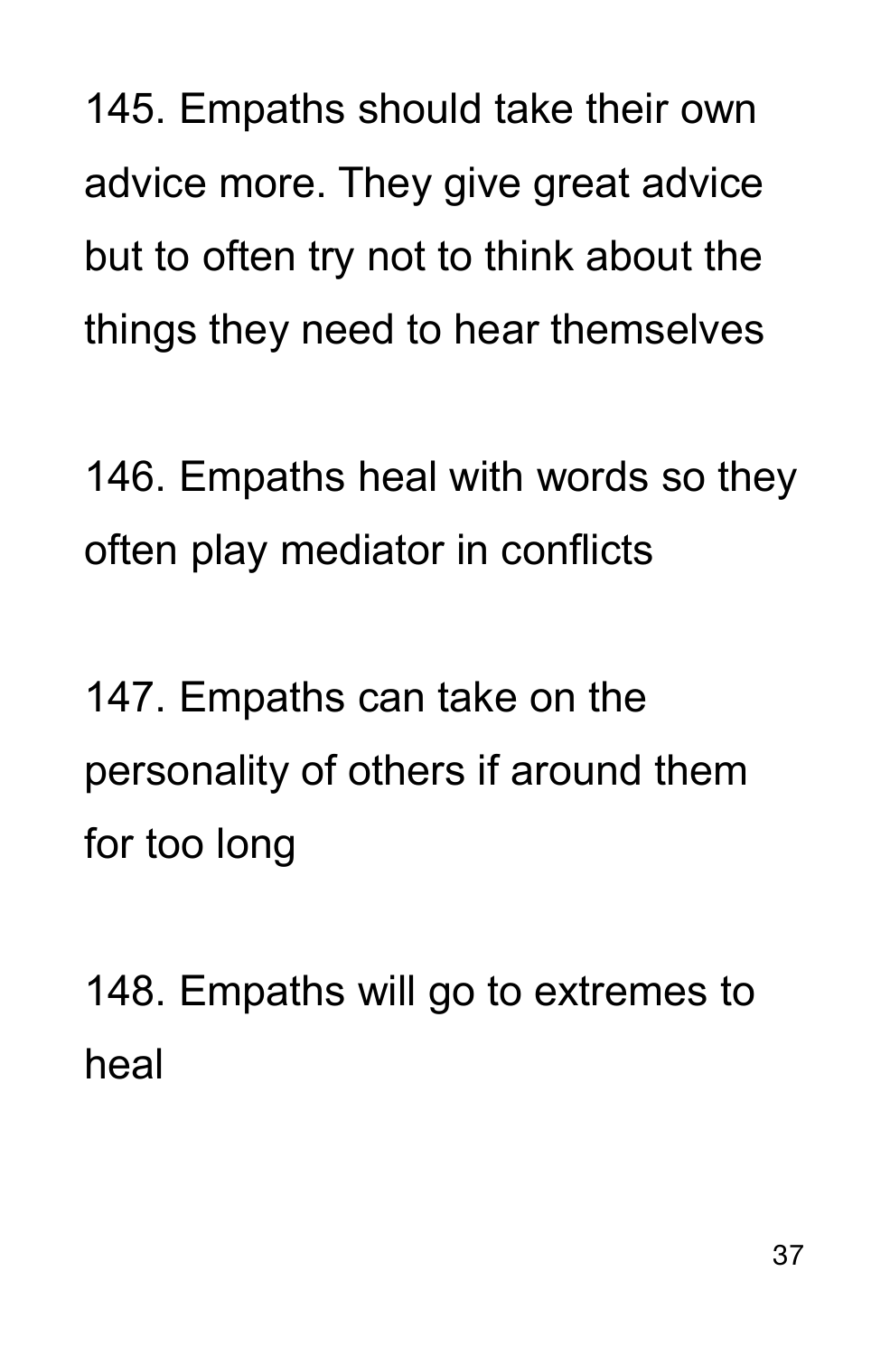145. Empaths should take their own advice more. They give great advice but to often try not to think about the things they need to hear themselves

146. Empaths heal with words so they often play mediator in conflicts

147. Empaths can take on the personality of others if around them for too long

148. Empaths will go to extremes to heal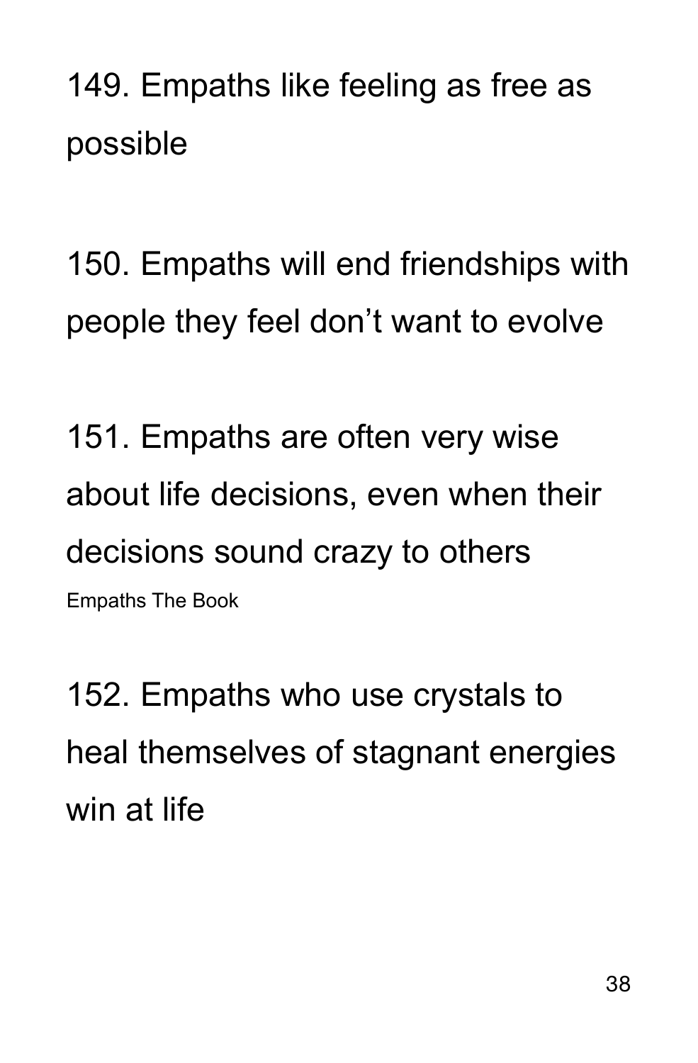149. Empaths like feeling as free as possible

150. Empaths will end friendships with people they feel don't want to evolve

151. Empaths are often very wise about life decisions, even when their decisions sound crazy to others

152. Empaths who use crystals to heal themselves of stagnant energies win at life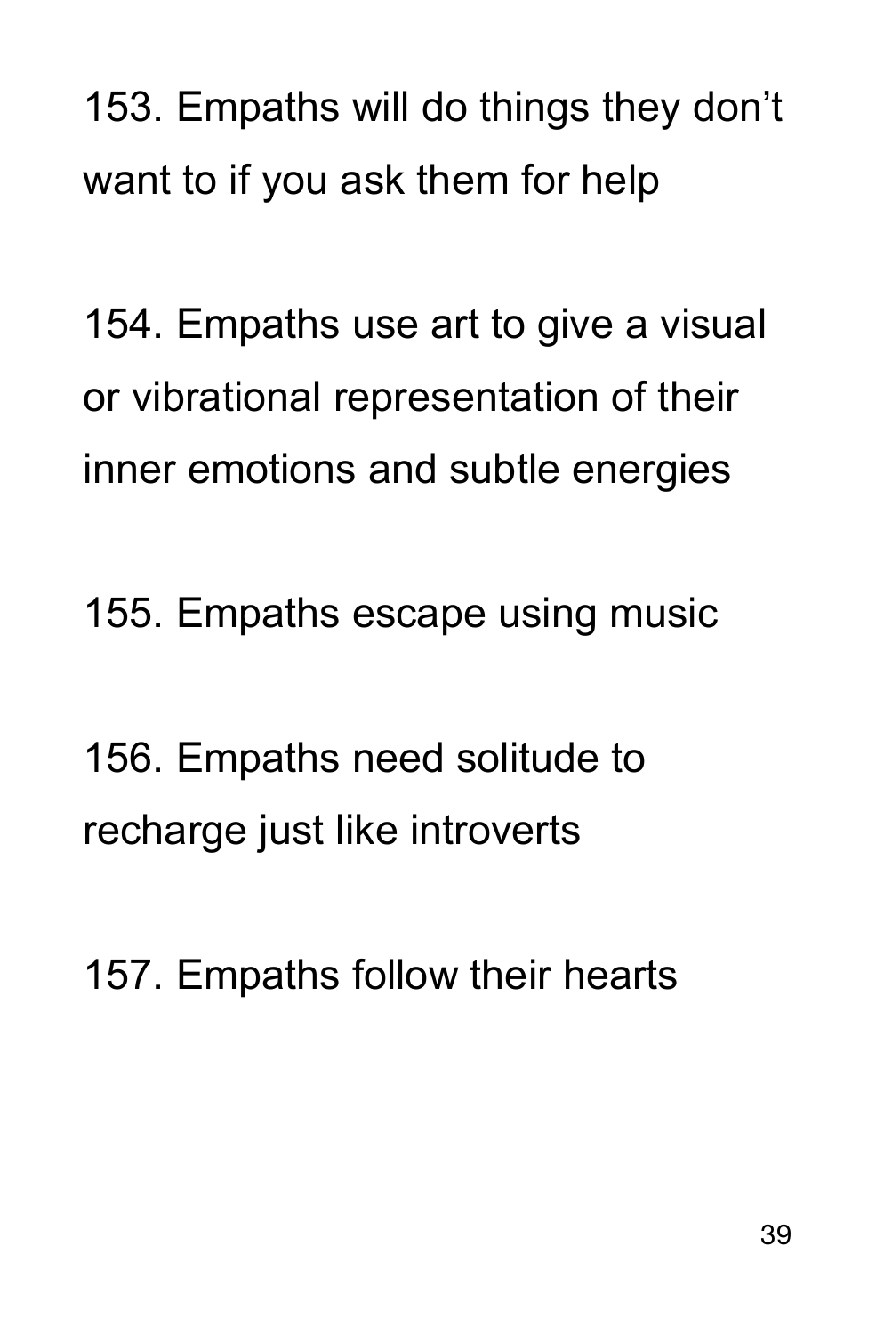153. Empaths will do things they don't want to if you ask them for help

154. Empaths use art to give a visual or vibrational representation of their inner emotions and subtle energies

155. Empaths escape using music

156. Empaths need solitude to recharge just like introverts

157. Empaths follow their hearts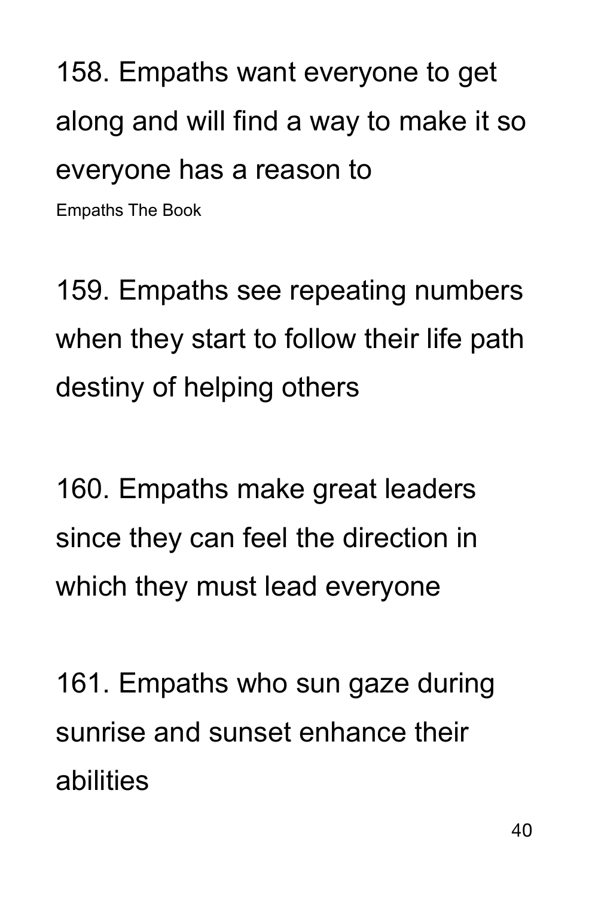158. Empaths want everyone to get along and will find a way to make it so everyone has a reason to

Empaths The Book

159. Empaths see repeating numbers when they start to follow their life path destiny of helping others

160. Empaths make great leaders since they can feel the direction in which they must lead everyone

161. Empaths who sun gaze during sunrise and sunset enhance their abilities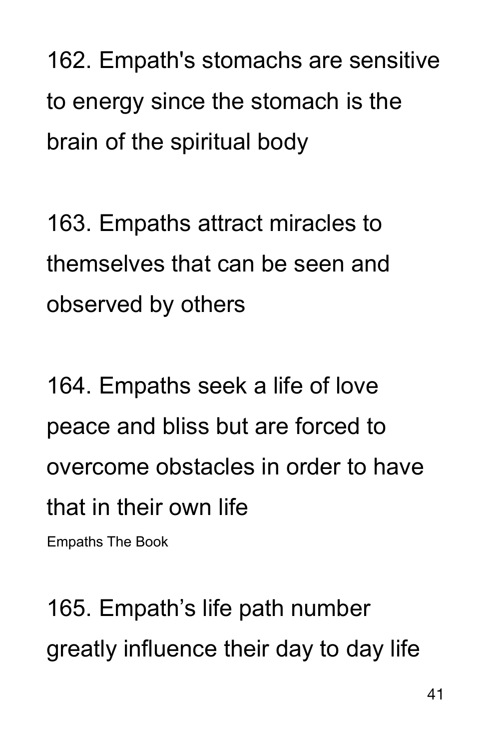162. Empath's stomachs are sensitive to energy since the stomach is the brain of the spiritual body

163. Empaths attract miracles to themselves that can be seen and observed by others

164. Empaths seek a life of love peace and bliss but are forced to overcome obstacles in order to have that in their own life

165. Empath’s life path number greatly influence their day to day life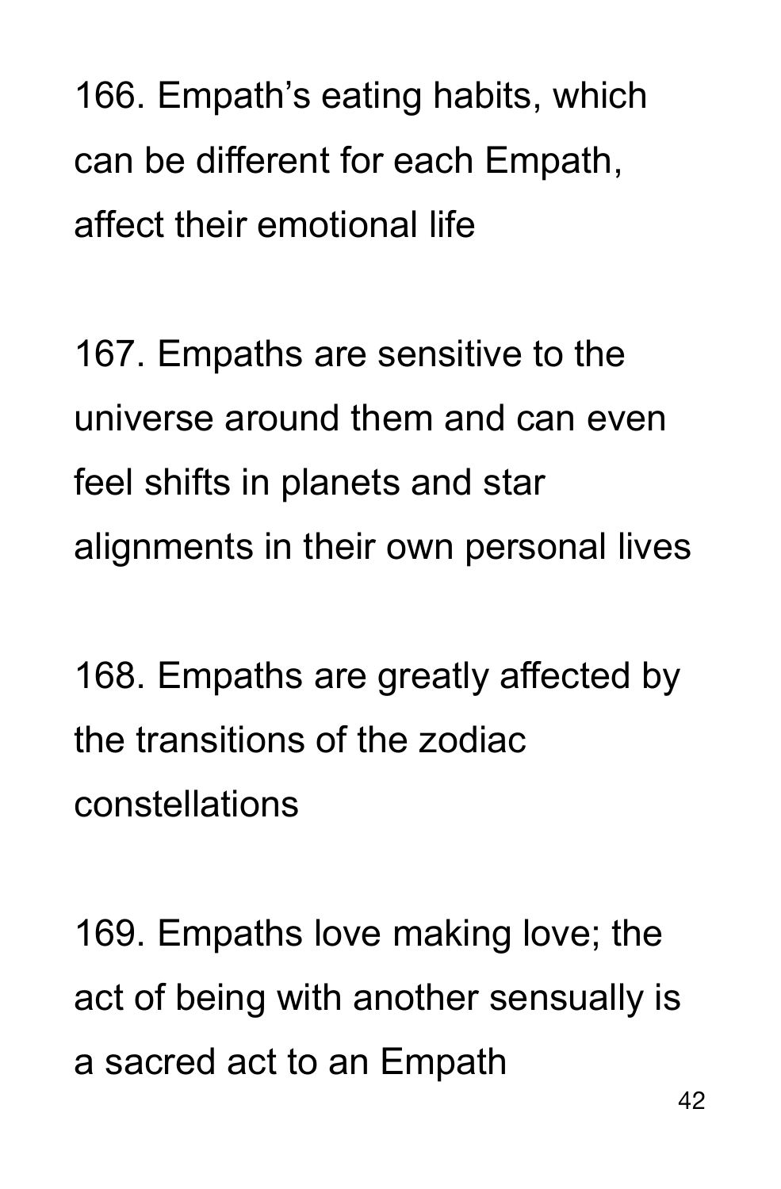166. Empath's eating habits, which can be different for each Empath, affect their emotional life

167. Empaths are sensitive to the universe around them and can even feel shifts in planets and star alignments in their own personal lives

168. Empaths are greatly affected by the transitions of the zodiac constellations

169. Empaths love making love; the act of being with another sensually is a sacred act to an Empath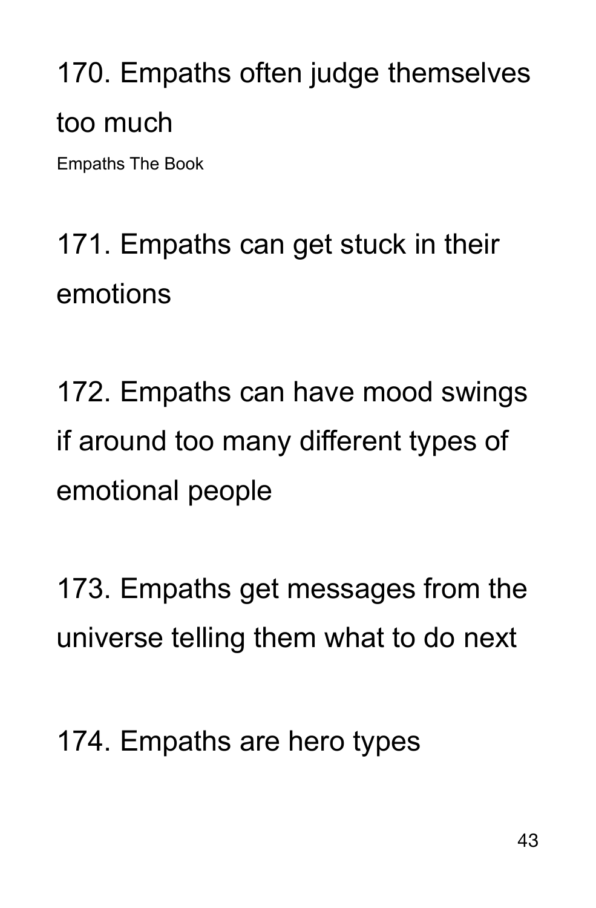170. Empaths often judge themselves too much

Empaths The Book

171. Empaths can get stuck in their emotions

172. Empaths can have mood swings if around too many different types of emotional people

173. Empaths get messages from the universe telling them what to do next

174. Empaths are hero types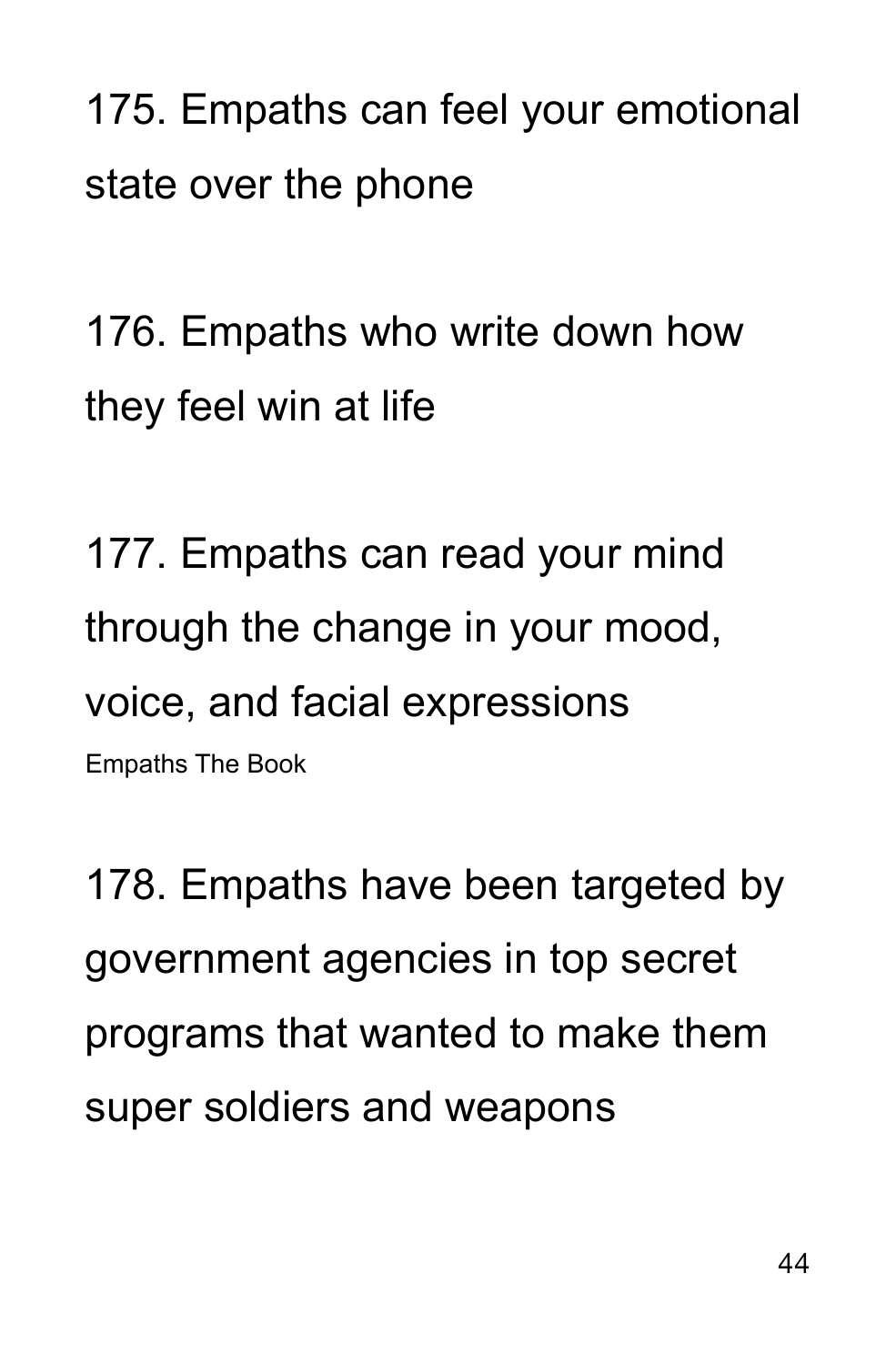175. Empaths can feel your emotional state over the phone

176. Empaths who write down how they feel win at life

177. Empaths can read your mind through the change in your mood, voice, and facial expressions

Empaths The Book

178. Empaths have been targeted by government agencies in top secret programs that wanted to make them super soldiers and weapons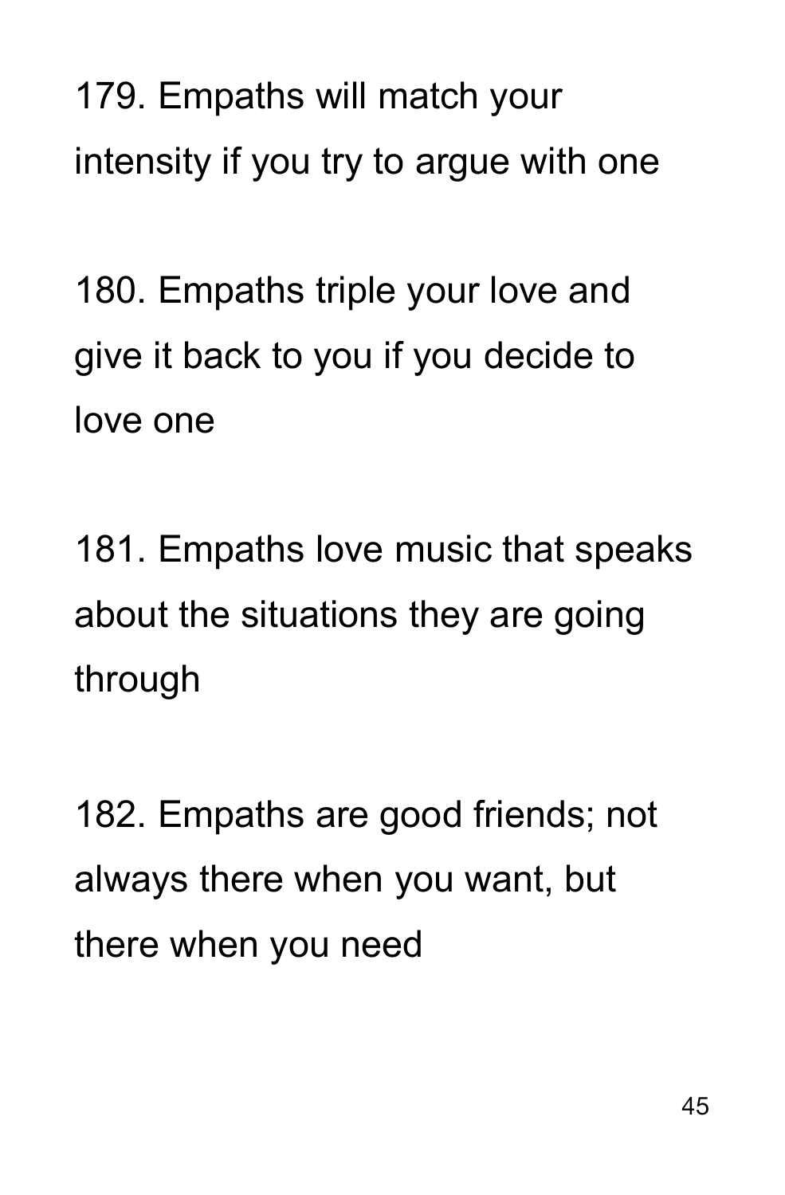179. Empaths will match your intensity if you try to argue with one

180. Empaths triple your love and give it back to you if you decide to love one

181. Empaths love music that speaks about the situations they are going through

182. Empaths are good friends; not always there when you want, but there when you need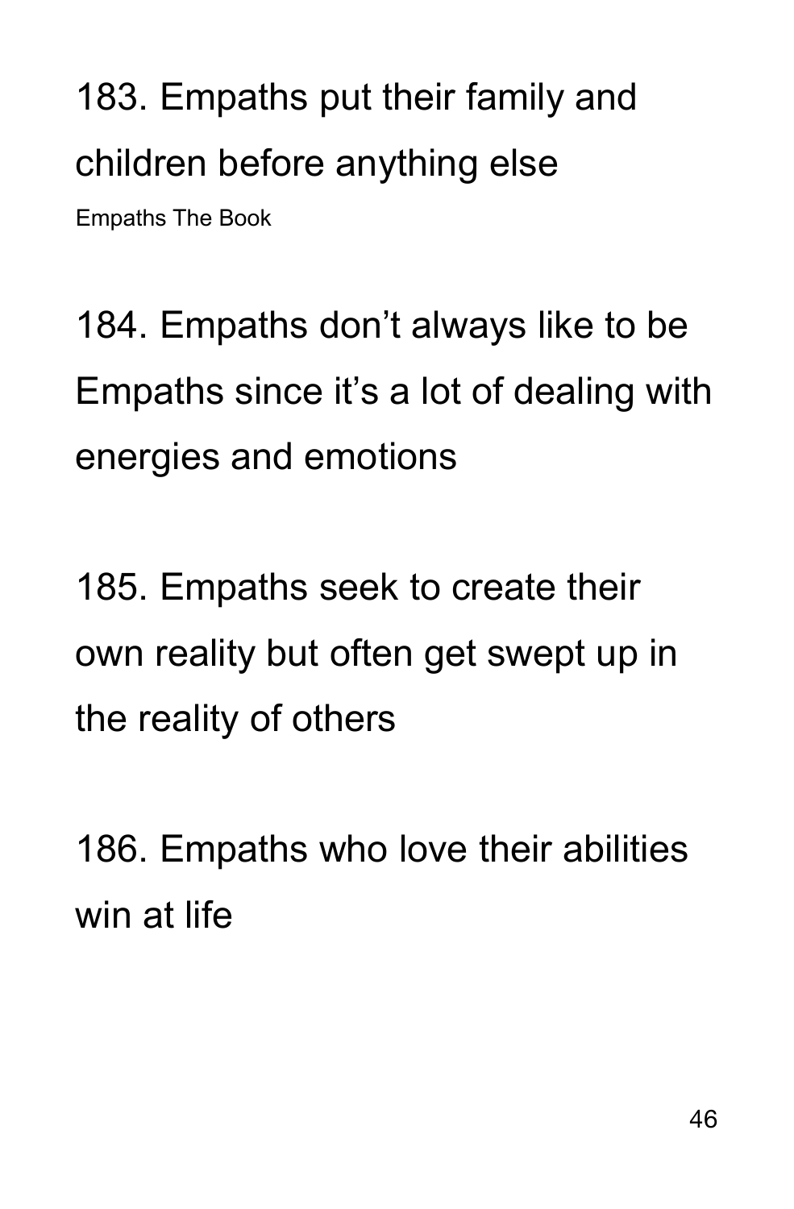183. Empaths put their family and children before anything else

Empaths The Book

184. Empaths don't always like to be Empaths since it's a lot of dealing with energies and emotions

185. Empaths seek to create their own reality but often get swept up in the reality of others

186. Empaths who love their abilities win at life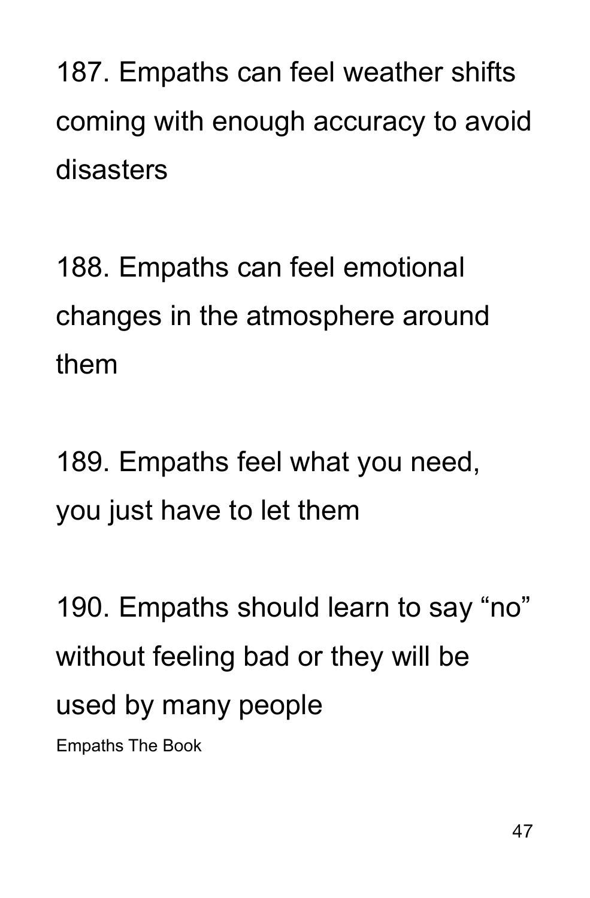187. Empaths can feel weather shifts coming with enough accuracy to avoid disasters

188. Empaths can feel emotional changes in the atmosphere around them

189. Empaths feel what you need, you just have to let them

190. Empaths should learn to say “no” without feeling bad or they will be used by many people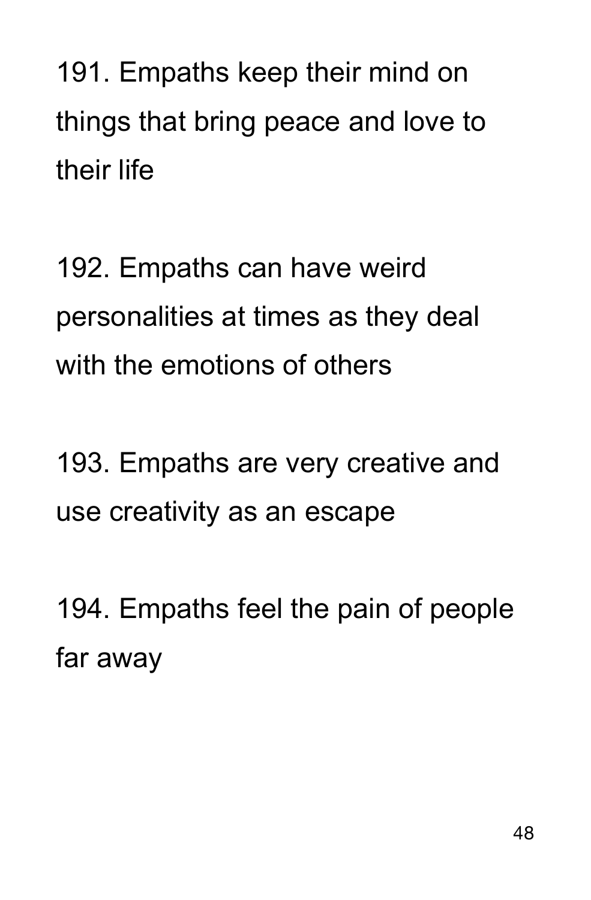191. Empaths keep their mind on things that bring peace and love to their life

192. Empaths can have weird personalities at times as they deal with the emotions of others

193. Empaths are very creative and use creativity as an escape

194. Empaths feel the pain of people far away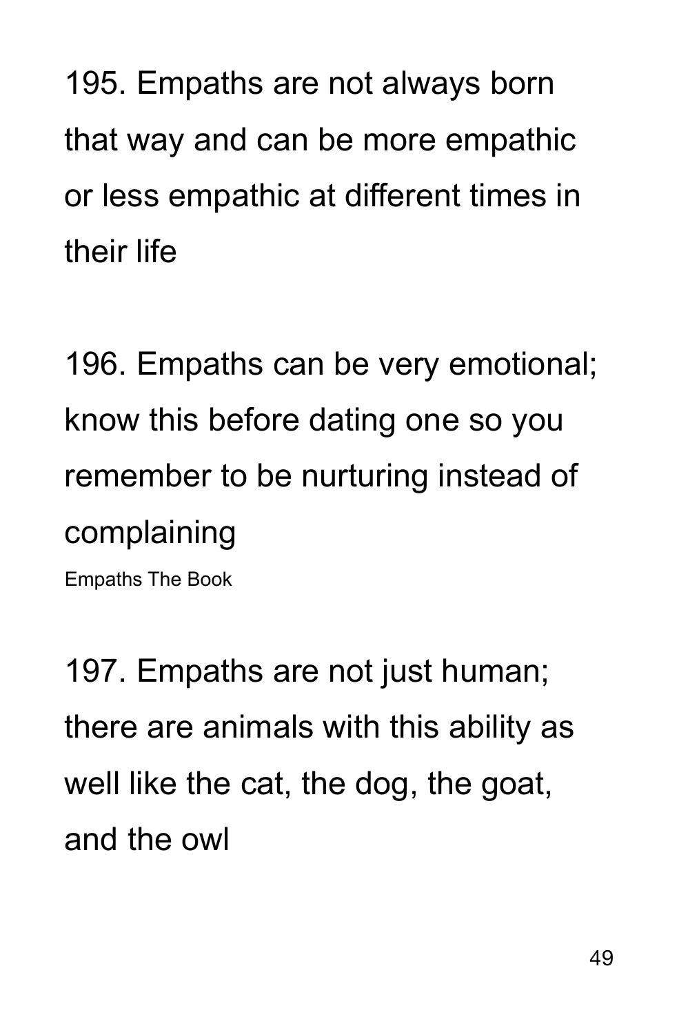195. Empaths are not always born that way and can be more empathic or less empathic at different times in their life

196. Empaths can be very emotional; know this before dating one so you remember to be nurturing instead of complaining

197. Empaths are not just human; there are animals with this ability as well like the cat, the dog, the goat, and the owl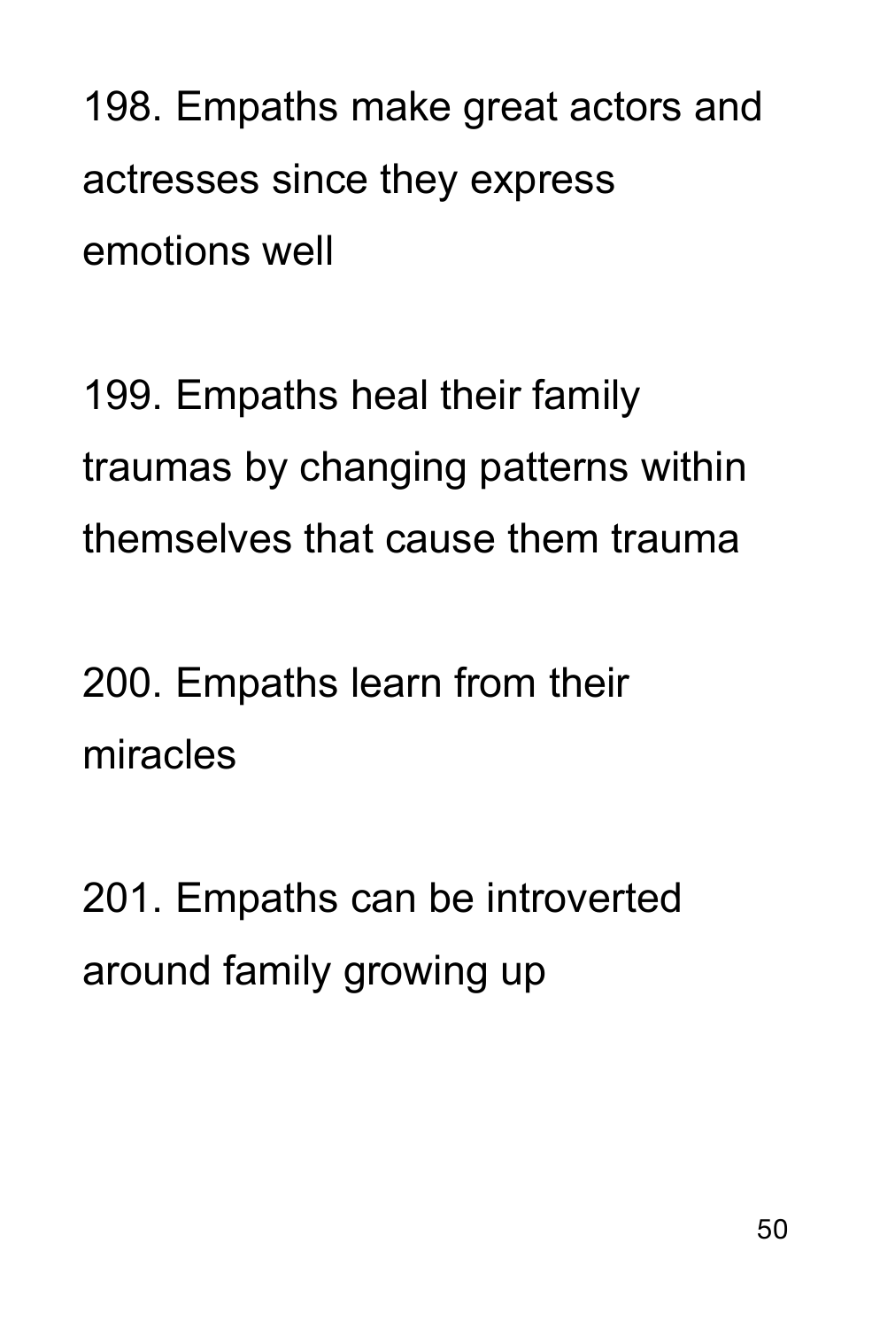198. Empaths make great actors and actresses since they express emotions well

199. Empaths heal their family traumas by changing patterns within themselves that cause them trauma

200. Empaths learn from their miracles

201. Empaths can be introverted around family growing up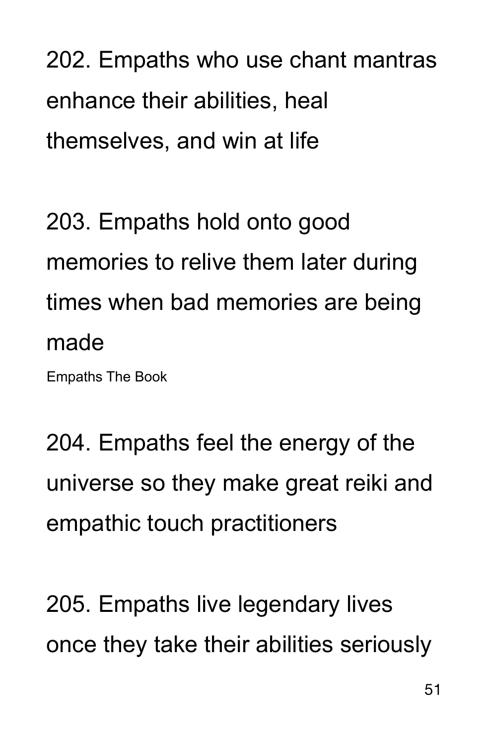202. Empaths who use chant mantras enhance their abilities, heal themselves, and win at life

203. Empaths hold onto good memories to relive them later during times when bad memories are being made

204. Empaths feel the energy of the universe so they make great reiki and empathic touch practitioners

205. Empaths live legendary lives once they take their abilities seriously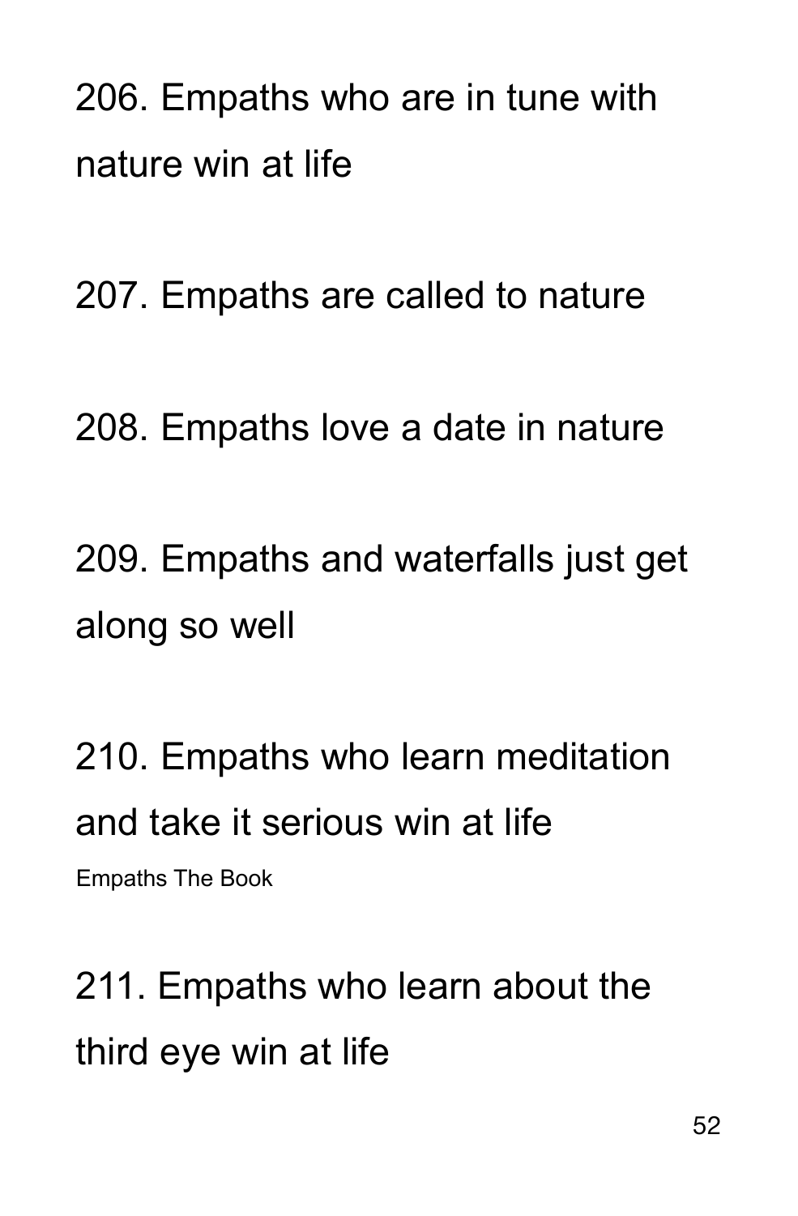206. Empaths who are in tune with nature win at life

207. Empaths are called to nature

208. Empaths love a date in nature

209. Empaths and waterfalls just get along so well

210. Empaths who learn meditation and take it serious win at life

211. Empaths who learn about the third eye win at life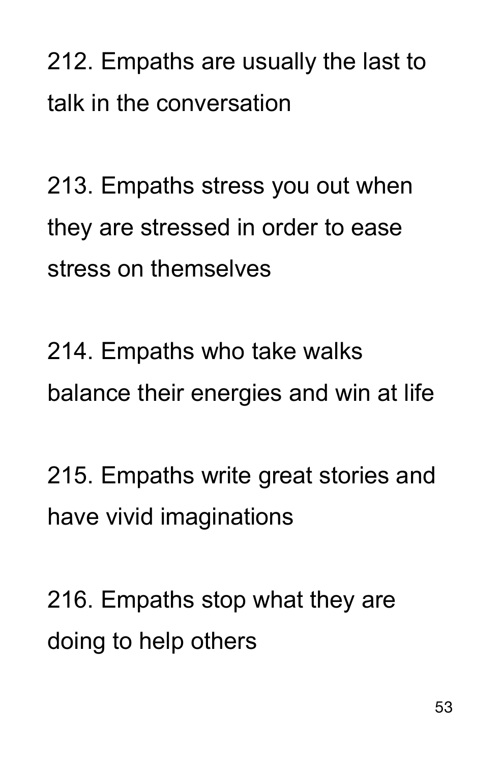212. Empaths are usually the last to talk in the conversation

213. Empaths stress you out when they are stressed in order to ease stress on themselves

214. Empaths who take walks balance their energies and win at life

215. Empaths write great stories and have vivid imaginations

216. Empaths stop what they are doing to help others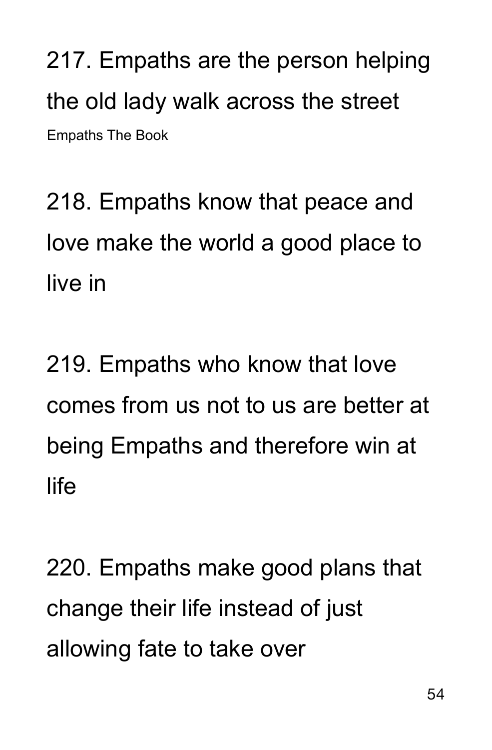217. Empaths are the person helping the old lady walk across the street

218. Empaths know that peace and love make the world a good place to live in

219. Empaths who know that love comes from us not to us are better at being Empaths and therefore win at life

220. Empaths make good plans that change their life instead of just allowing fate to take over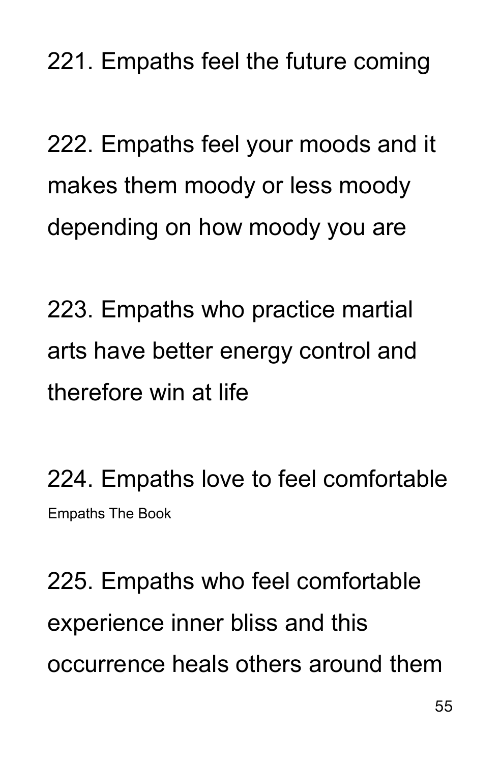221. Empaths feel the future coming

222. Empaths feel your moods and it makes them moody or less moody depending on how moody you are

223. Empaths who practice martial arts have better energy control and therefore win at life

224. Empaths love to feel comfortable

225. Empaths who feel comfortable experience inner bliss and this occurrence heals others around them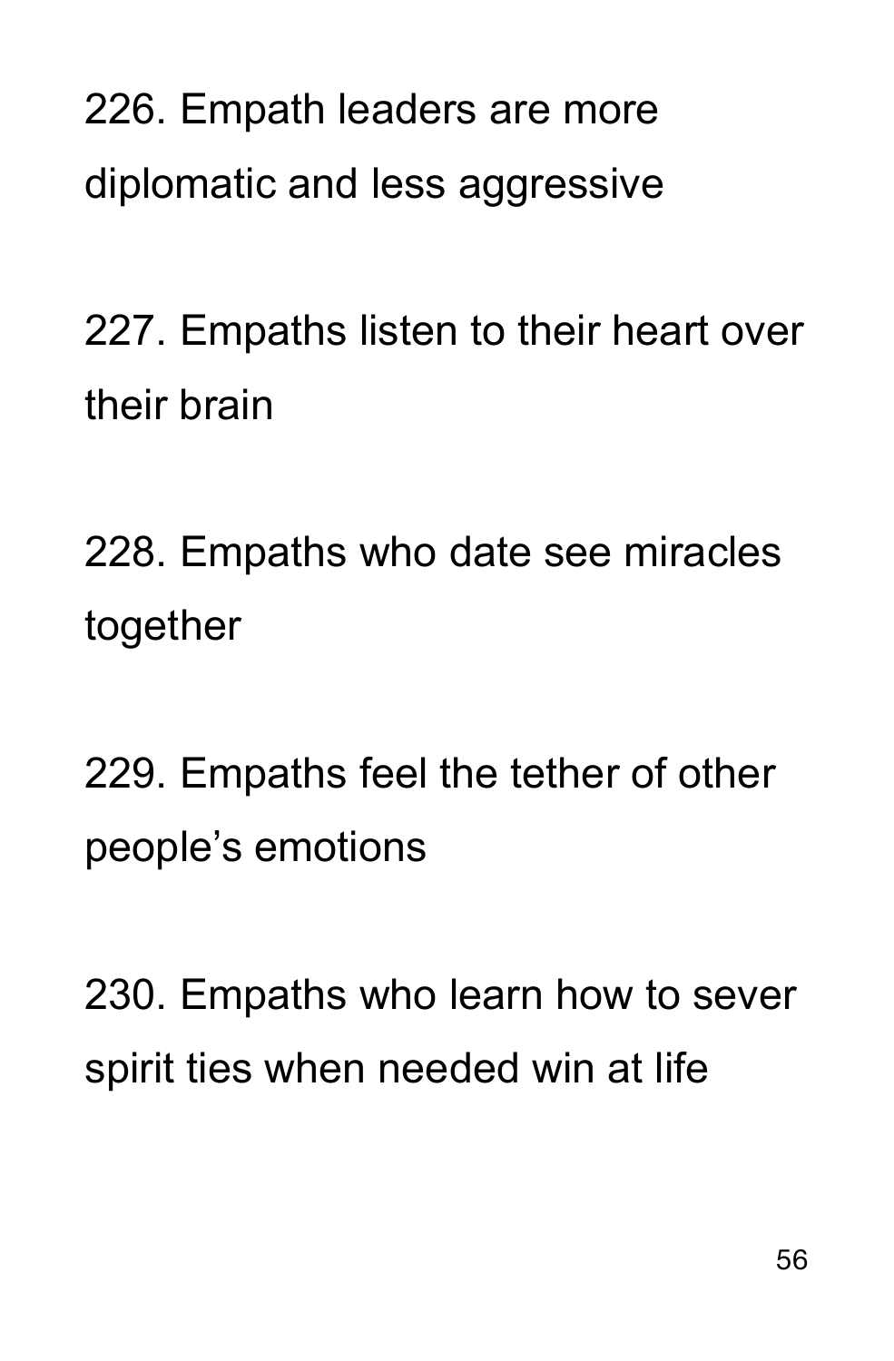226. Empath leaders are more diplomatic and less aggressive

227. Empaths listen to their heart over their brain

228. Empaths who date see miracles together

229. Empaths feel the tether of other people's emotions

230. Empaths who learn how to sever spirit ties when needed win at life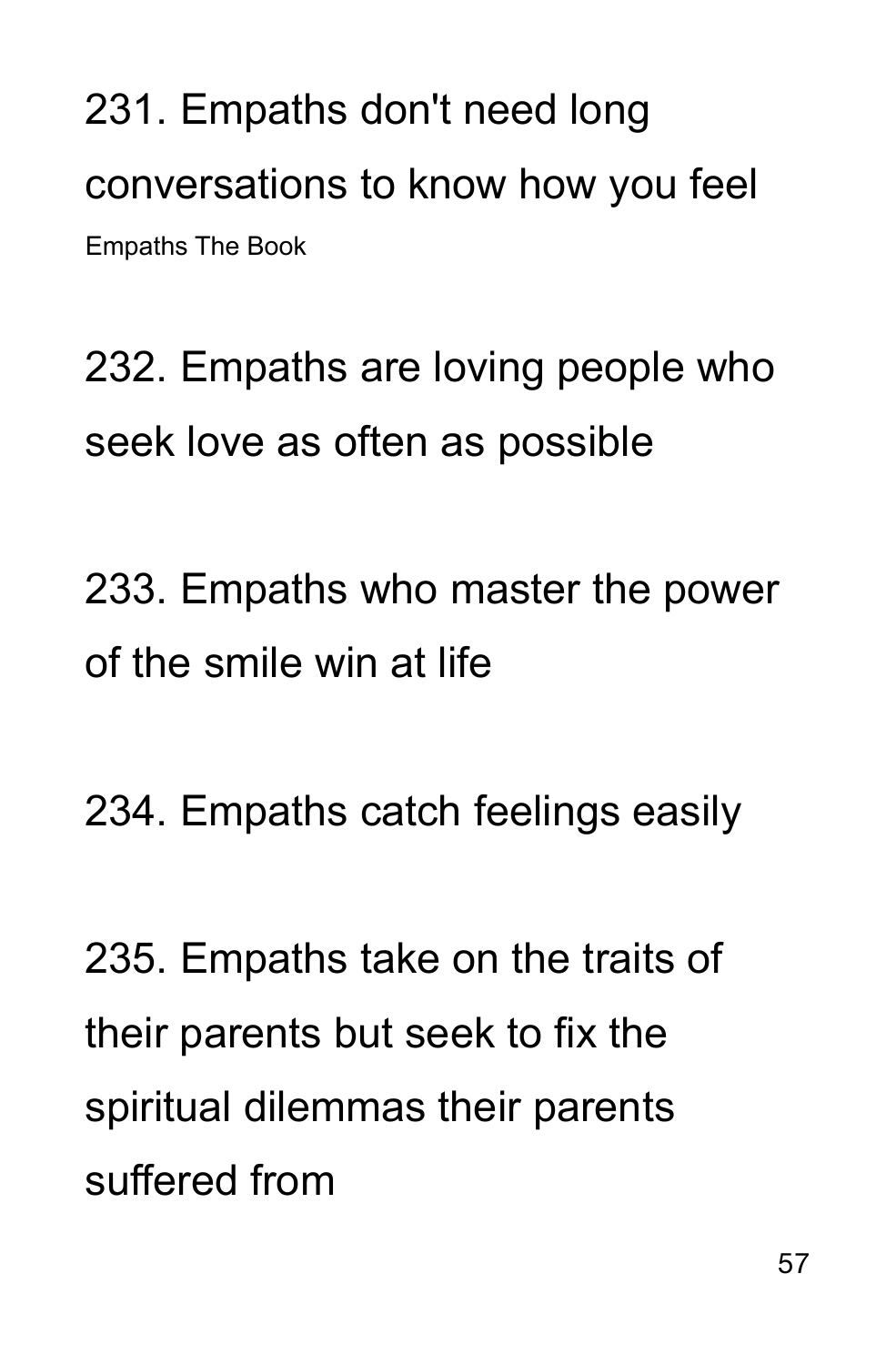231. Empaths don't need long conversations to know how you feel

Empaths The Book

232. Empaths are loving people who seek love as often as possible

233. Empaths who master the power of the smile win at life

234. Empaths catch feelings easily

235. Empaths take on the traits of their parents but seek to fix the spiritual dilemmas their parents suffered from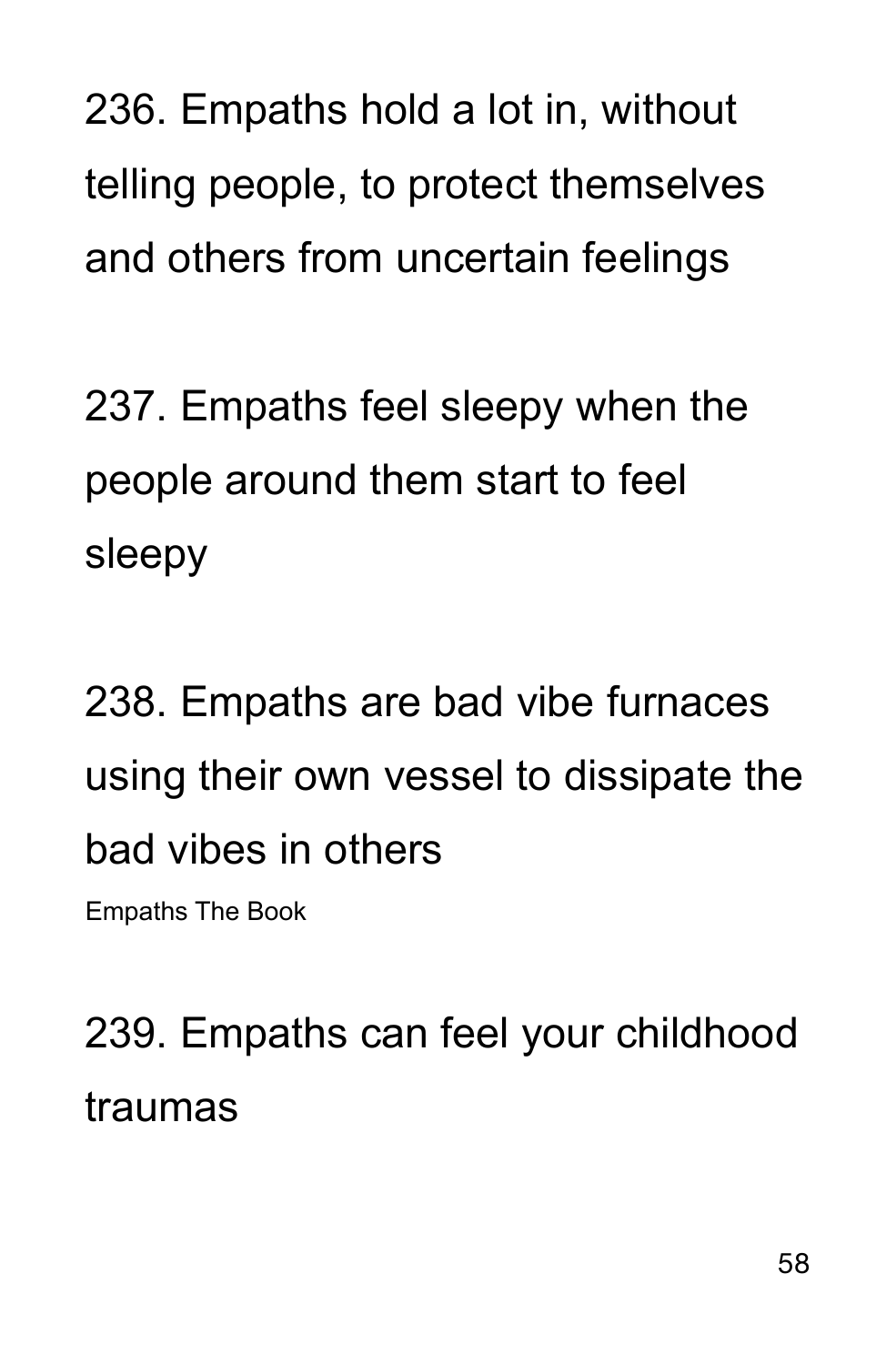236. Empaths hold a lot in, without telling people, to protect themselves and others from uncertain feelings

237. Empaths feel sleepy when the people around them start to feel sleepy

238. Empaths are bad vibe furnaces using their own vessel to dissipate the bad vibes in others

Empaths The Book

239. Empaths can feel your childhood traumas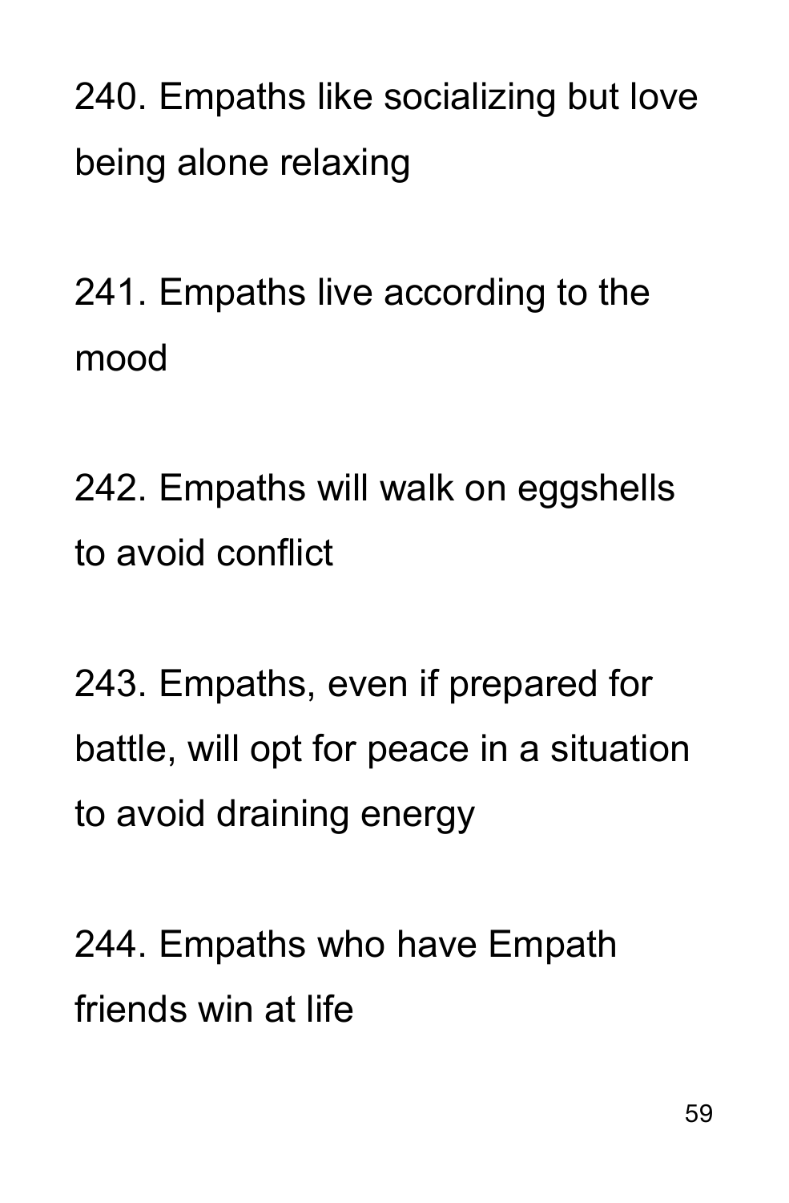240. Empaths like socializing but love being alone relaxing

241. Empaths live according to the mood

242. Empaths will walk on eggshells to avoid conflict

243. Empaths, even if prepared for battle, will opt for peace in a situation to avoid draining energy

244. Empaths who have Empath friends win at life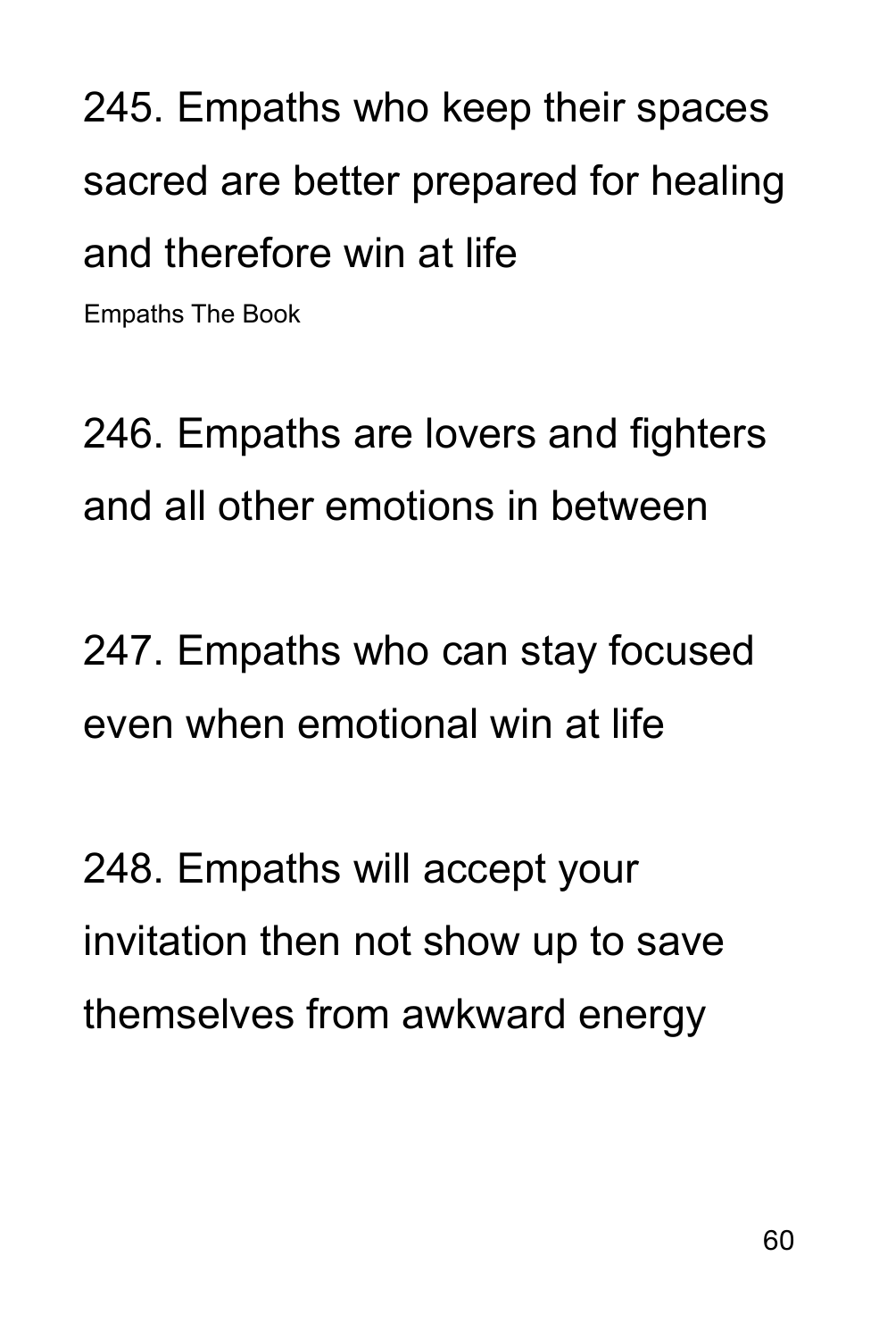245. Empaths who keep their spaces sacred are better prepared for healing and therefore win at life

Empaths The Book

246. Empaths are lovers and fighters and all other emotions in between

247. Empaths who can stay focused even when emotional win at life

248. Empaths will accept your invitation then not show up to save themselves from awkward energy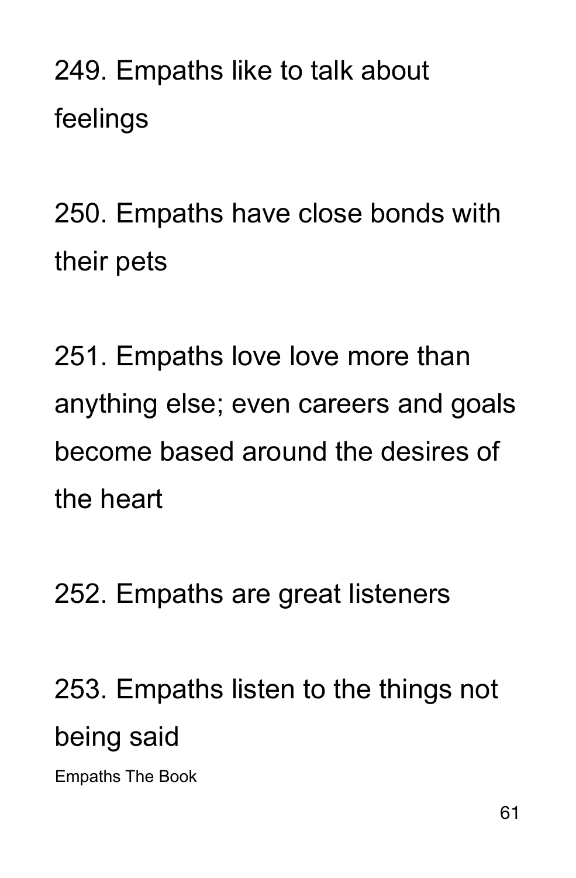249. Empaths like to talk about feelings

250. Empaths have close bonds with their pets

251. Empaths love love more than anything else; even careers and goals become based around the desires of the heart

252. Empaths are great listeners

253. Empaths listen to the things not being said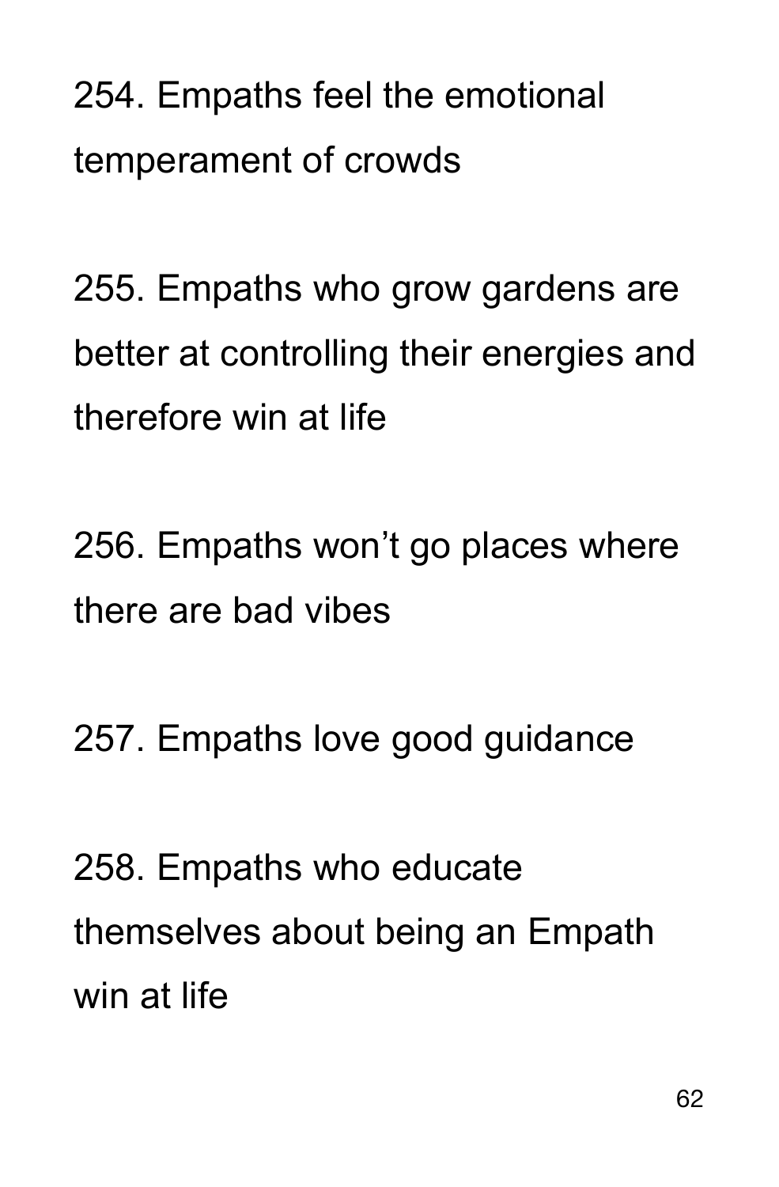254. Empaths feel the emotional temperament of crowds

255. Empaths who grow gardens are better at controlling their energies and therefore win at life

256. Empaths won’t go places where there are bad vibes

257. Empaths love good guidance

258. Empaths who educate themselves about being an Empath win at life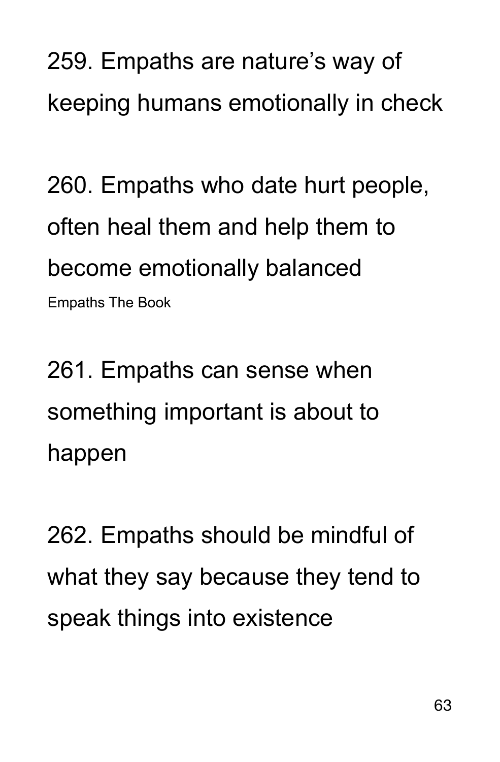259. Empaths are nature's way of keeping humans emotionally in check

260. Empaths who date hurt people, often heal them and help them to become emotionally balanced

261. Empaths can sense when something important is about to happen

262. Empaths should be mindful of what they say because they tend to speak things into existence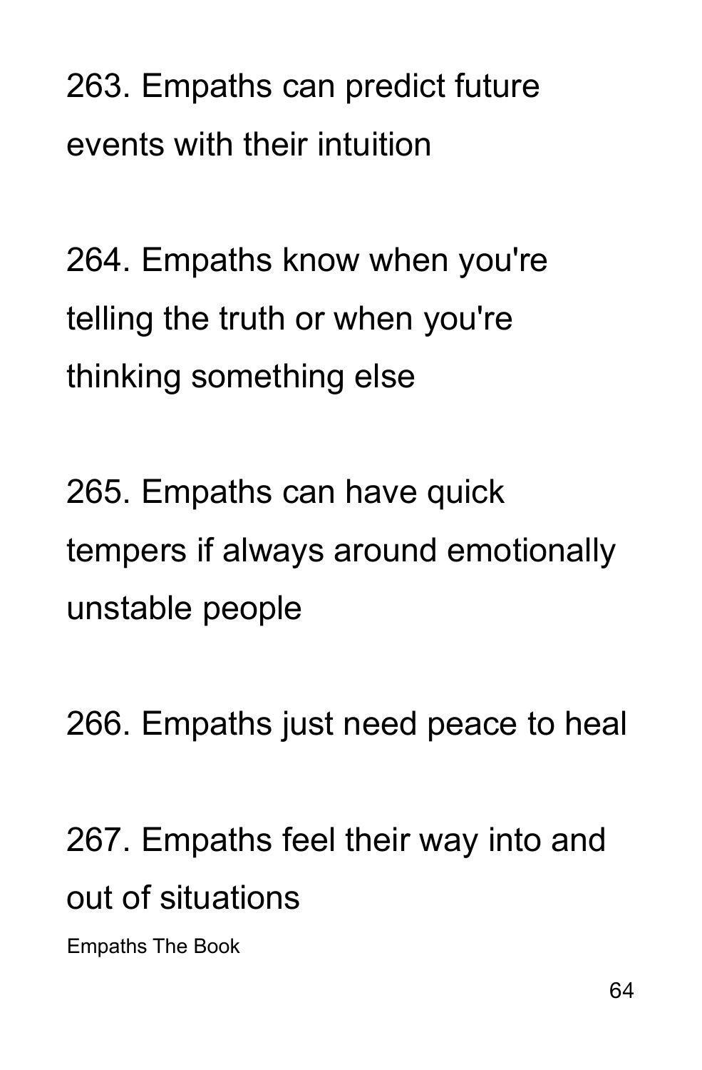263. Empaths can predict future events with their intuition

264. Empaths know when you're telling the truth or when you're thinking something else

265. Empaths can have quick tempers if always around emotionally unstable people

266. Empaths just need peace to heal

267. Empaths feel their way into and out of situations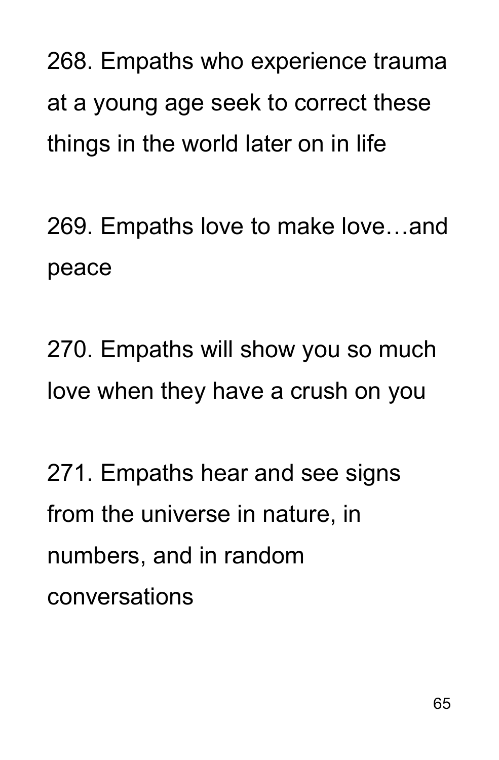268. Empaths who experience trauma at a young age seek to correct these things in the world later on in life

269. Empaths love to make love…and peace

270. Empaths will show you so much love when they have a crush on you

271. Empaths hear and see signs from the universe in nature, in numbers, and in random conversations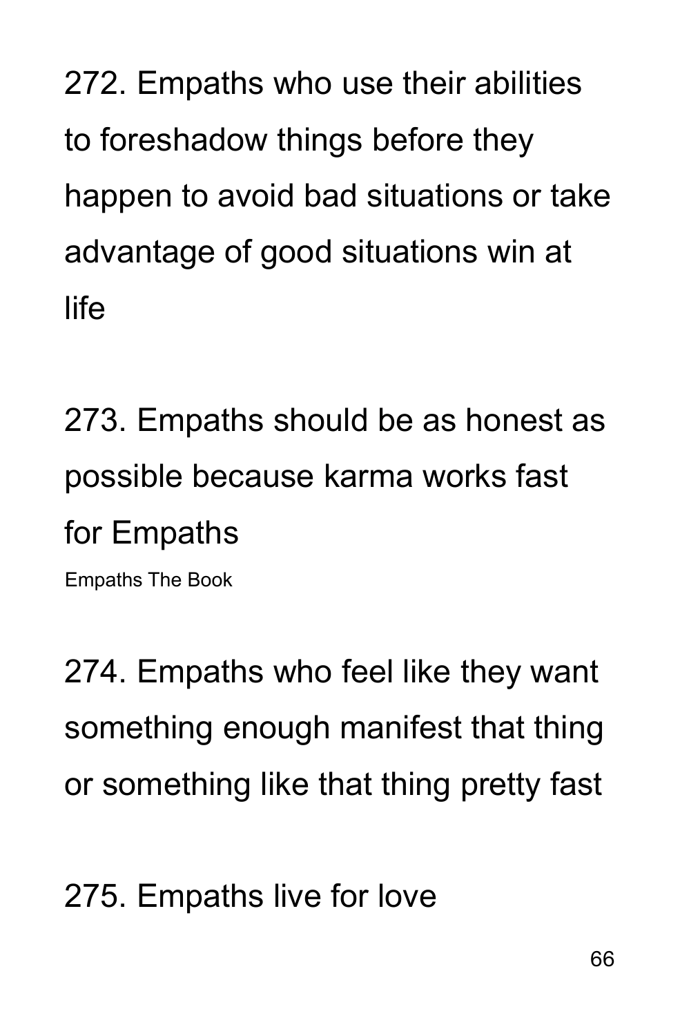272. Empaths who use their abilities to foreshadow things before they happen to avoid bad situations or take advantage of good situations win at life

273. Empaths should be as honest as possible because karma works fast for Empaths

274. Empaths who feel like they want something enough manifest that thing or something like that thing pretty fast

275. Empaths live for love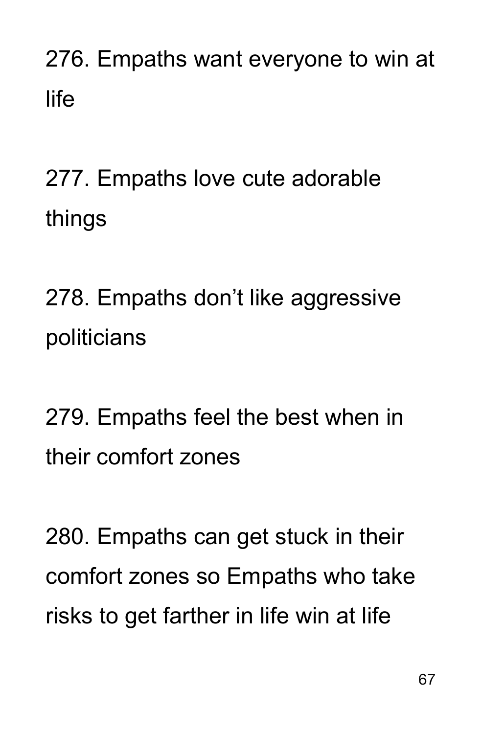276. Empaths want everyone to win at life

277. Empaths love cute adorable things

278. Empaths don't like aggressive politicians

279. Empaths feel the best when in their comfort zones

280. Empaths can get stuck in their comfort zones so Empaths who take risks to get farther in life win at life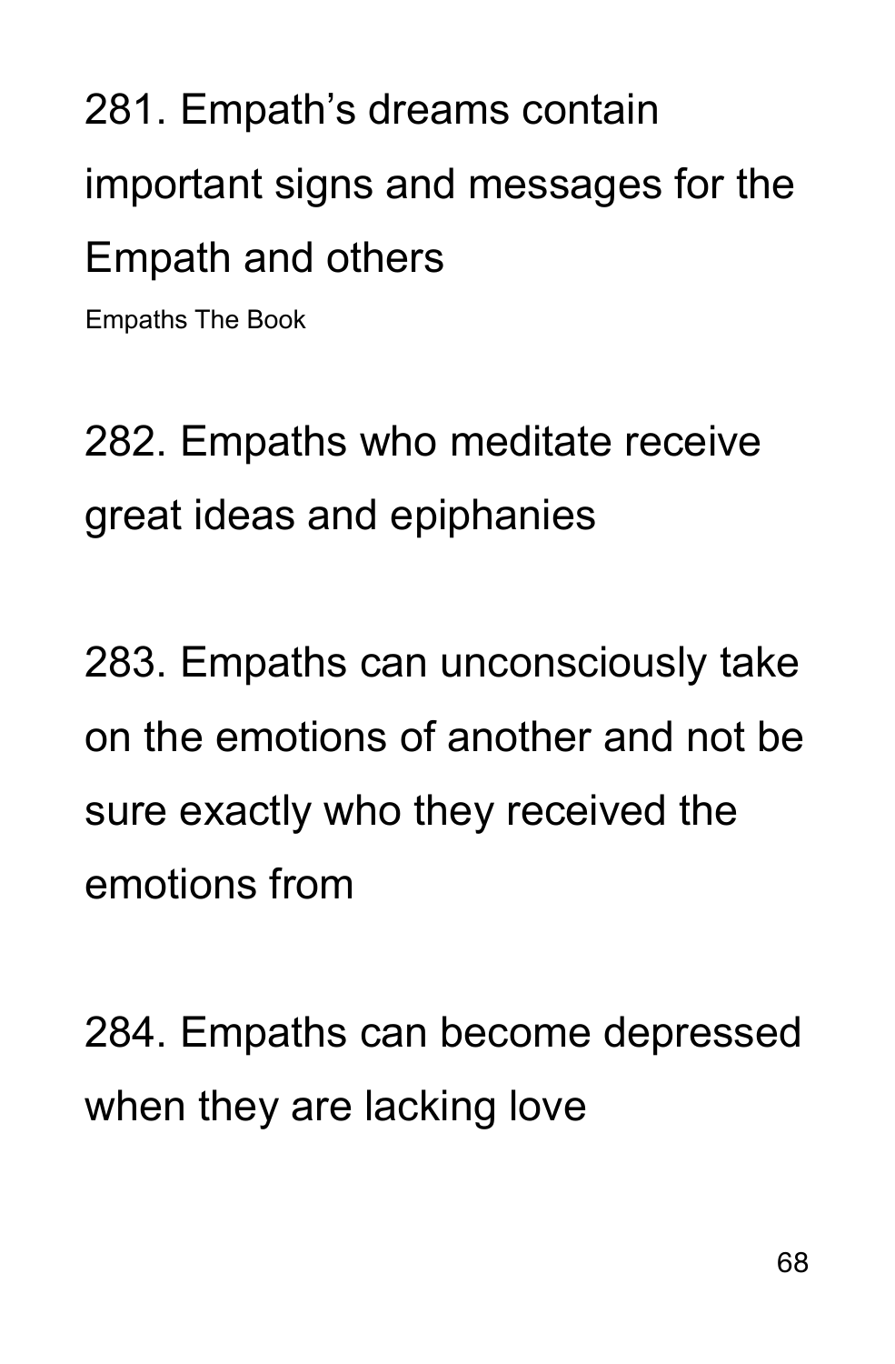281. Empath's dreams contain important signs and messages for the Empath and others

Empaths The Book

282. Empaths who meditate receive great ideas and epiphanies

283. Empaths can unconsciously take on the emotions of another and not be sure exactly who they received the emotions from

284. Empaths can become depressed when they are lacking love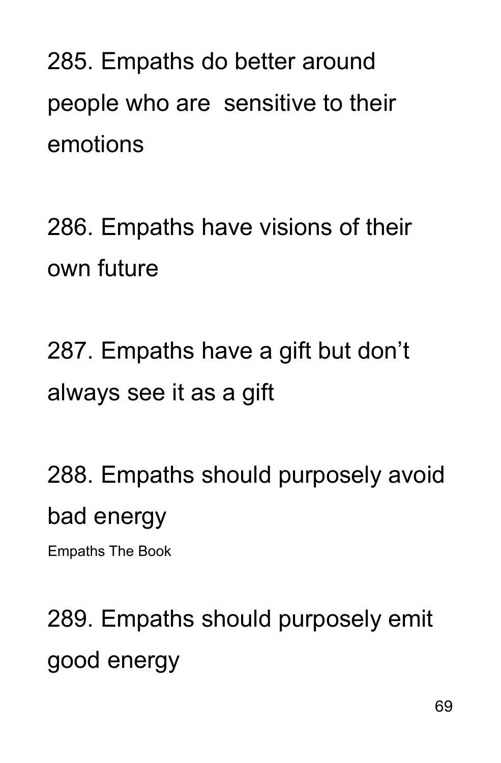285. Empaths do better around people who are sensitive to their emotions

286. Empaths have visions of their own future

287. Empaths have a gift but don't always see it as a gift

288. Empaths should purposely avoid bad energy

289. Empaths should purposely emit good energy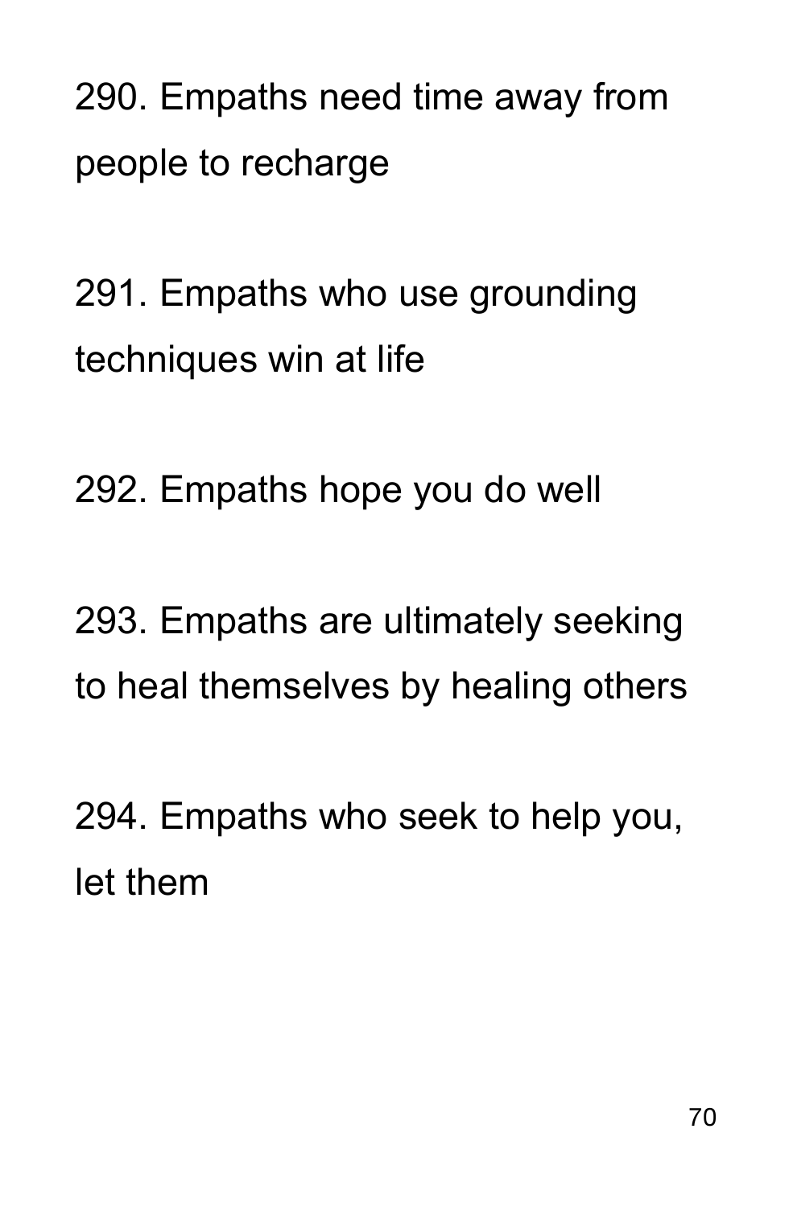290. Empaths need time away from people to recharge

291. Empaths who use grounding techniques win at life

292. Empaths hope you do well

293. Empaths are ultimately seeking to heal themselves by healing others

294. Empaths who seek to help you, let them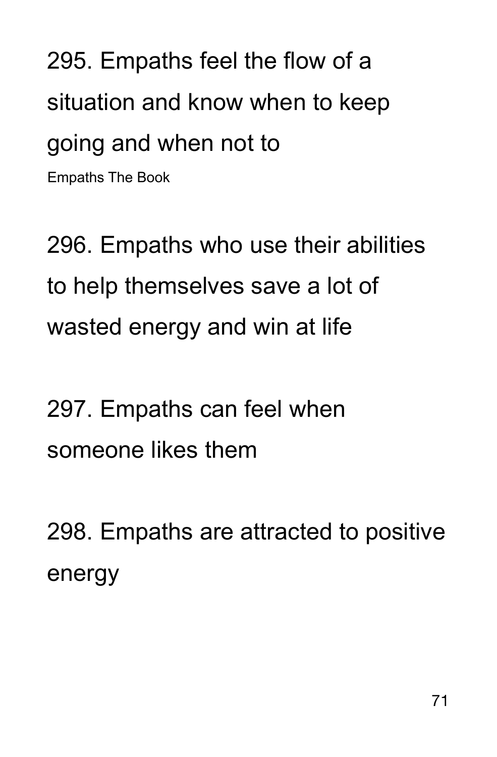295. Empaths feel the flow of a situation and know when to keep going and when not to

296. Empaths who use their abilities to help themselves save a lot of wasted energy and win at life

297. Empaths can feel when someone likes them

298. Empaths are attracted to positive energy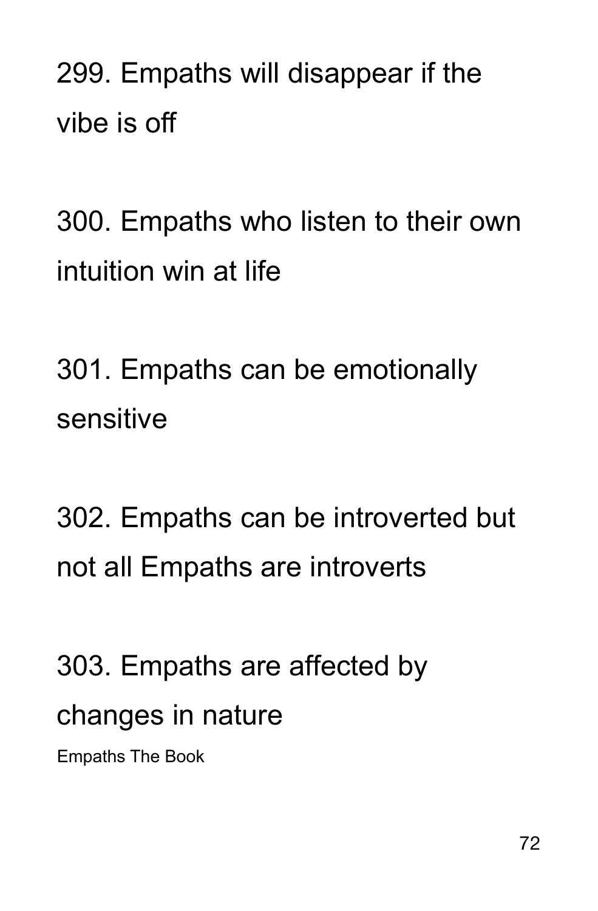299. Empaths will disappear if the vibe is off

300. Empaths who listen to their own intuition win at life

301. Empaths can be emotionally sensitive

302. Empaths can be introverted but not all Empaths are introverts

303. Empaths are affected by changes in nature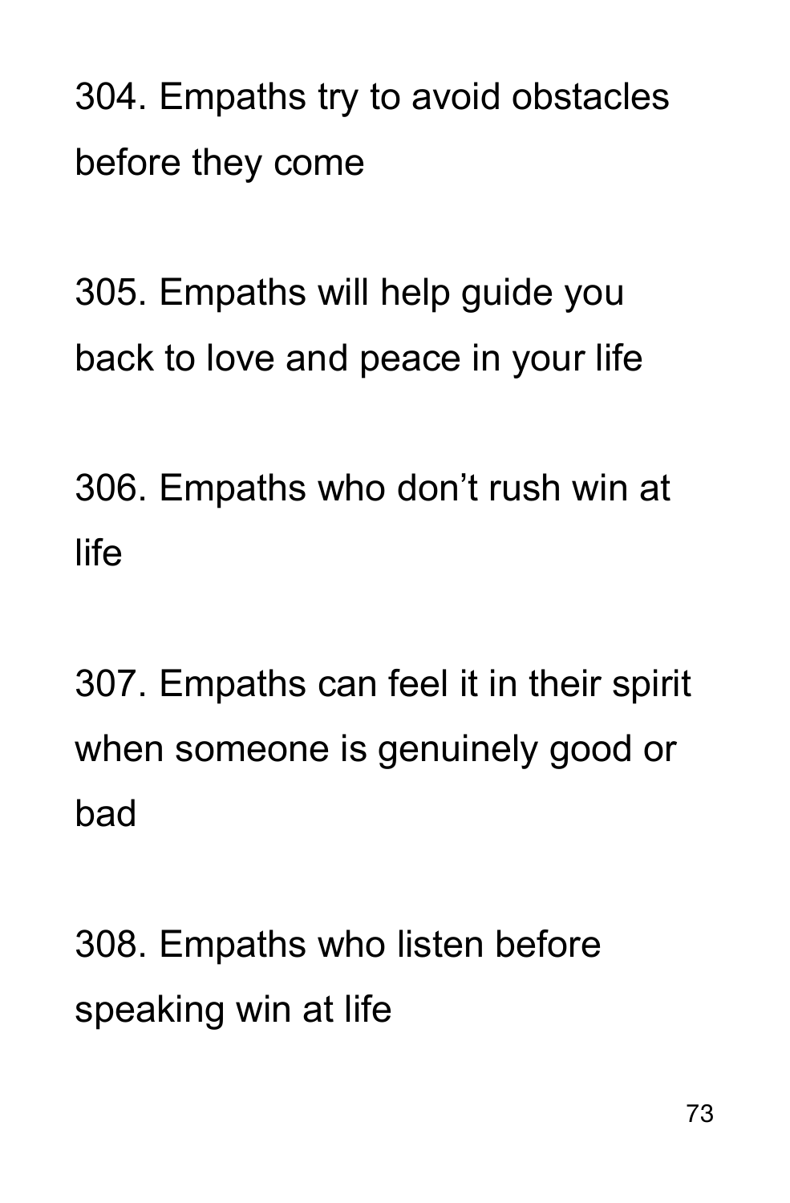304. Empaths try to avoid obstacles before they come

305. Empaths will help guide you back to love and peace in your life

306. Empaths who don’t rush win at life

307. Empaths can feel it in their spirit when someone is genuinely good or bad

308. Empaths who listen before speaking win at life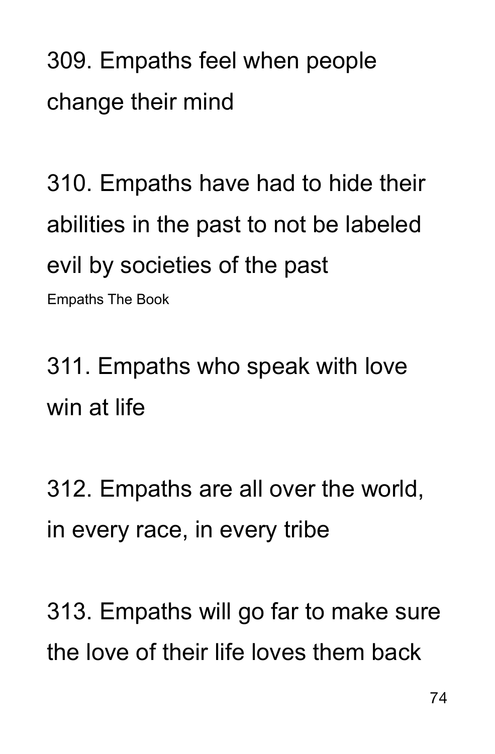309. Empaths feel when people change their mind

310. Empaths have had to hide their abilities in the past to not be labeled evil by societies of the past

311. Empaths who speak with love win at life

312. Empaths are all over the world, in every race, in every tribe

313. Empaths will go far to make sure the love of their life loves them back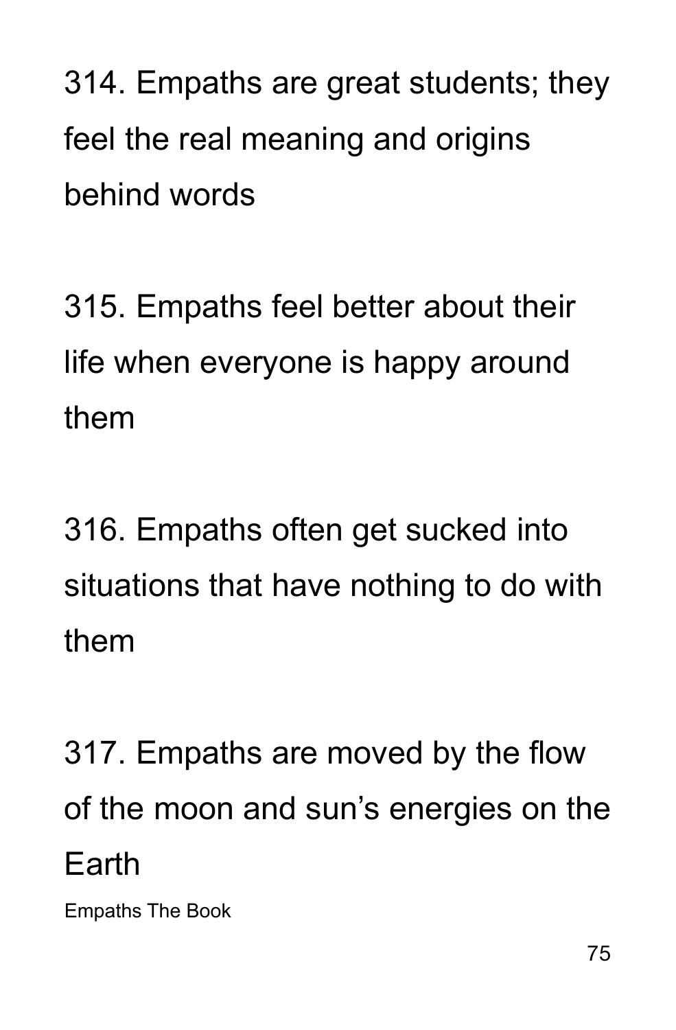314. Empaths are great students; they feel the real meaning and origins behind words

315. Empaths feel better about their life when everyone is happy around them

316. Empaths often get sucked into situations that have nothing to do with them

317. Empaths are moved by the flow of the moon and sun's energies on the Earth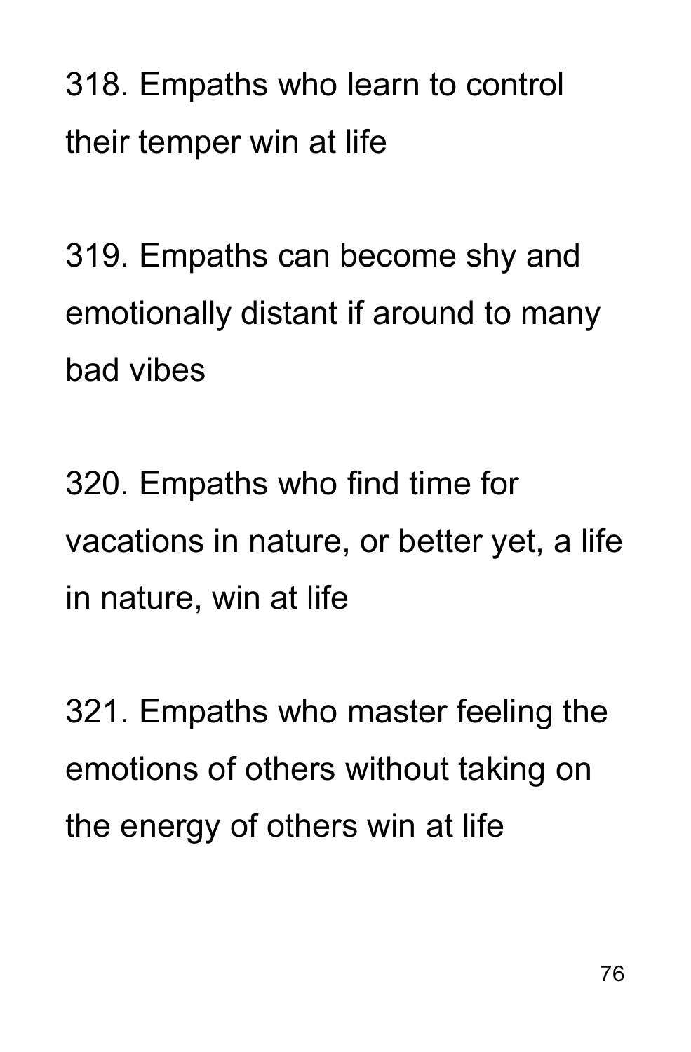318. Empaths who learn to control their temper win at life

319. Empaths can become shy and emotionally distant if around to many bad vibes

320. Empaths who find time for vacations in nature, or better yet, a life in nature, win at life

321. Empaths who master feeling the emotions of others without taking on the energy of others win at life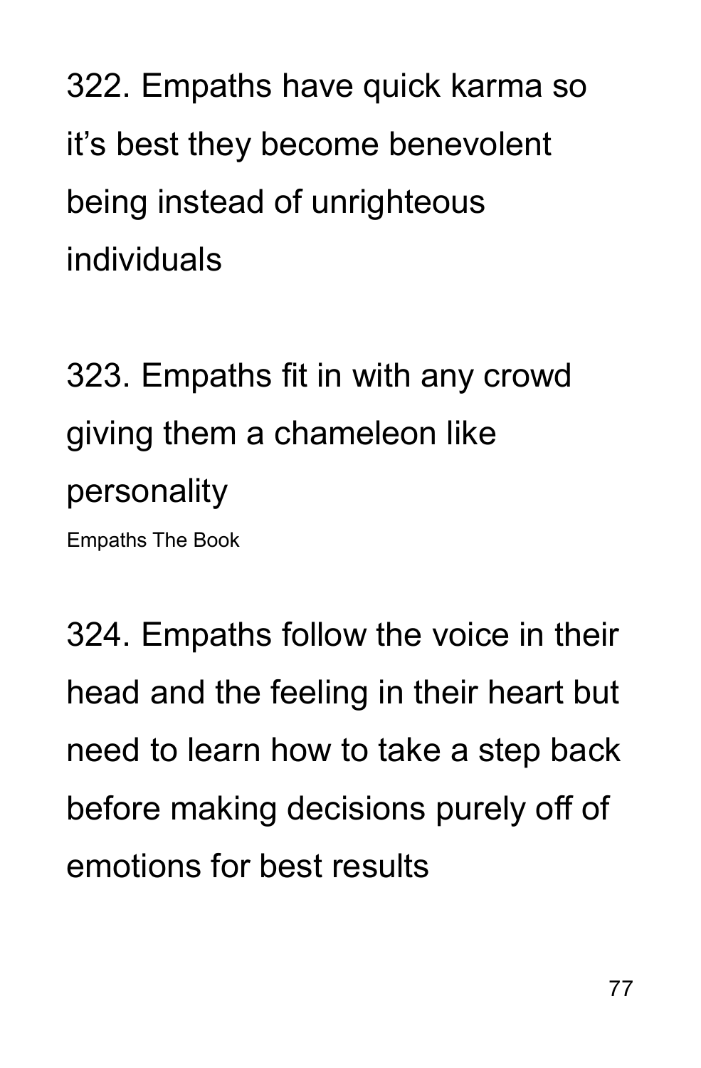322. Empaths have quick karma so it's best they become benevolent being instead of unrighteous individuals

323. Empaths fit in with any crowd giving them a chameleon like personality

324. Empaths follow the voice in their head and the feeling in their heart but need to learn how to take a step back before making decisions purely off of emotions for best results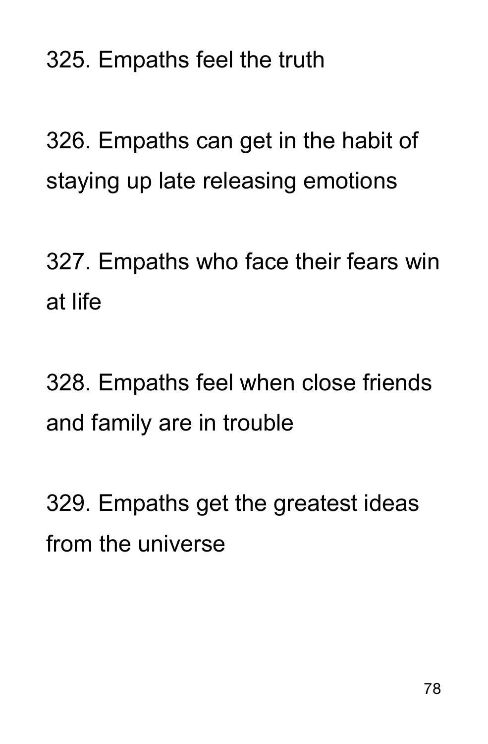325. Empaths feel the truth

326. Empaths can get in the habit of staying up late releasing emotions

327. Empaths who face their fears win at life

328. Empaths feel when close friends and family are in trouble

329. Empaths get the greatest ideas from the universe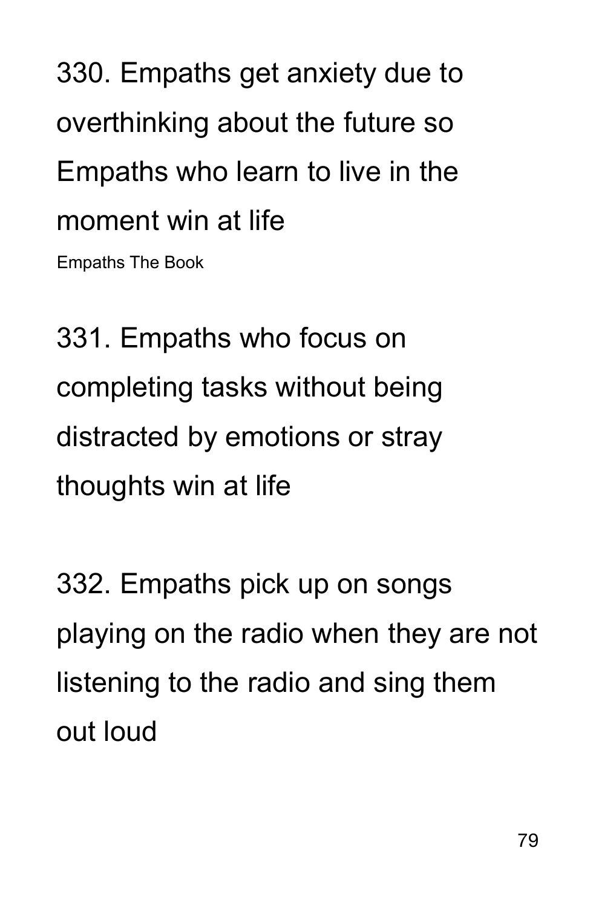330. Empaths get anxiety due to overthinking about the future so Empaths who learn to live in the moment win at life

Empaths The Book

331. Empaths who focus on completing tasks without being distracted by emotions or stray thoughts win at life

332. Empaths pick up on songs playing on the radio when they are not listening to the radio and sing them out loud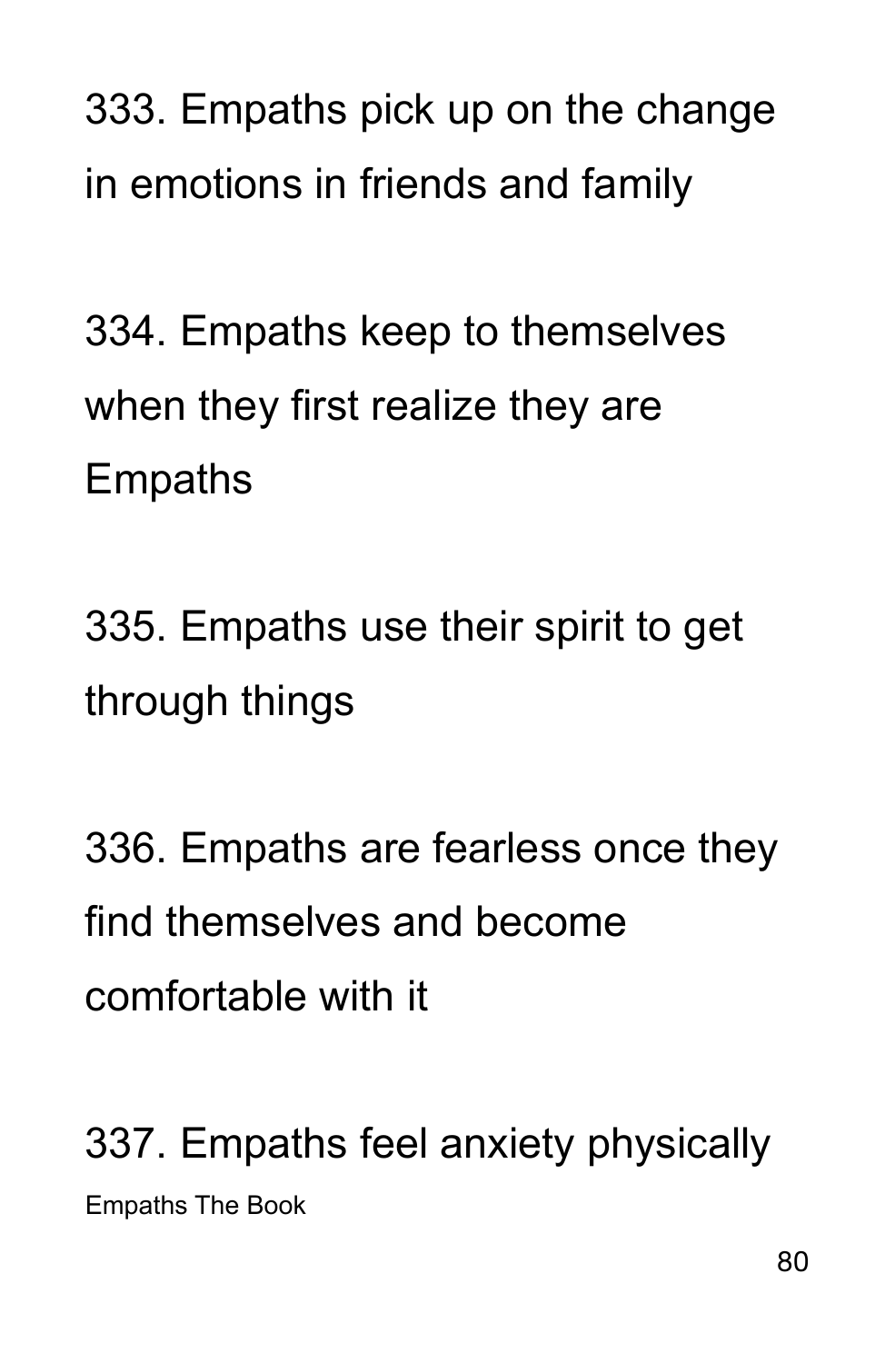333. Empaths pick up on the change in emotions in friends and family

334. Empaths keep to themselves when they first realize they are Empaths

335. Empaths use their spirit to get through things

336. Empaths are fearless once they find themselves and become comfortable with it

337. Empaths feel anxiety physically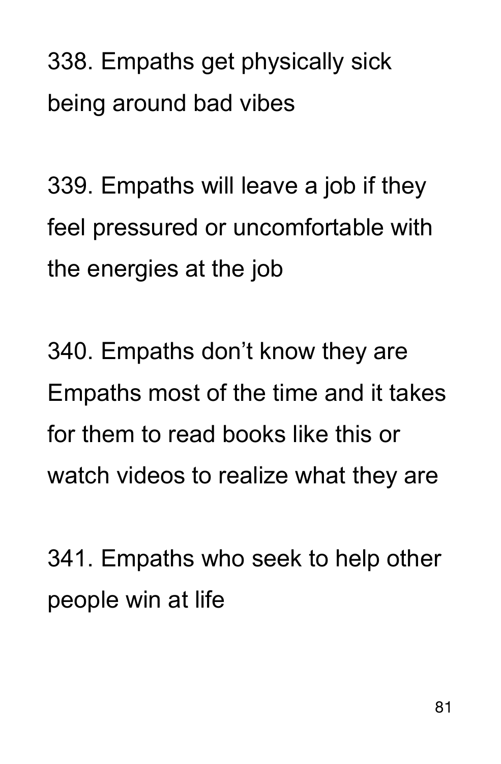338. Empaths get physically sick being around bad vibes

339. Empaths will leave a job if they feel pressured or uncomfortable with the energies at the job

340. Empaths don't know they are Empaths most of the time and it takes for them to read books like this or watch videos to realize what they are

341. Empaths who seek to help other people win at life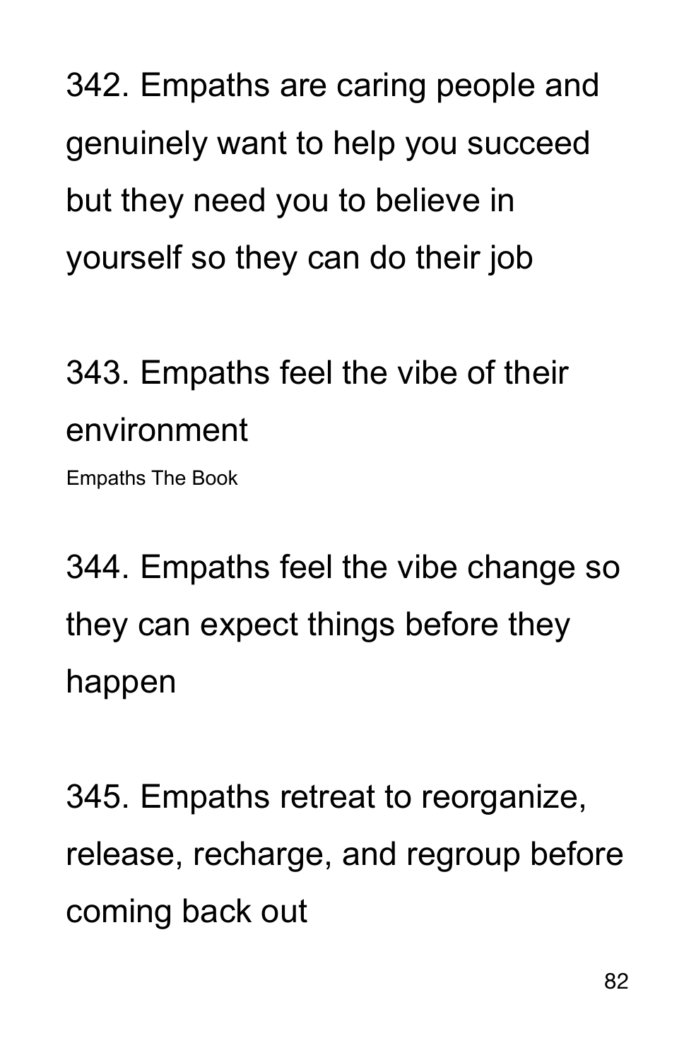342. Empaths are caring people and genuinely want to help you succeed but they need you to believe in yourself so they can do their job

343. Empaths feel the vibe of their environment

344. Empaths feel the vibe change so they can expect things before they happen

345. Empaths retreat to reorganize, release, recharge, and regroup before coming back out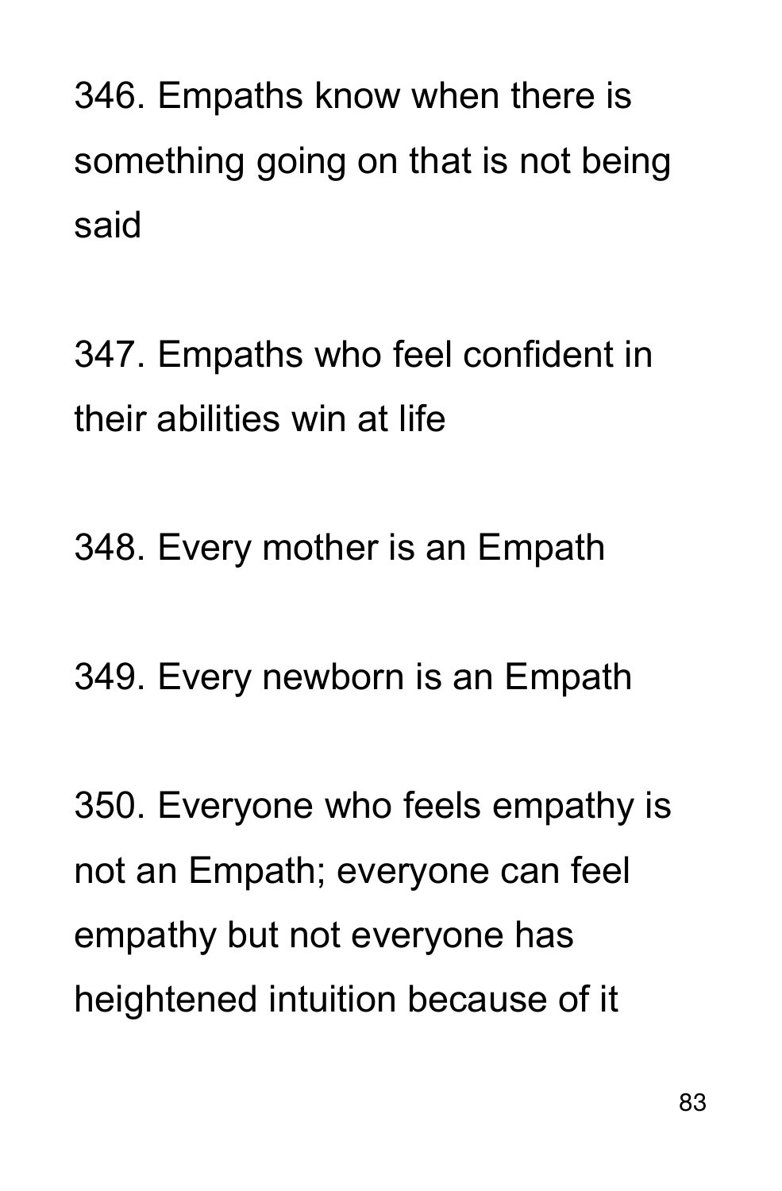346. Empaths know when there is something going on that is not being said

347. Empaths who feel confident in their abilities win at life

348. Every mother is an Empath

349. Every newborn is an Empath

350. Everyone who feels empathy is not an Empath; everyone can feel empathy but not everyone has heightened intuition because of it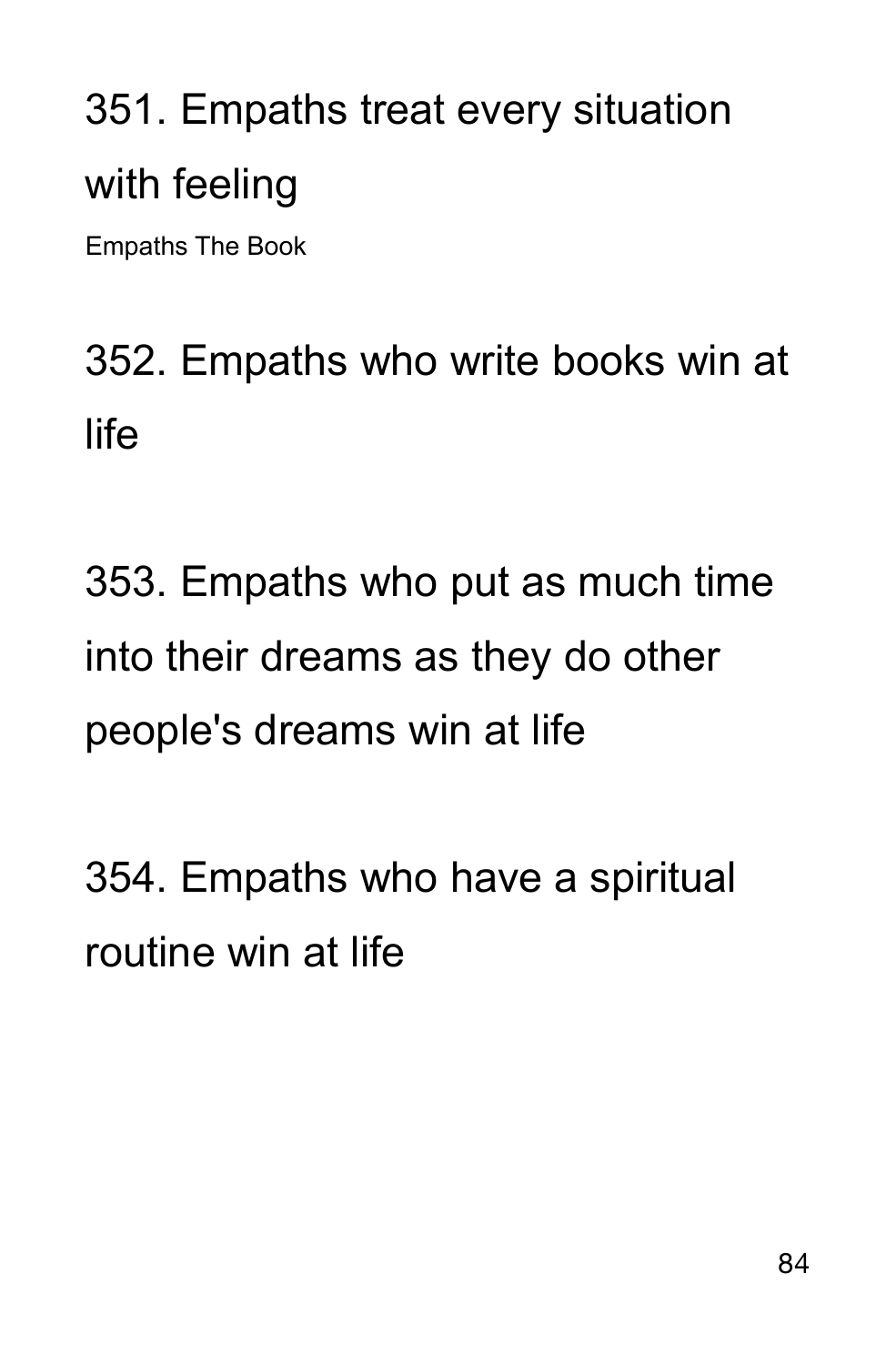351. Empaths treat every situation with feeling

Empaths The Book

352. Empaths who write books win at life

353. Empaths who put as much time into their dreams as they do other people's dreams win at life

354. Empaths who have a spiritual routine win at life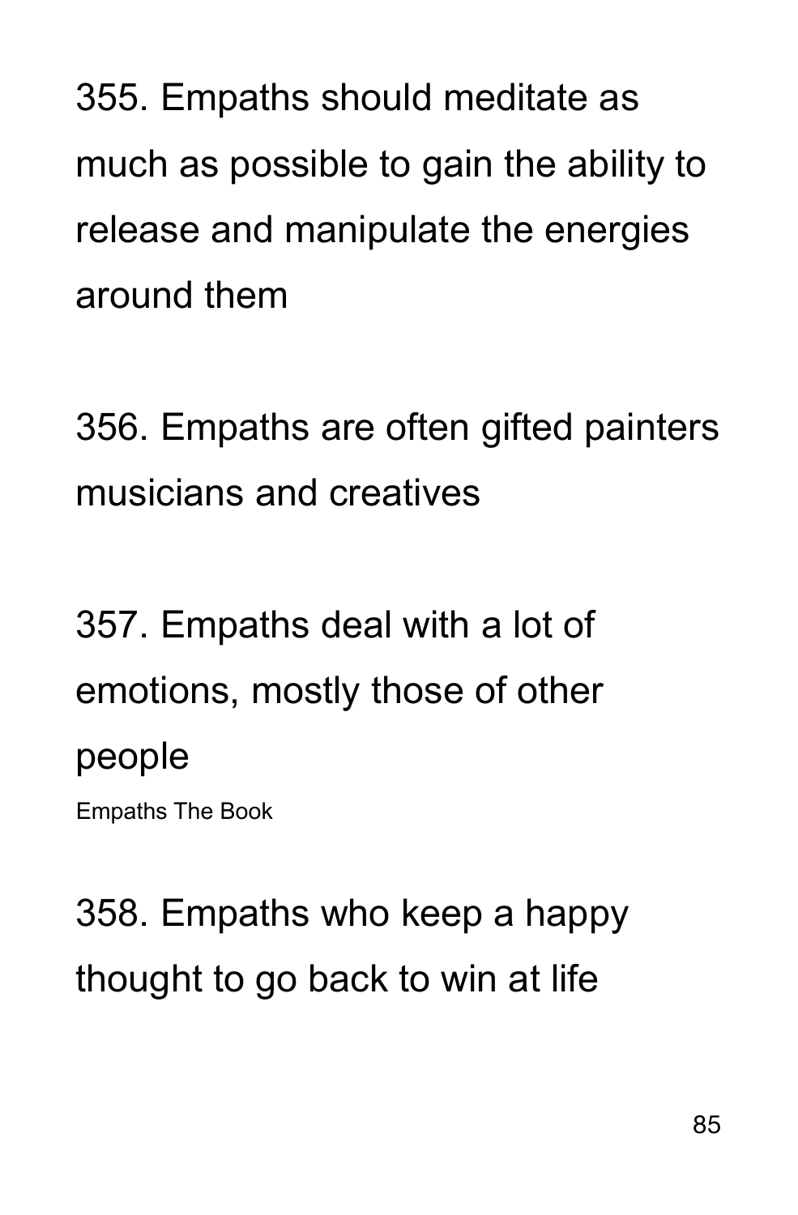355. Empaths should meditate as much as possible to gain the ability to release and manipulate the energies around them

356. Empaths are often gifted painters musicians and creatives

357. Empaths deal with a lot of emotions, mostly those of other people

358. Empaths who keep a happy thought to go back to win at life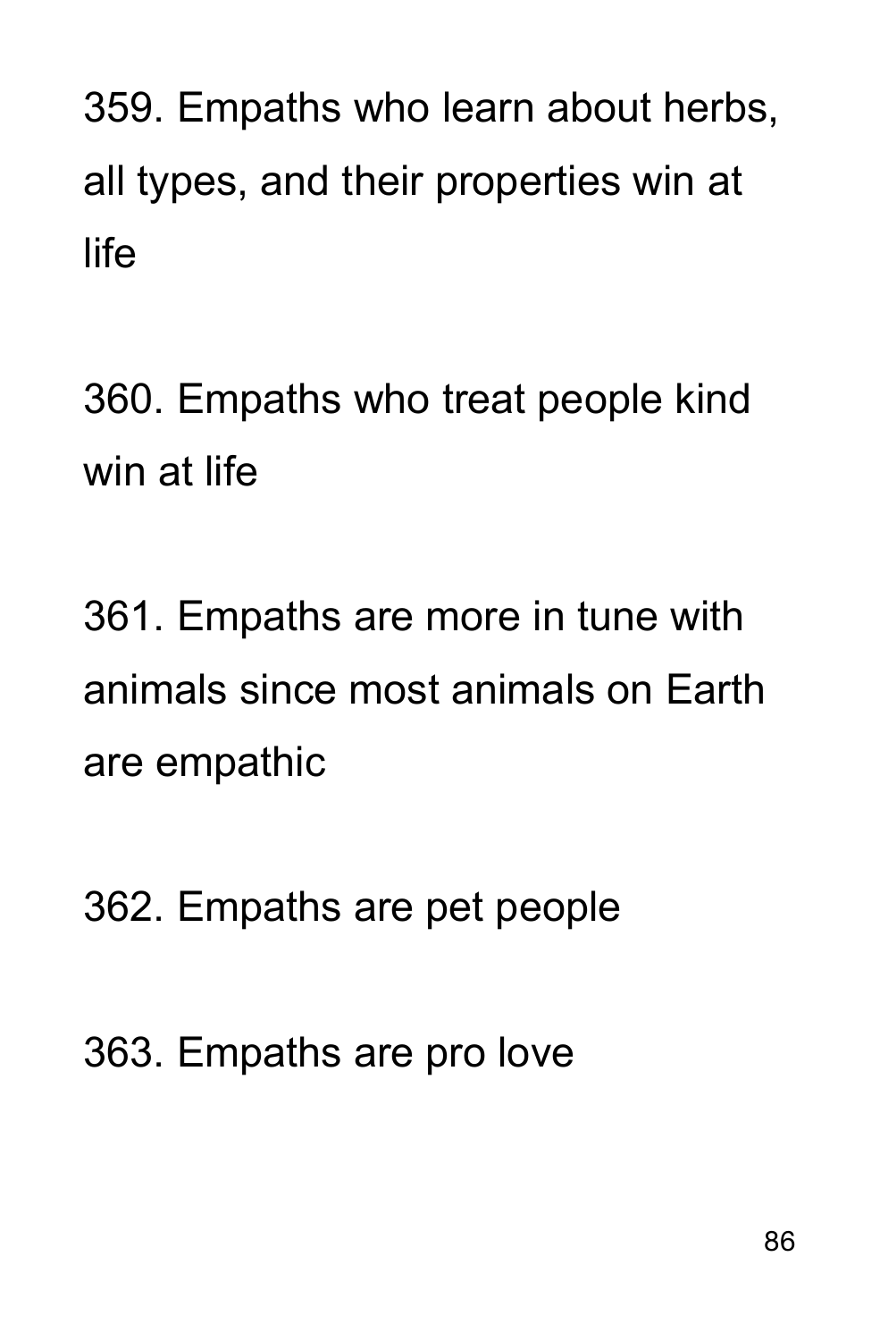359. Empaths who learn about herbs, all types, and their properties win at life

360. Empaths who treat people kind win at life

361. Empaths are more in tune with animals since most animals on Earth are empathic

362. Empaths are pet people

363. Empaths are pro love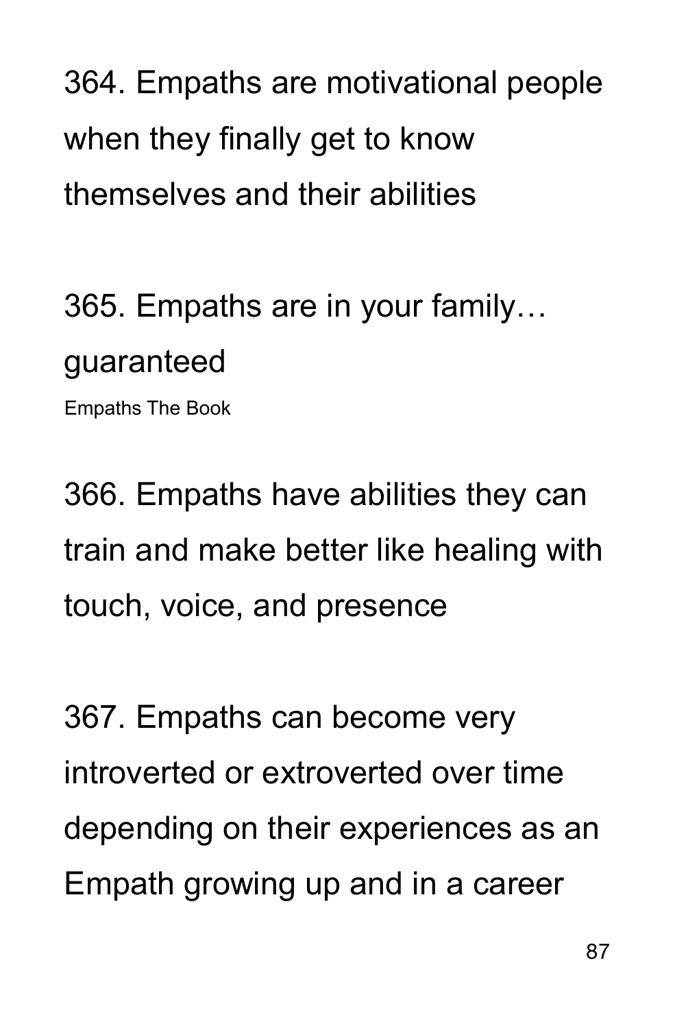364. Empaths are motivational people when they finally get to know themselves and their abilities

365. Empaths are in your family… guaranteed

Empaths The Book

366. Empaths have abilities they can train and make better like healing with touch, voice, and presence

367. Empaths can become very introverted or extroverted over time depending on their experiences as an Empath growing up and in a career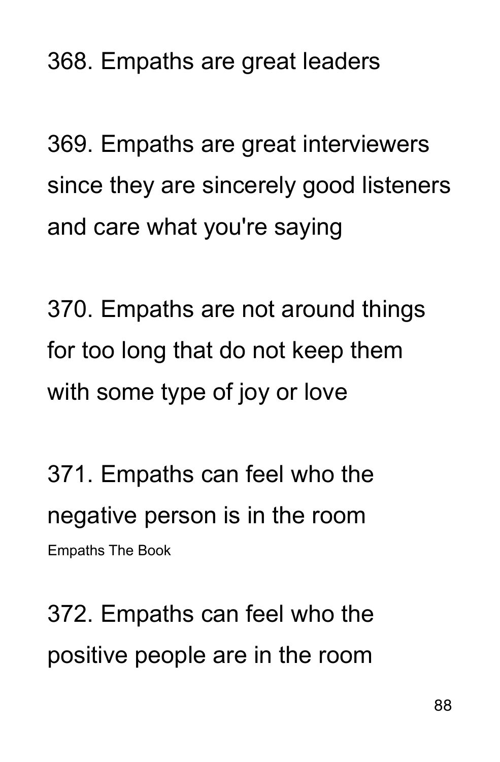368. Empaths are great leaders

369. Empaths are great interviewers since they are sincerely good listeners and care what you're saying

370. Empaths are not around things for too long that do not keep them with some type of joy or love

371. Empaths can feel who the negative person is in the room

372. Empaths can feel who the positive people are in the room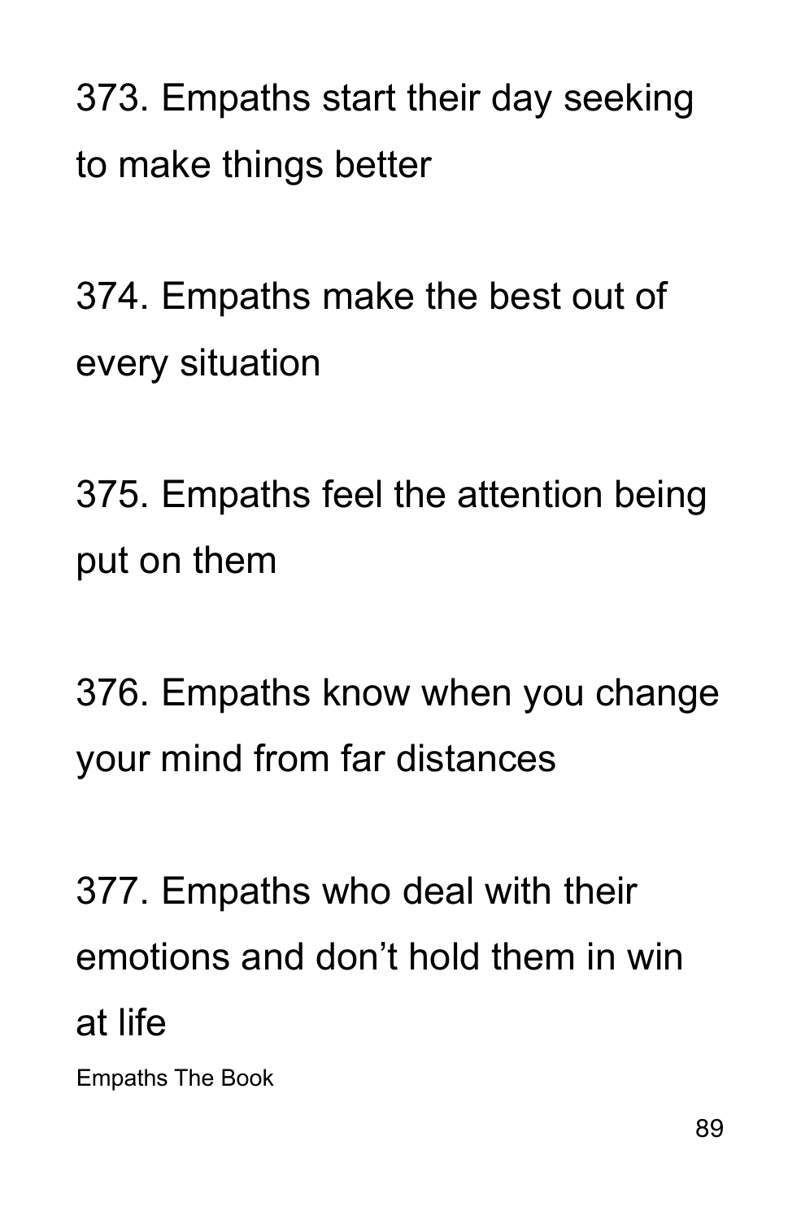373. Empaths start their day seeking to make things better

374. Empaths make the best out of every situation

375. Empaths feel the attention being put on them

376. Empaths know when you change your mind from far distances

377. Empaths who deal with their emotions and don't hold them in win at life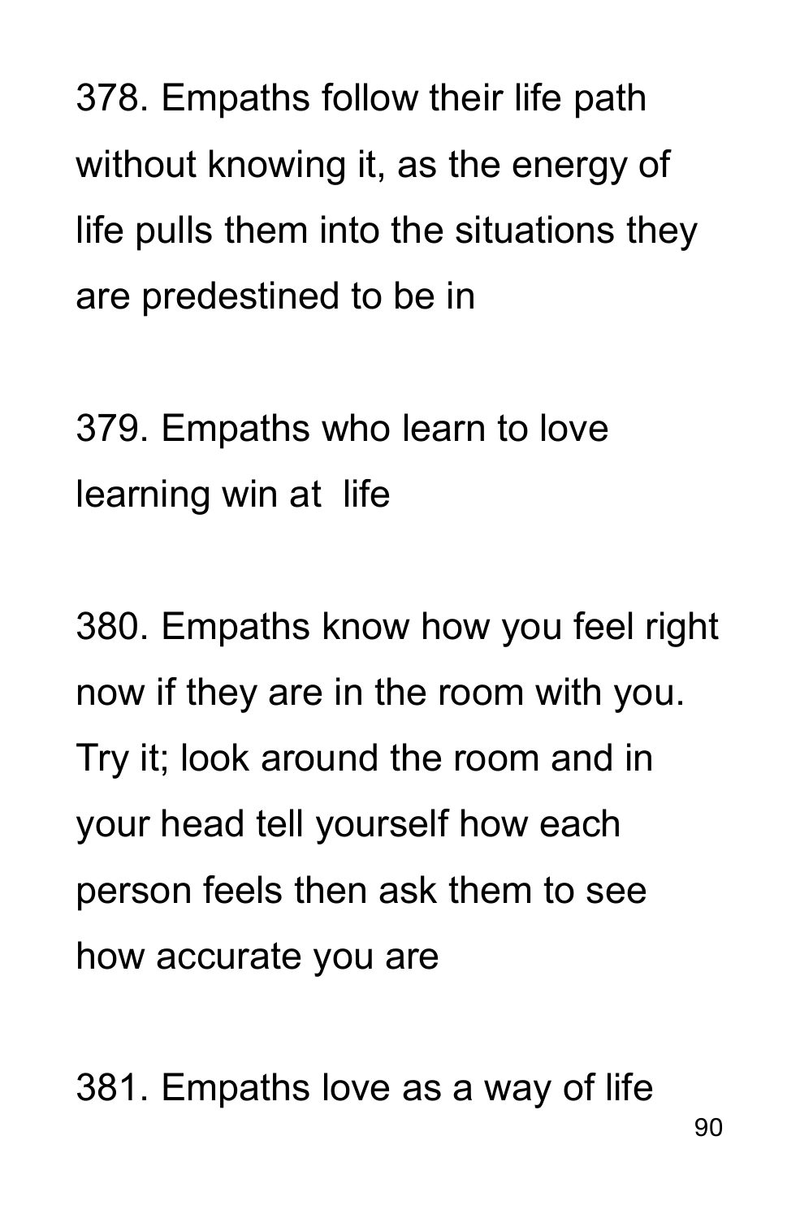378. Empaths follow their life path without knowing it, as the energy of life pulls them into the situations they are predestined to be in

379. Empaths who learn to love learning win at  life

380. Empaths know how you feel right now if they are in the room with you. Try it; look around the room and in your head tell yourself how each person feels then ask them to see how accurate you are

381. Empaths love as a way of life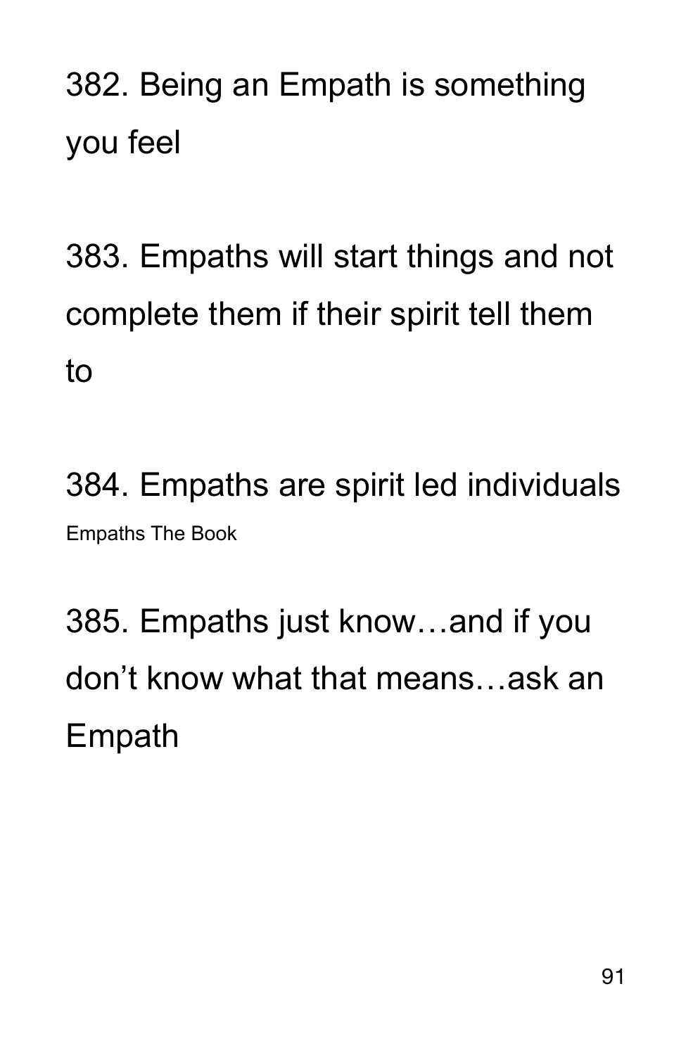382. Being an Empath is something you feel

383. Empaths will start things and not complete them if their spirit tell them to

384. Empaths are spirit led individuals

385. Empaths just know…and if you don’t know what that means…ask an Empath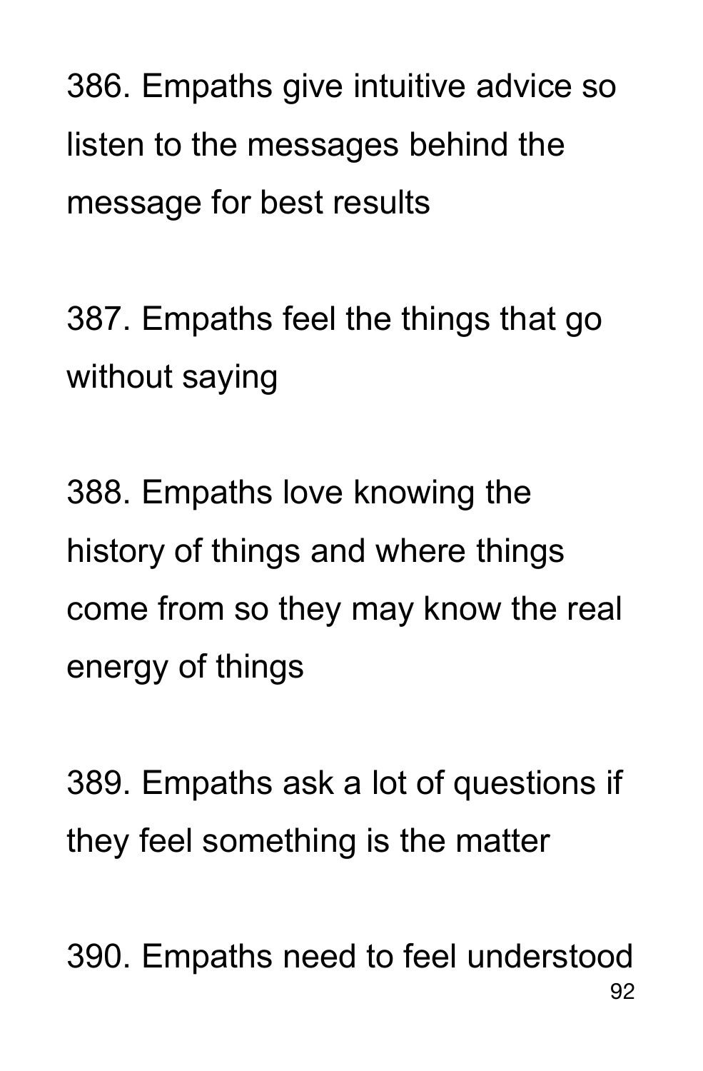386. Empaths give intuitive advice so listen to the messages behind the message for best results

387. Empaths feel the things that go without saying

388. Empaths love knowing the history of things and where things come from so they may know the real energy of things

389. Empaths ask a lot of questions if they feel something is the matter

390. Empaths need to feel understood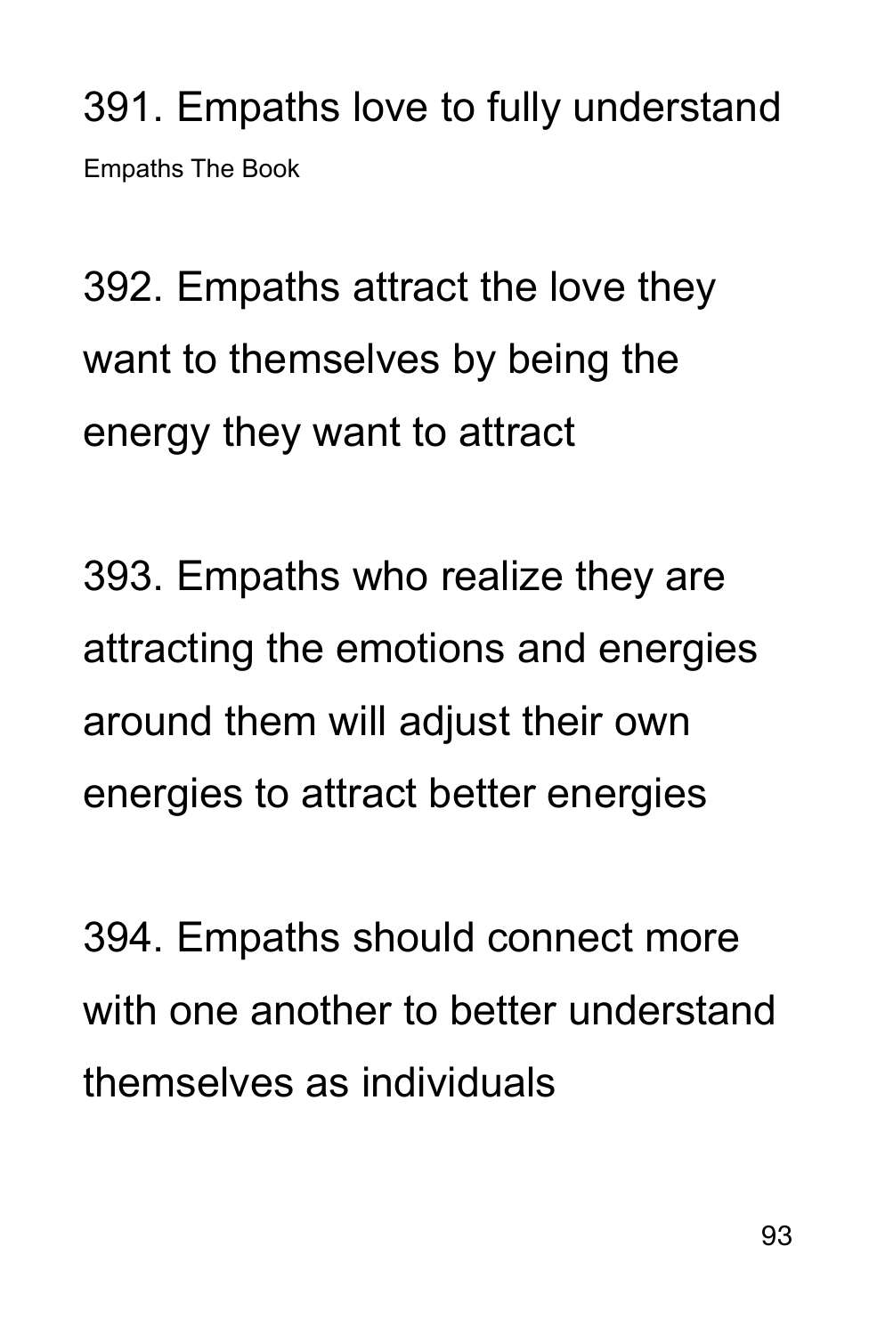391. Empaths love to fully understand

Empaths The Book

392. Empaths attract the love they want to themselves by being the energy they want to attract

393. Empaths who realize they are attracting the emotions and energies around them will adjust their own energies to attract better energies

394. Empaths should connect more with one another to better understand themselves as individuals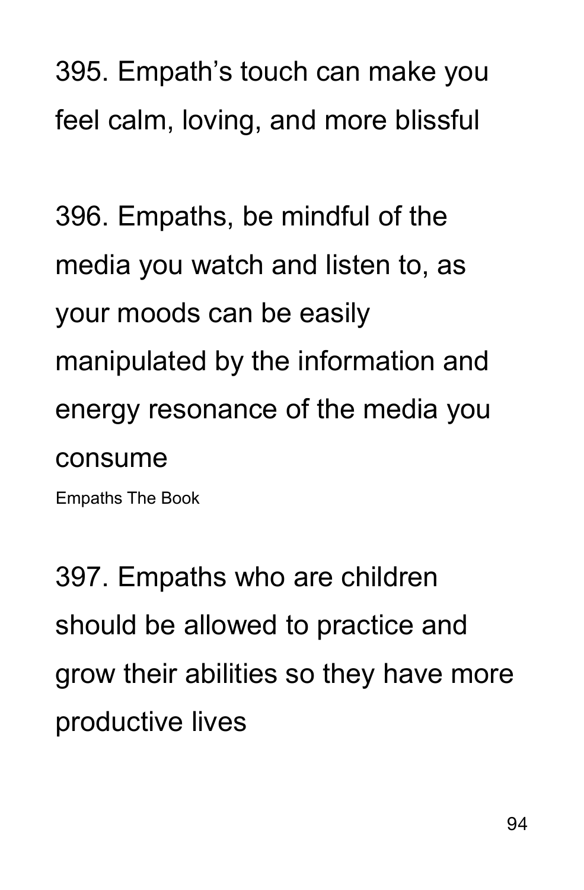395. Empath’s touch can make you feel calm, loving, and more blissful

396. Empaths, be mindful of the media you watch and listen to, as your moods can be easily manipulated by the information and energy resonance of the media you consume

397. Empaths who are children should be allowed to practice and grow their abilities so they have more productive lives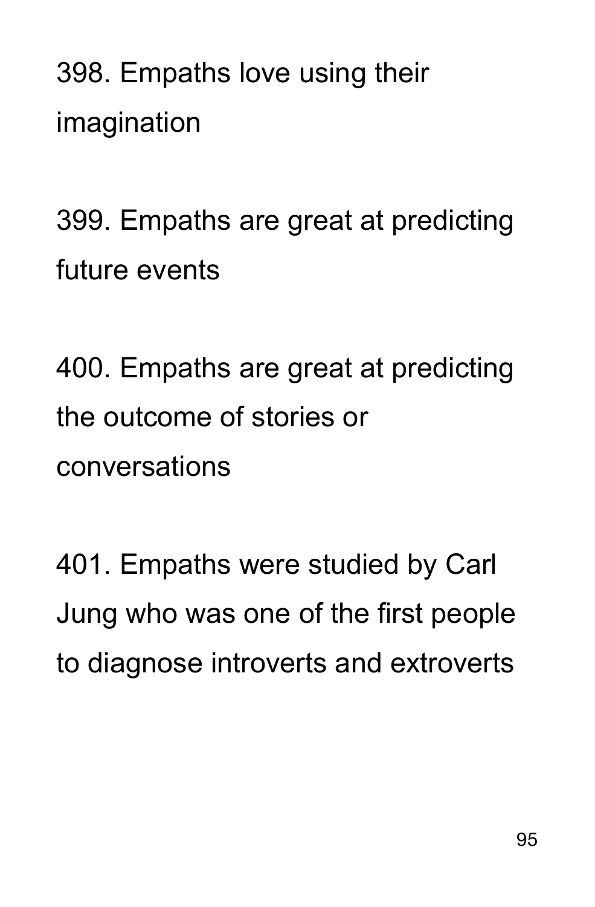398. Empaths love using their imagination

399. Empaths are great at predicting future events

400. Empaths are great at predicting the outcome of stories or conversations

401. Empaths were studied by Carl Jung who was one of the first people to diagnose introverts and extroverts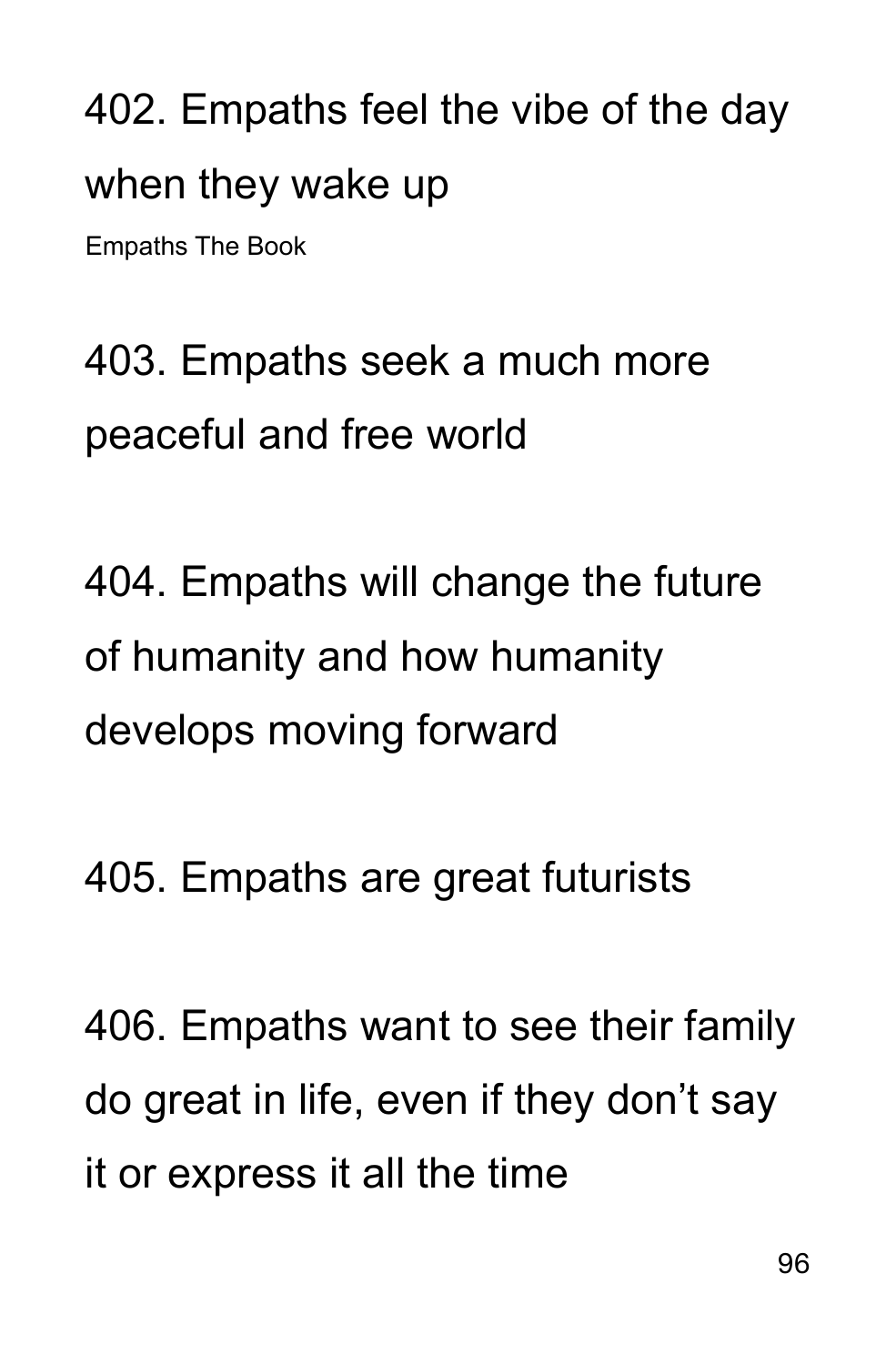402. Empaths feel the vibe of the day when they wake up

Empaths The Book

403. Empaths seek a much more peaceful and free world

404. Empaths will change the future of humanity and how humanity develops moving forward

405. Empaths are great futurists

406. Empaths want to see their family do great in life, even if they don’t say it or express it all the time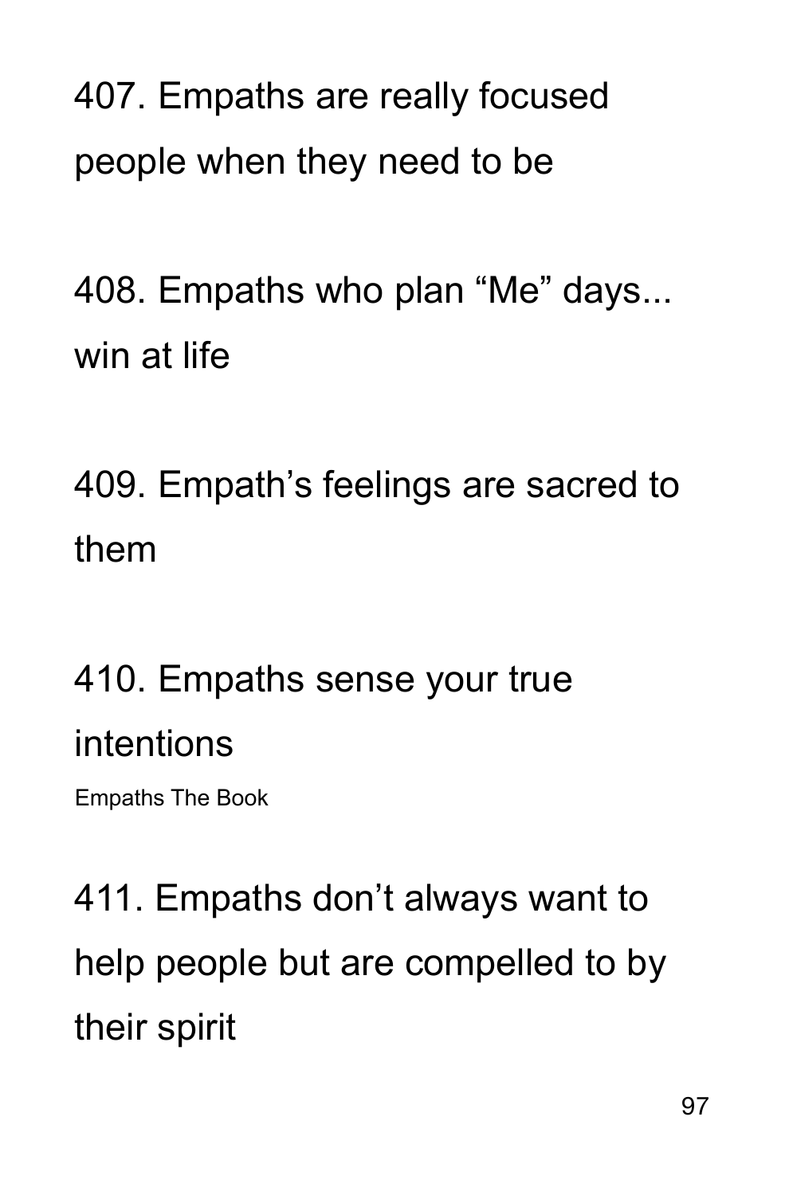407. Empaths are really focused people when they need to be

408. Empaths who plan “Me” days... win at life

409. Empath’s feelings are sacred to them

410. Empaths sense your true intentions

411. Empaths don’t always want to help people but are compelled to by their spirit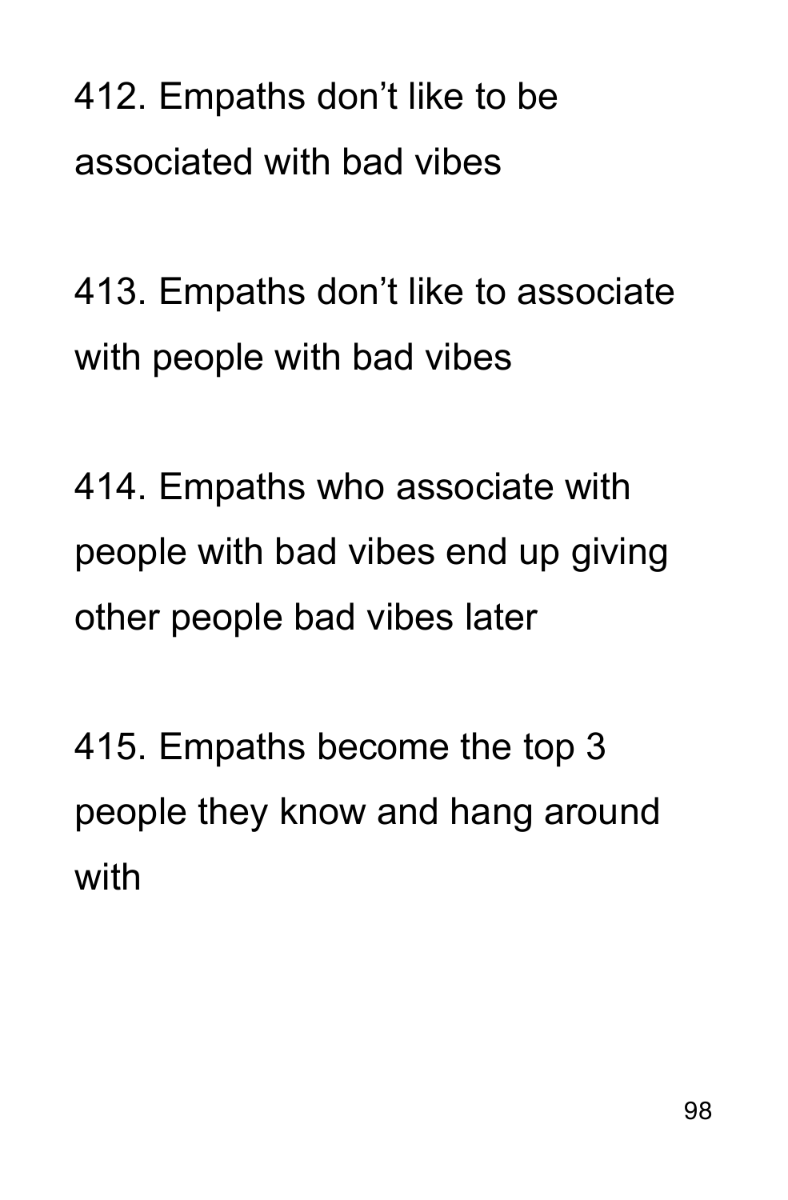412. Empaths don’t like to be associated with bad vibes

413. Empaths don’t like to associate with people with bad vibes

414. Empaths who associate with people with bad vibes end up giving other people bad vibes later

415. Empaths become the top 3 people they know and hang around with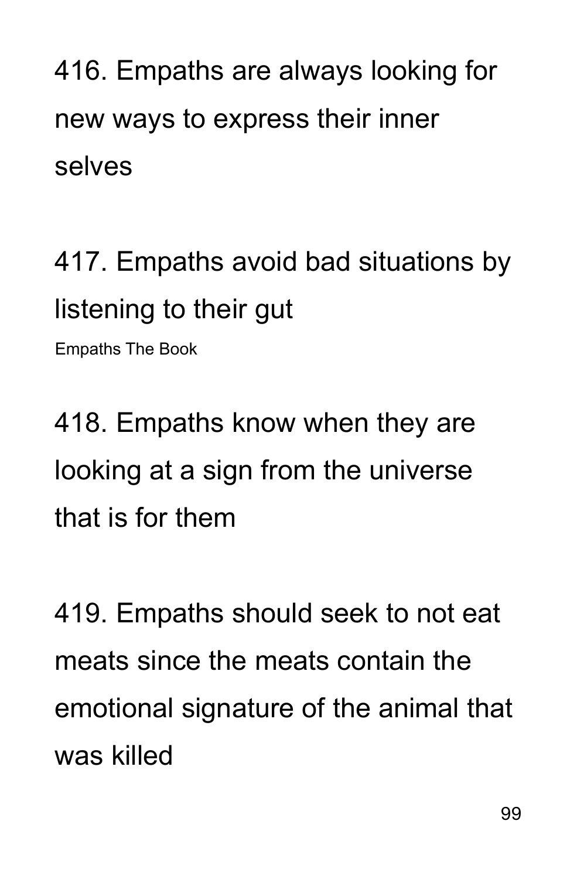416. Empaths are always looking for new ways to express their inner selves

417. Empaths avoid bad situations by listening to their gut

418. Empaths know when they are looking at a sign from the universe that is for them

419. Empaths should seek to not eat meats since the meats contain the emotional signature of the animal that was killed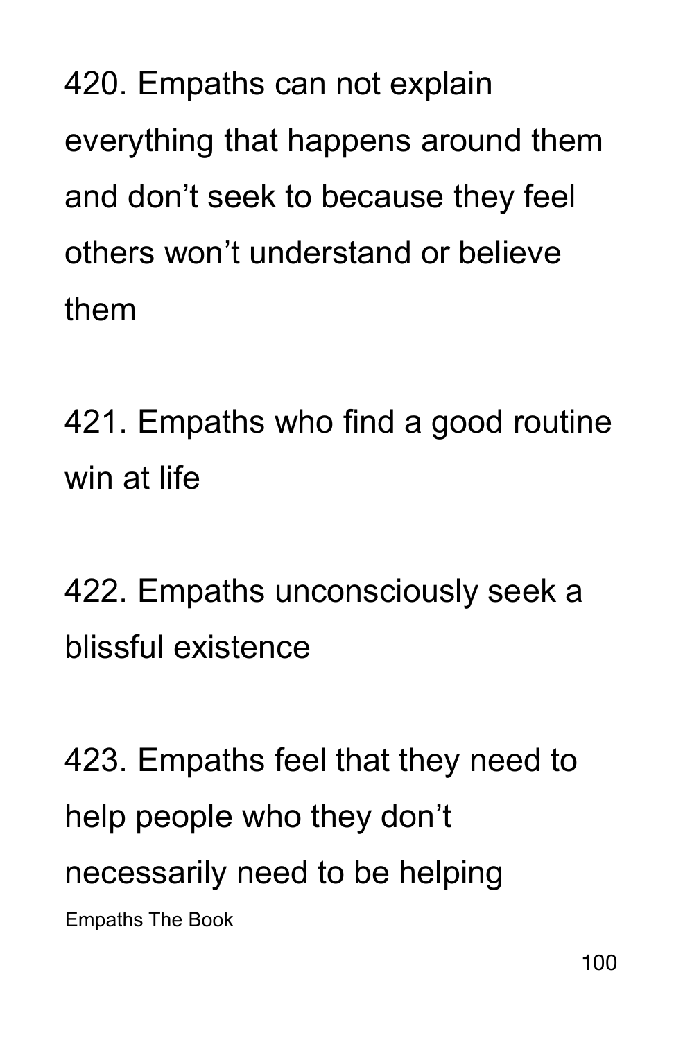420. Empaths can not explain everything that happens around them and don't seek to because they feel others won't understand or believe them

421. Empaths who find a good routine win at life

422. Empaths unconsciously seek a blissful existence

423. Empaths feel that they need to help people who they don't necessarily need to be helping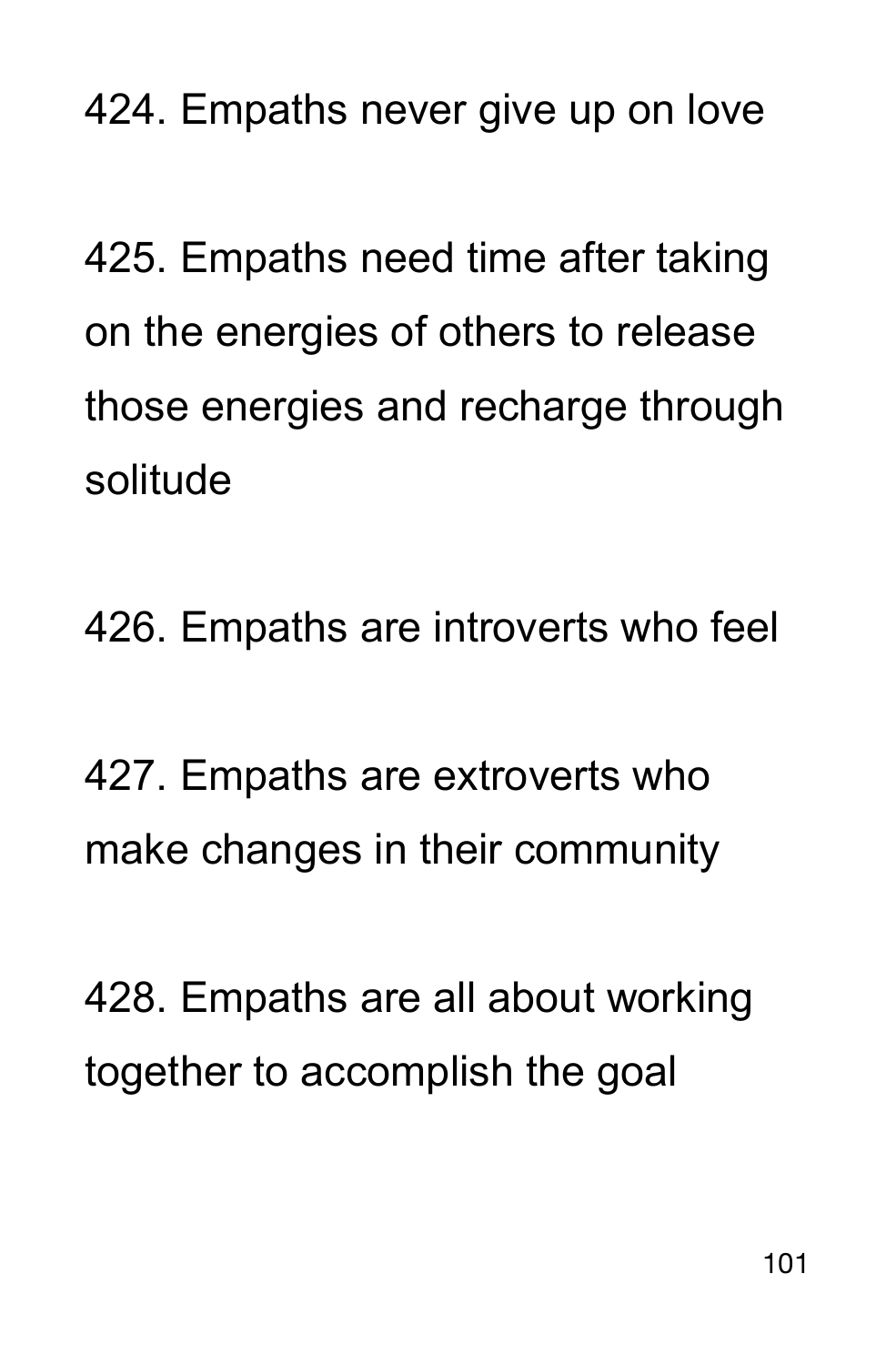424. Empaths never give up on love

425. Empaths need time after taking on the energies of others to release those energies and recharge through solitude

426. Empaths are introverts who feel

427. Empaths are extroverts who make changes in their community

428. Empaths are all about working together to accomplish the goal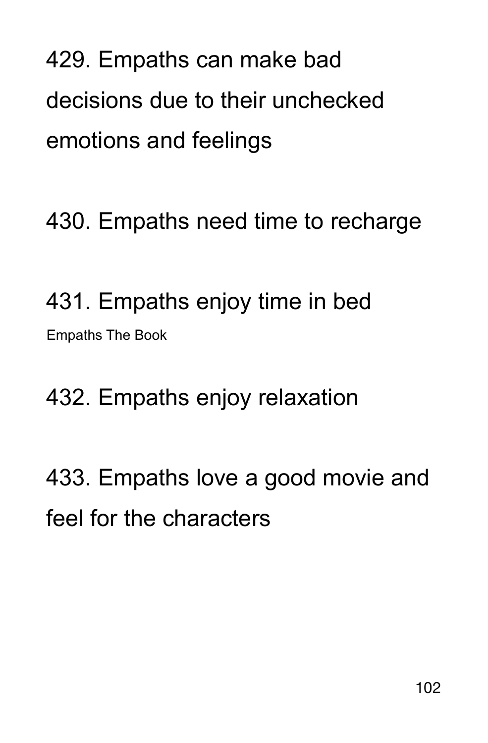429. Empaths can make bad decisions due to their unchecked emotions and feelings

430. Empaths need time to recharge

431. Empaths enjoy time in bed

432. Empaths enjoy relaxation

433. Empaths love a good movie and feel for the characters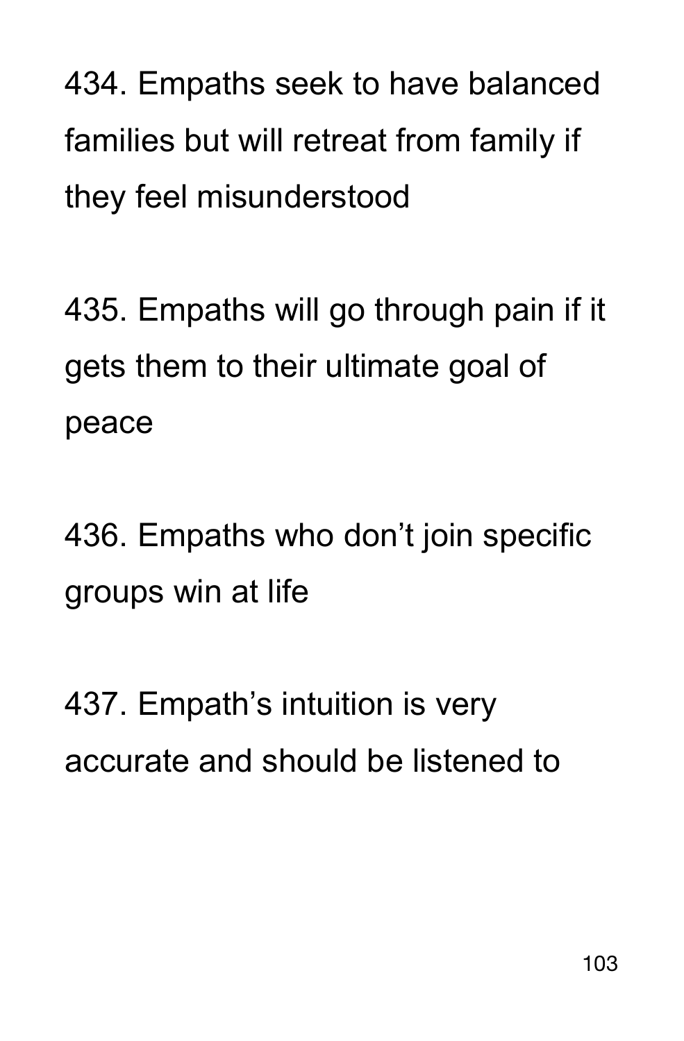434. Empaths seek to have balanced families but will retreat from family if they feel misunderstood

435. Empaths will go through pain if it gets them to their ultimate goal of peace

436. Empaths who don’t join specific groups win at life

437. Empath’s intuition is very accurate and should be listened to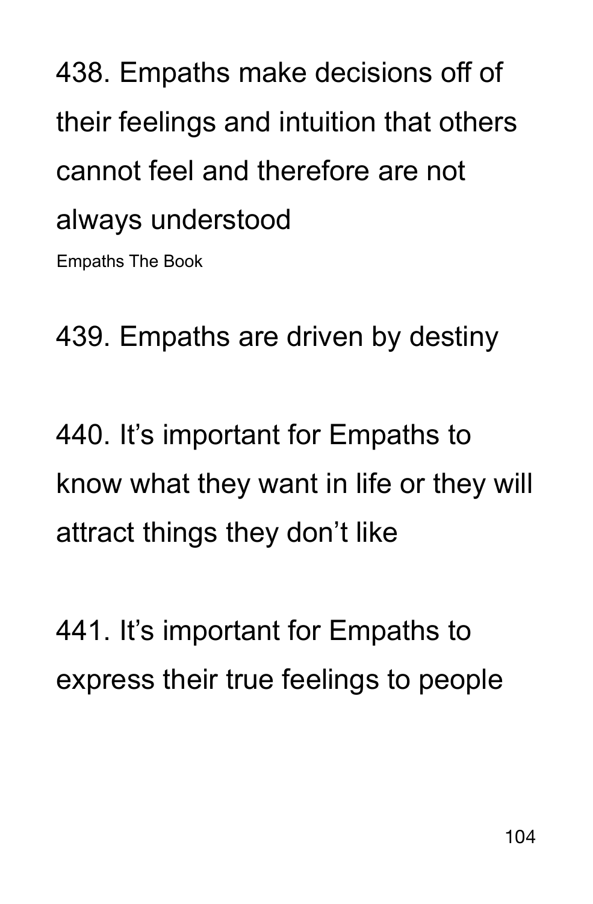438. Empaths make decisions off of their feelings and intuition that others cannot feel and therefore are not always understood

Empaths The Book

439. Empaths are driven by destiny

440. It’s important for Empaths to know what they want in life or they will attract things they don’t like

441. It’s important for Empaths to express their true feelings to people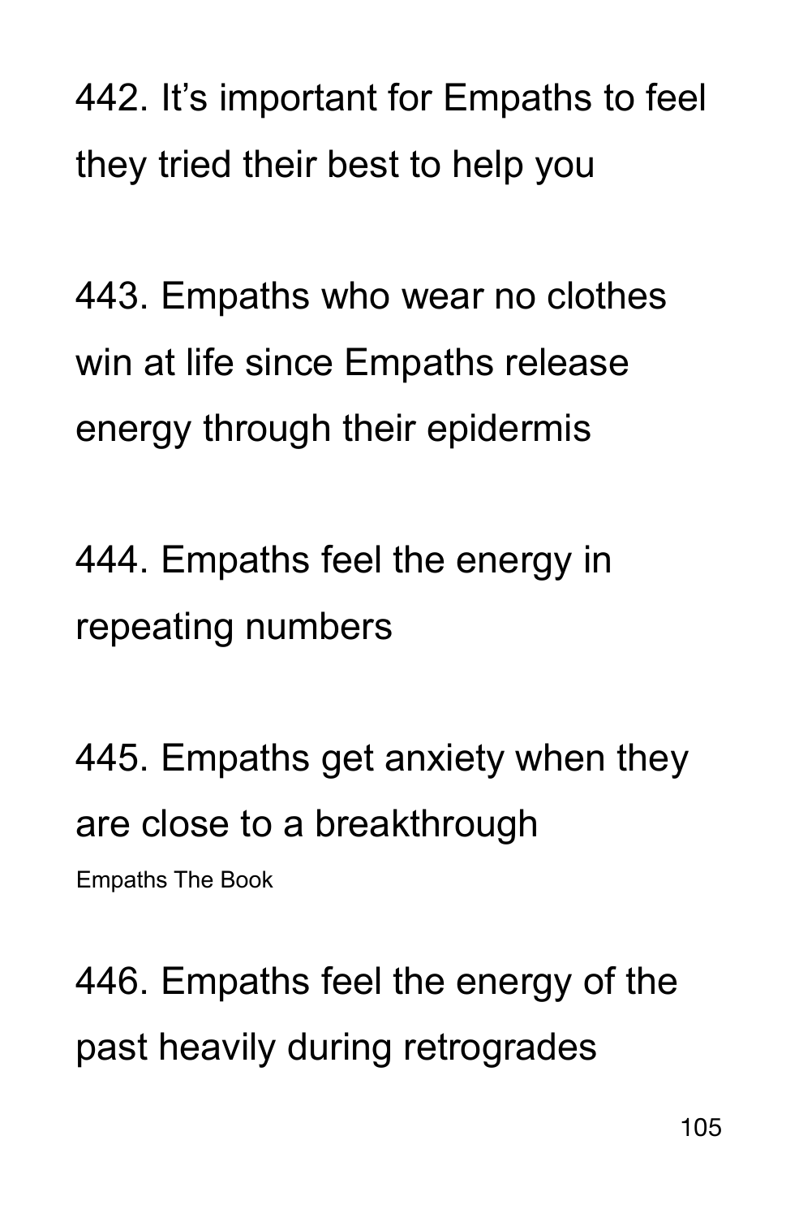442. It's important for Empaths to feel they tried their best to help you

443. Empaths who wear no clothes win at life since Empaths release energy through their epidermis

444. Empaths feel the energy in repeating numbers

445. Empaths get anxiety when they are close to a breakthrough

446. Empaths feel the energy of the past heavily during retrogrades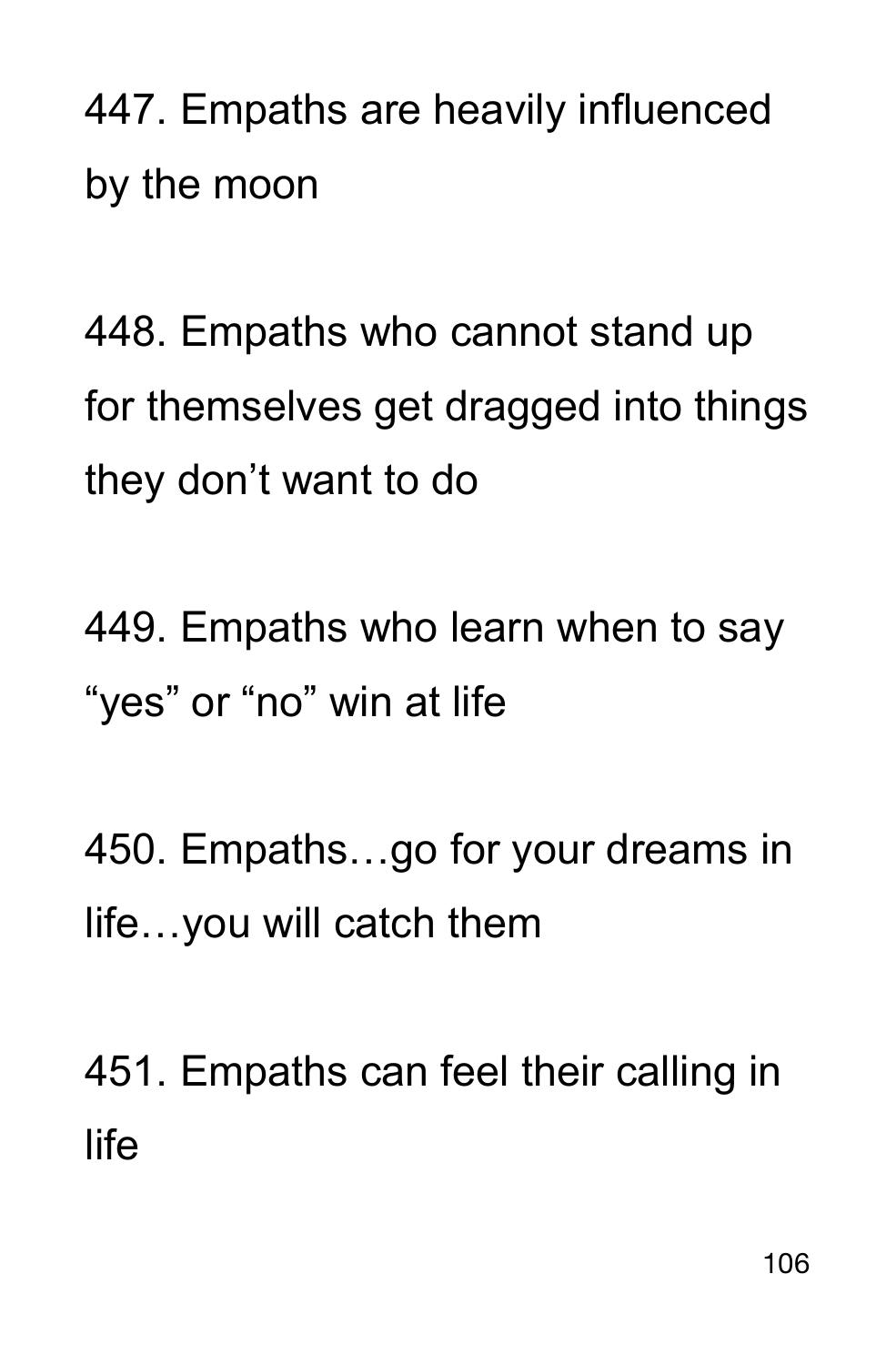447. Empaths are heavily influenced by the moon

448. Empaths who cannot stand up for themselves get dragged into things they don't want to do

449. Empaths who learn when to say "yes" or "no" win at life

450. Empaths…go for your dreams in life…you will catch them

451. Empaths can feel their calling in life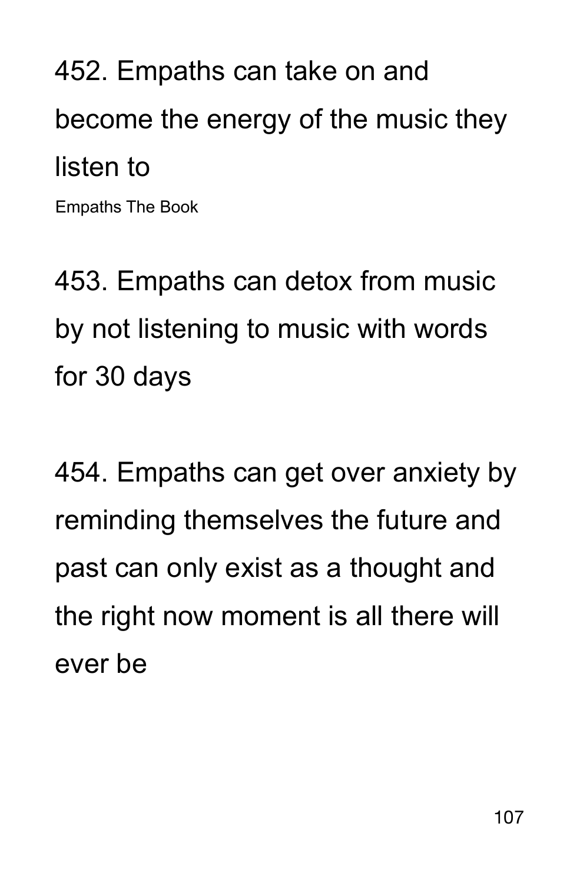452. Empaths can take on and become the energy of the music they listen to

Empaths The Book

453. Empaths can detox from music by not listening to music with words for 30 days

454. Empaths can get over anxiety by reminding themselves the future and past can only exist as a thought and the right now moment is all there will ever be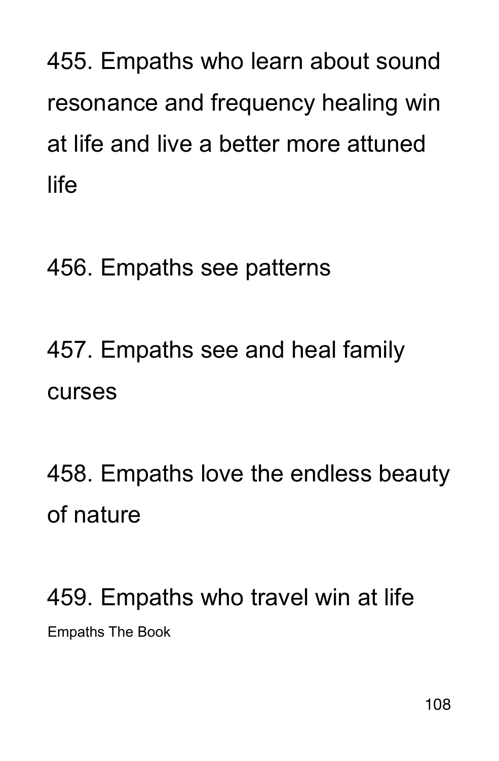455. Empaths who learn about sound resonance and frequency healing win at life and live a better more attuned life

456. Empaths see patterns

457. Empaths see and heal family curses

458. Empaths love the endless beauty of nature

459. Empaths who travel win at life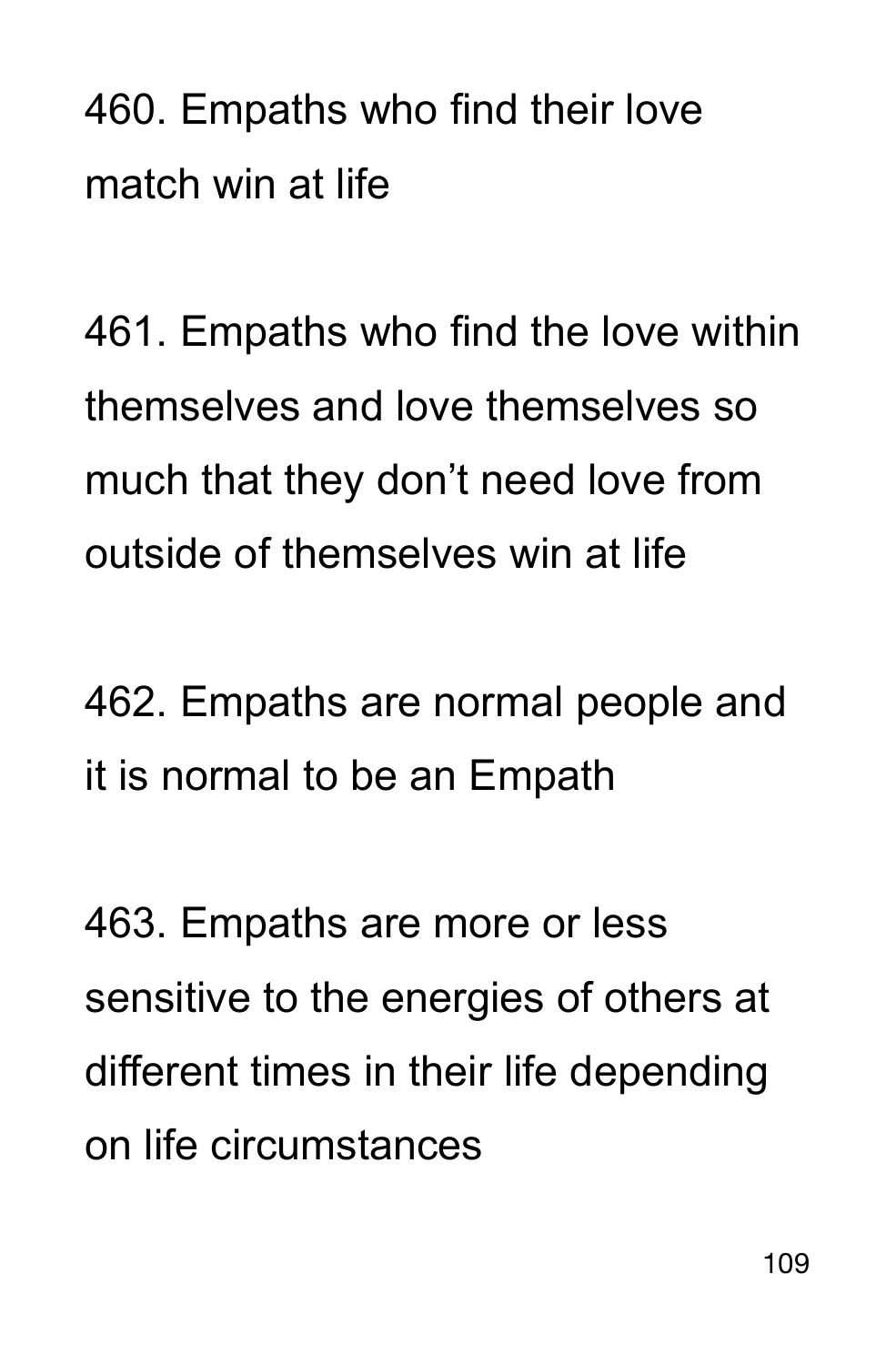460. Empaths who find their love match win at life

461. Empaths who find the love within themselves and love themselves so much that they don’t need love from outside of themselves win at life

462. Empaths are normal people and it is normal to be an Empath

463. Empaths are more or less sensitive to the energies of others at different times in their life depending on life circumstances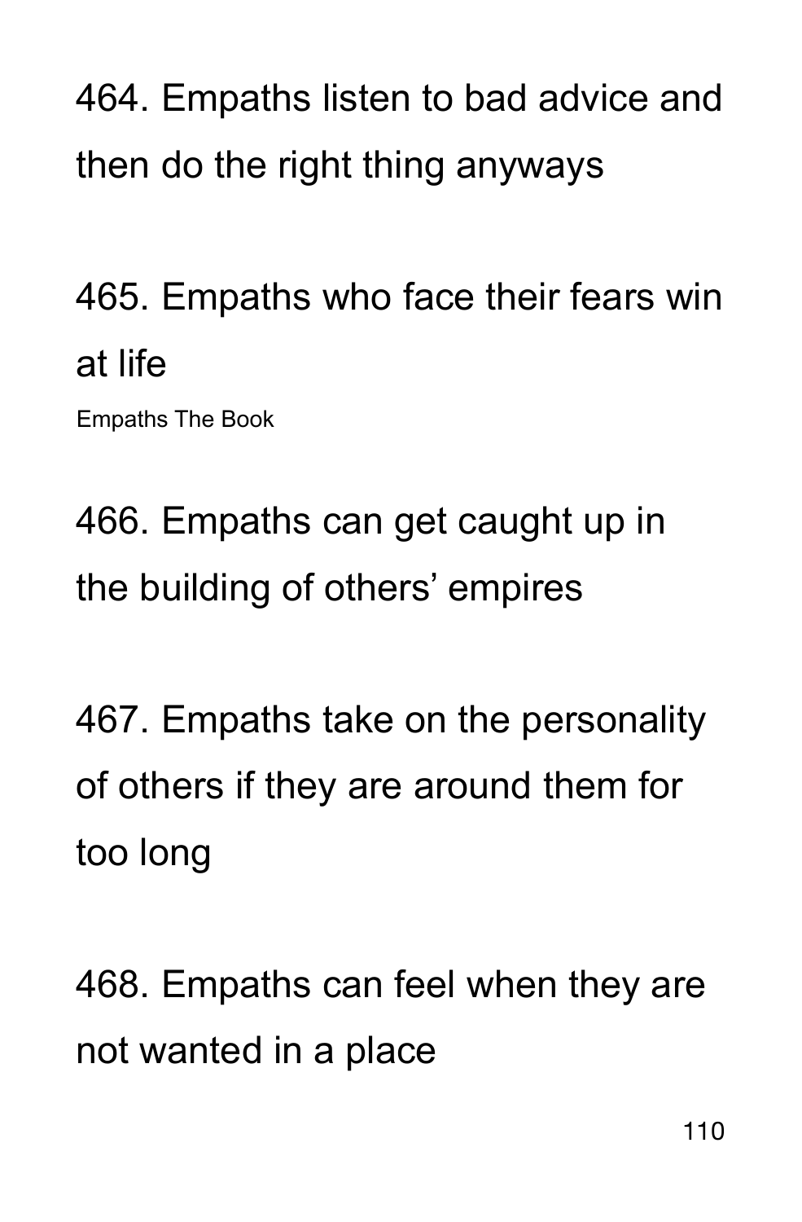464. Empaths listen to bad advice and then do the right thing anyways

465. Empaths who face their fears win at life

466. Empaths can get caught up in the building of others' empires

467. Empaths take on the personality of others if they are around them for too long

468. Empaths can feel when they are not wanted in a place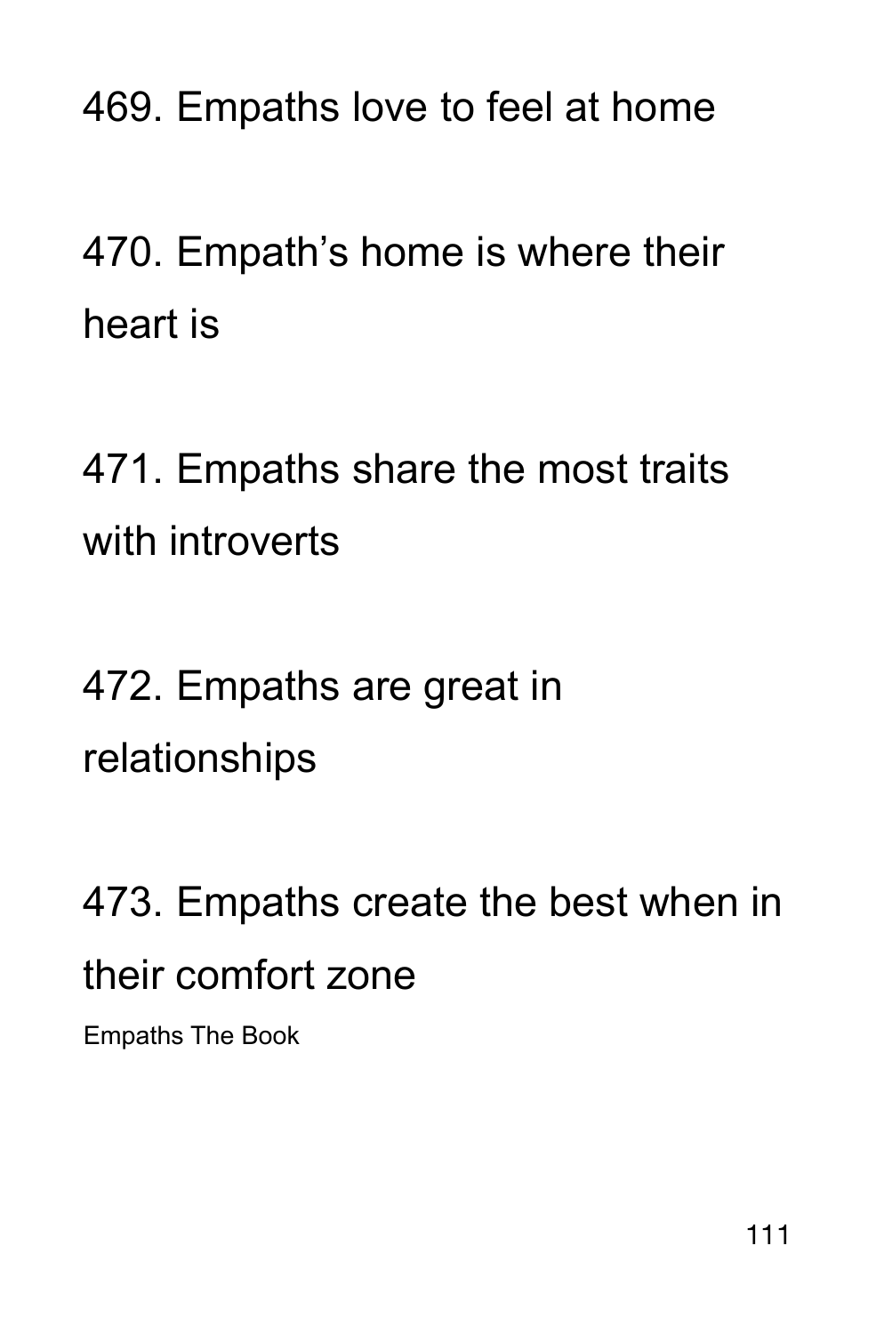469. Empaths love to feel at home

470. Empath’s home is where their heart is

471. Empaths share the most traits with introverts

472. Empaths are great in relationships

473. Empaths create the best when in their comfort zone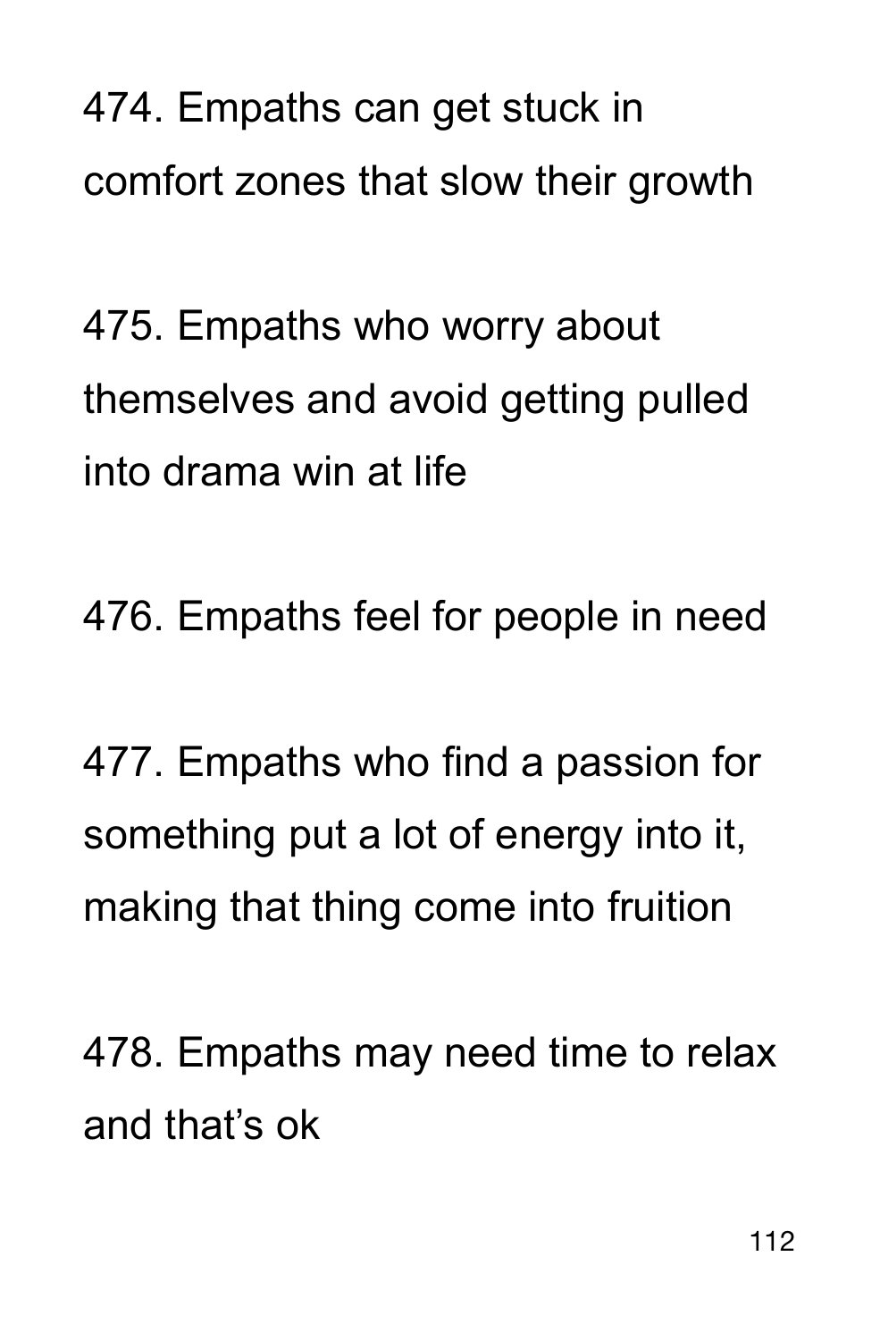474. Empaths can get stuck in comfort zones that slow their growth

475. Empaths who worry about themselves and avoid getting pulled into drama win at life

476. Empaths feel for people in need

477. Empaths who find a passion for something put a lot of energy into it, making that thing come into fruition

478. Empaths may need time to relax and that's ok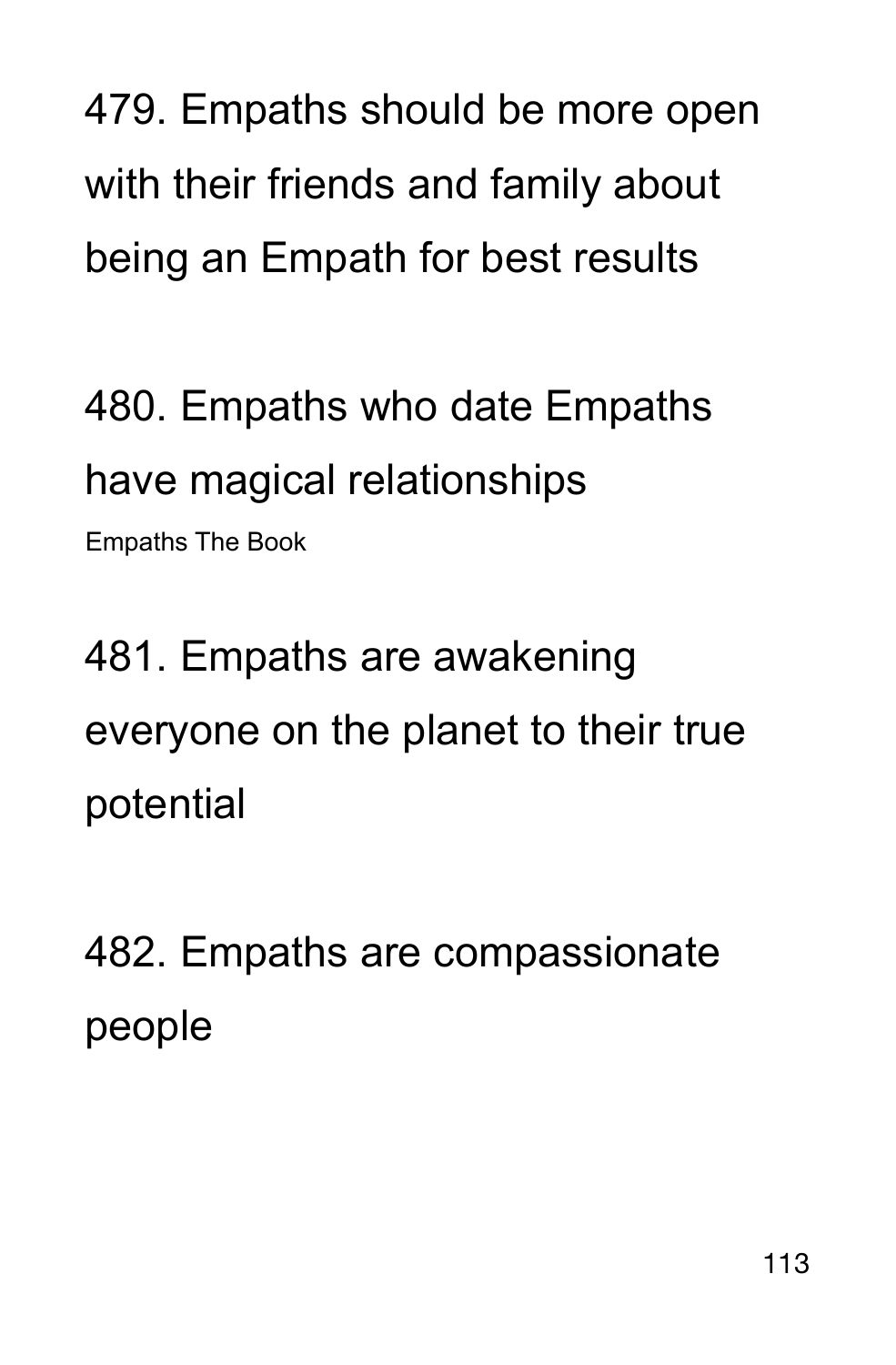479. Empaths should be more open with their friends and family about being an Empath for best results

480. Empaths who date Empaths have magical relationships

Empaths The Book

481. Empaths are awakening everyone on the planet to their true potential

482. Empaths are compassionate people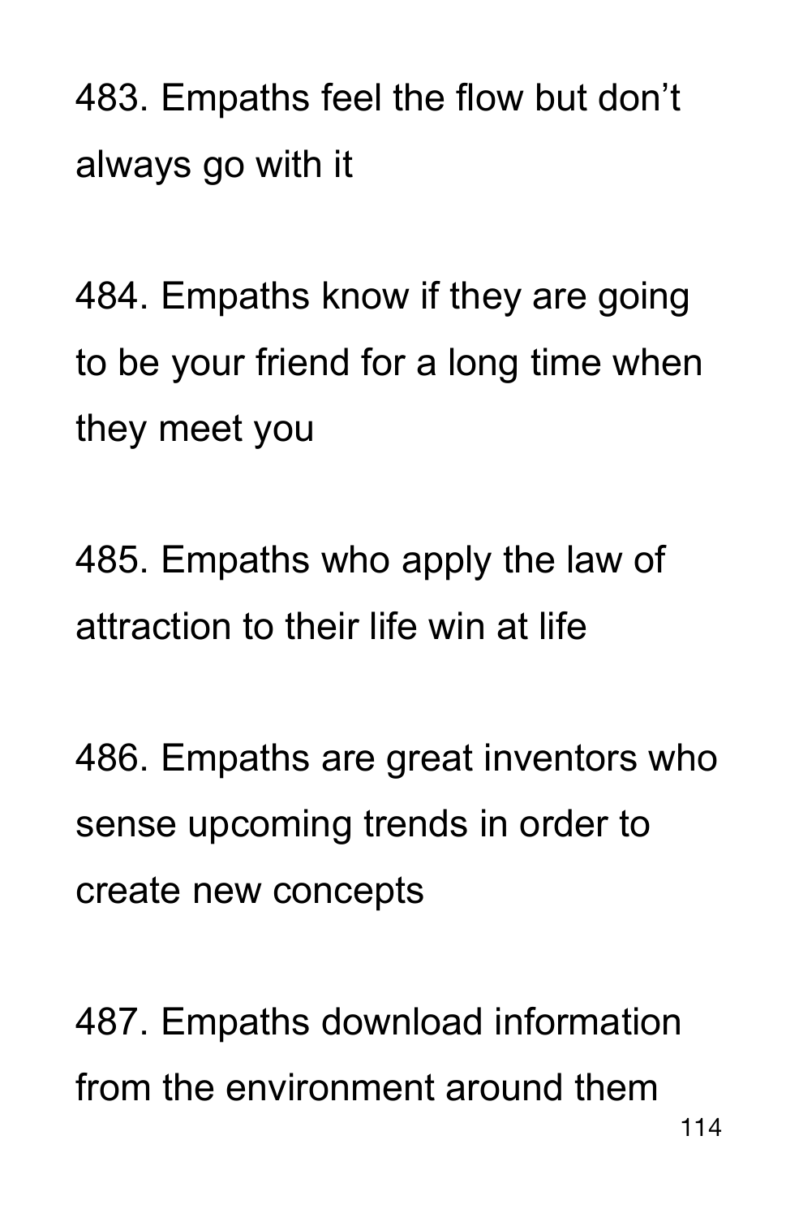483. Empaths feel the flow but don’t always go with it

484. Empaths know if they are going to be your friend for a long time when they meet you

485. Empaths who apply the law of attraction to their life win at life

486. Empaths are great inventors who sense upcoming trends in order to create new concepts

487. Empaths download information from the environment around them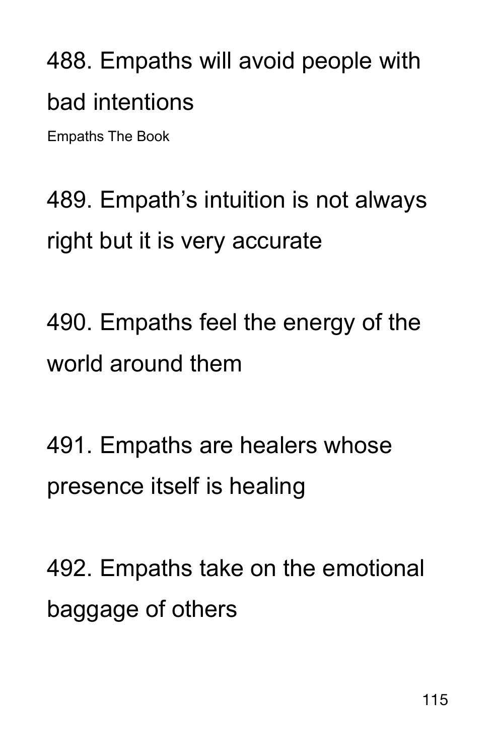488. Empaths will avoid people with bad intentions

Empaths The Book

489. Empath's intuition is not always right but it is very accurate

490. Empaths feel the energy of the world around them

491. Empaths are healers whose presence itself is healing

492. Empaths take on the emotional baggage of others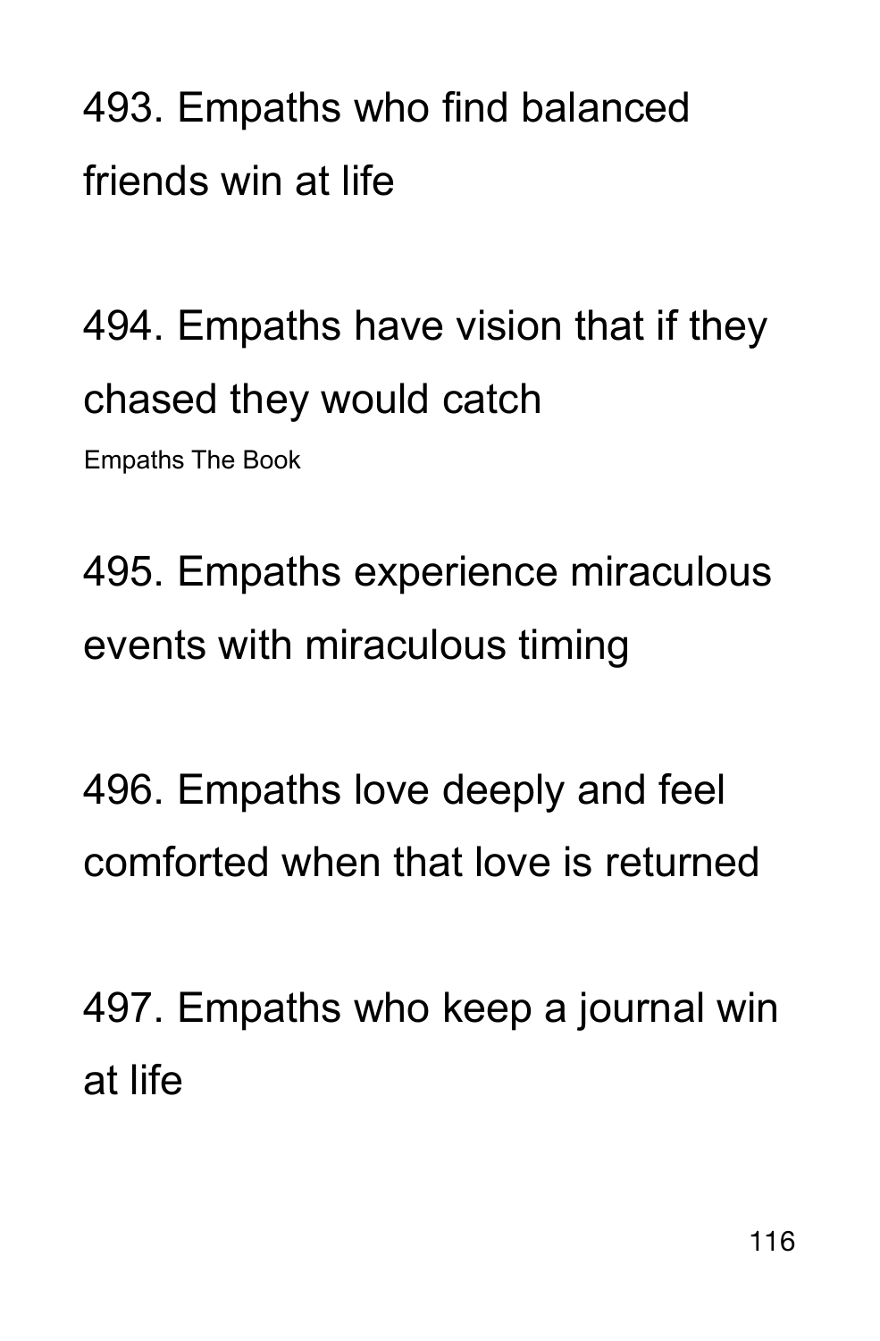493. Empaths who find balanced friends win at life

494. Empaths have vision that if they chased they would catch

495. Empaths experience miraculous events with miraculous timing

496. Empaths love deeply and feel comforted when that love is returned

497. Empaths who keep a journal win at life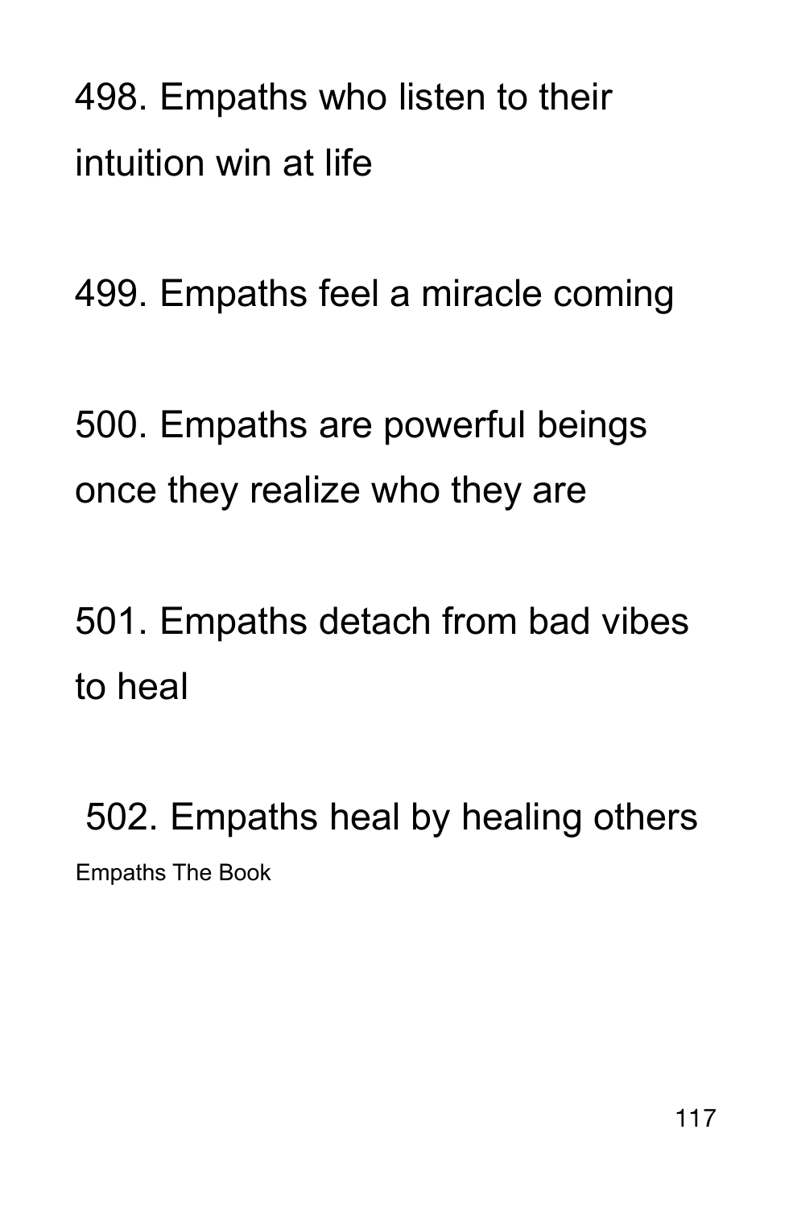498. Empaths who listen to their intuition win at life

499. Empaths feel a miracle coming

500. Empaths are powerful beings once they realize who they are

501. Empaths detach from bad vibes to heal

502. Empaths heal by healing others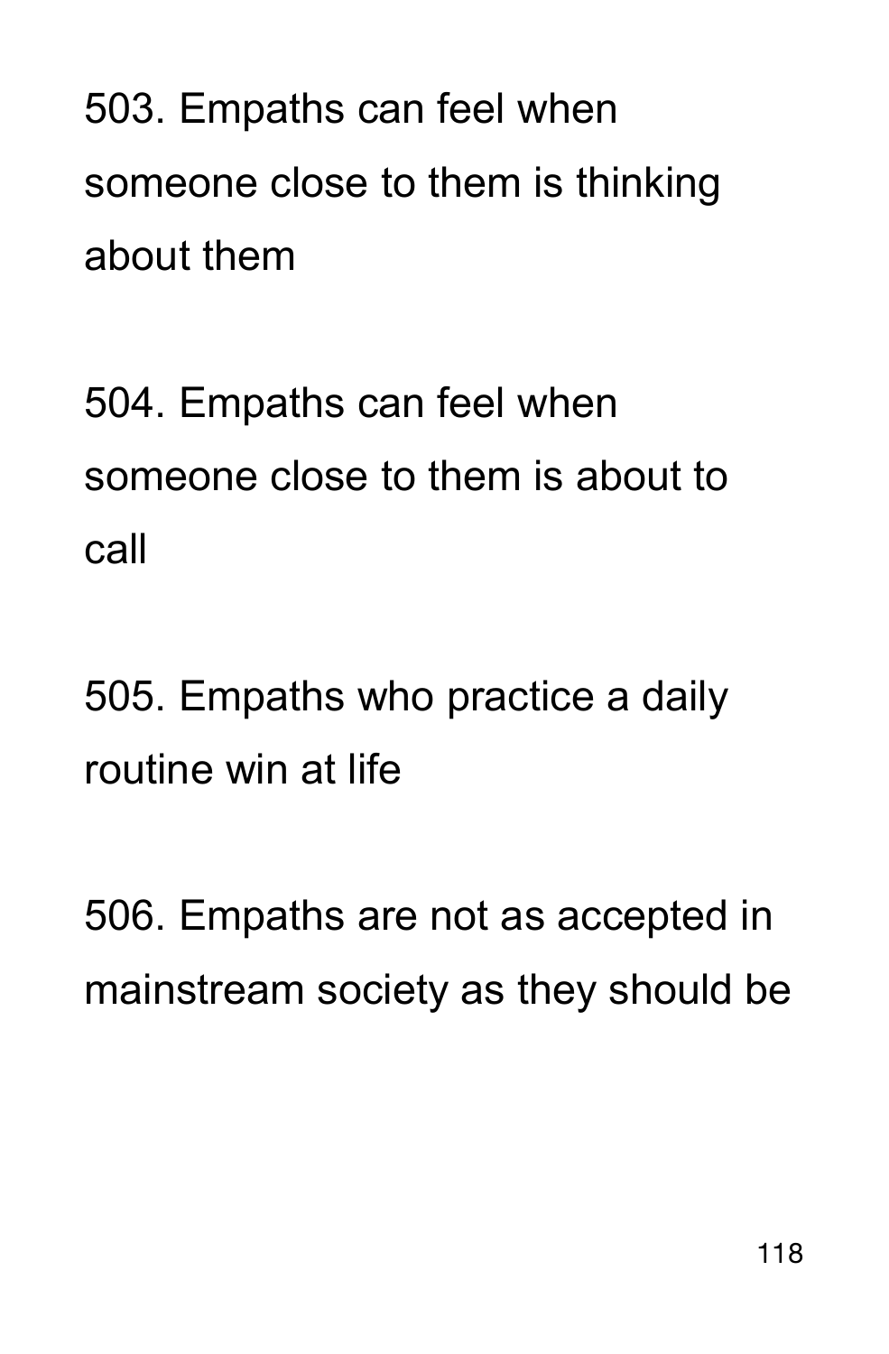503. Empaths can feel when someone close to them is thinking about them

504. Empaths can feel when someone close to them is about to call

505. Empaths who practice a daily routine win at life

506. Empaths are not as accepted in mainstream society as they should be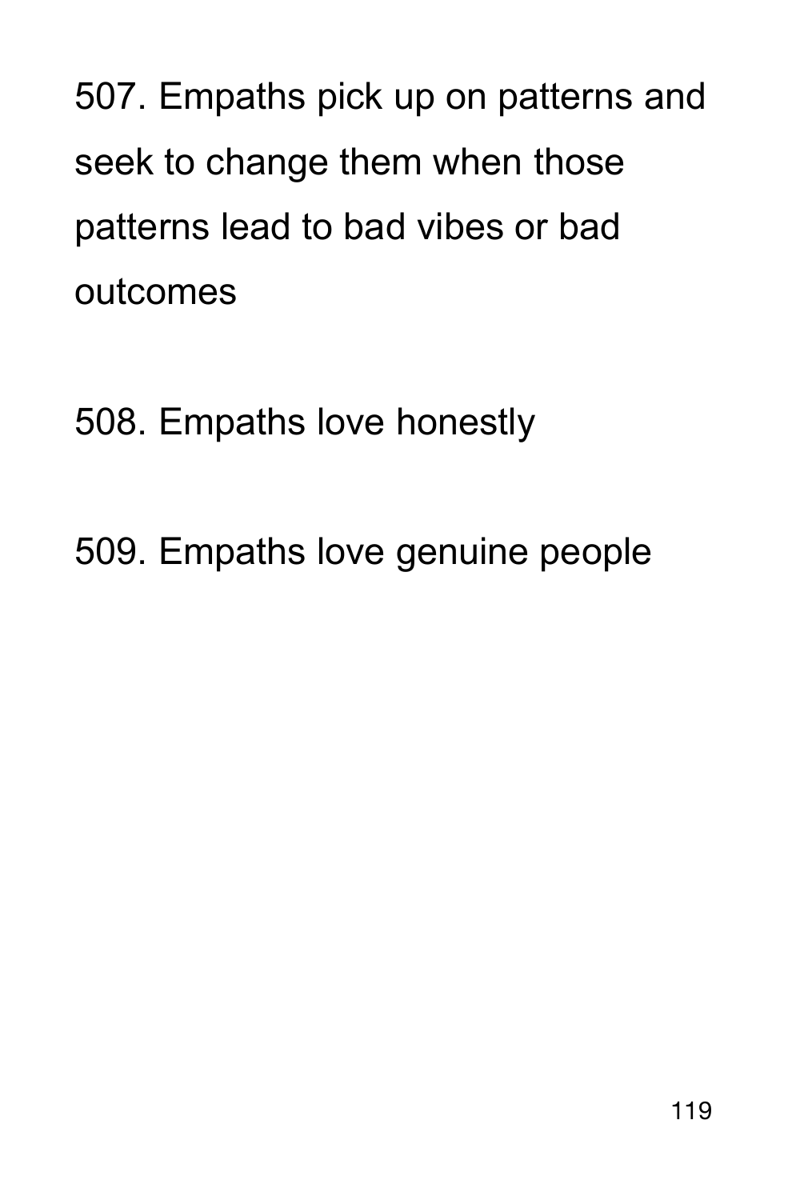507. Empaths pick up on patterns and seek to change them when those patterns lead to bad vibes or bad outcomes

508. Empaths love honestly

509. Empaths love genuine people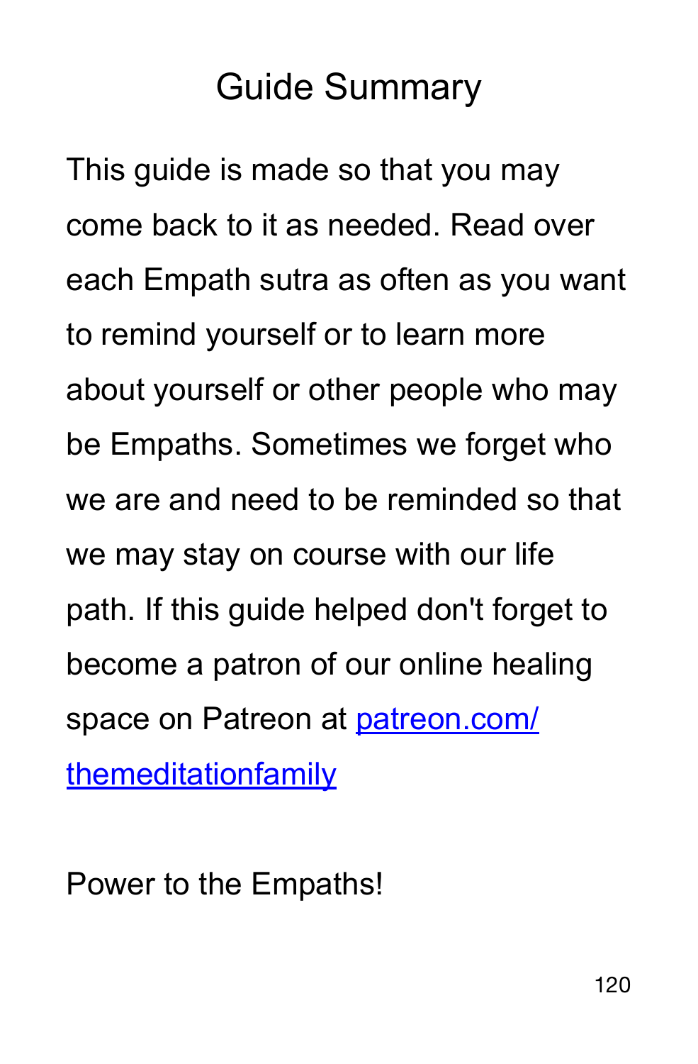# Guide Summary

This guide is made so that you may come back to it as needed. Read over each Empath sutra as often as you want to remind yourself or to learn more about yourself or other people who may be Empaths. Sometimes we forget who we are and need to be reminded so that we may stay on course with our life path. If this guide helped don't forget to become a patron of our online healing space on Patreon at [patreon.com/themeditationfamily](https://patreon.com/themeditationfamily)

Power to the Empaths!